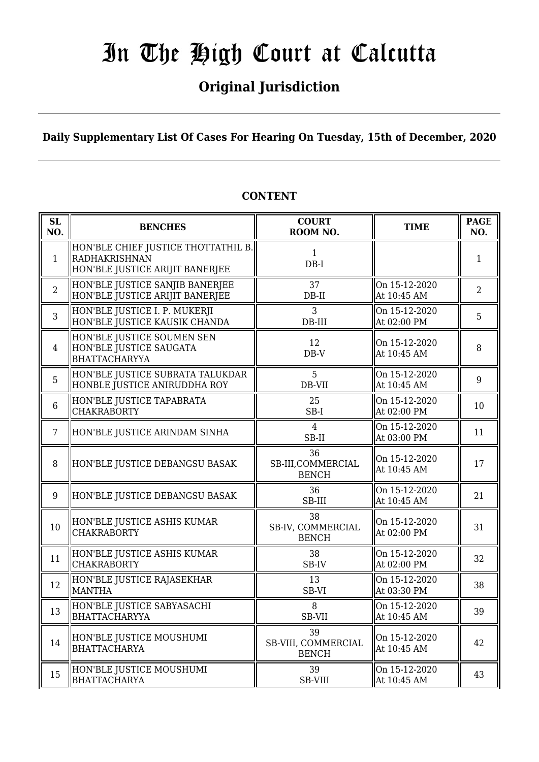# In The High Court at Calcutta

## Original Jurisdiction

**Daily Supplementary List Of Cases For Hearing On Tuesday, 15th of December, 2020**

**CONTENT**

| SL NO. | BENCHES | COURT ROOM NO. | TIME | PAGE NO. |
|---|---|---|---|---|
| 1 | HON'BLE CHIEF JUSTICE THOTTATHIL B. RADHAKRISHNAN<br>HON'BLE JUSTICE ARIJIT BANERJEE | 1<br>DB-I | | 1 |
| 2 | HON'BLE JUSTICE SANJIB BANERJEE<br>HON'BLE JUSTICE ARIJIT BANERJEE | 37<br>DB-II | On 15-12-2020<br>At 10:45 AM | 2 |
| 3 | HON'BLE JUSTICE I. P. MUKERJI<br>HON'BLE JUSTICE KAUSIK CHANDA | 3<br>DB-III | On 15-12-2020<br>At 02:00 PM | 5 |
| 4 | HON'BLE JUSTICE SOUMEN SEN<br>HON'BLE JUSTICE SAUGATA BHATTACHARYYA | 12<br>DB-V | On 15-12-2020<br>At 10:45 AM | 8 |
| 5 | HON'BLE JUSTICE SUBRATA TALUKDAR<br>HONBLE JUSTICE ANIRUDDHA ROY | 5<br>DB-VII | On 15-12-2020<br>At 10:45 AM | 9 |
| 6 | HON'BLE JUSTICE TAPABRATA CHAKRABORTY | 25<br>SB-I | On 15-12-2020<br>At 02:00 PM | 10 |
| 7 | HON'BLE JUSTICE ARINDAM SINHA | 4<br>SB-II | On 15-12-2020<br>At 03:00 PM | 11 |
| 8 | HON'BLE JUSTICE DEBANGSU BASAK | 36<br>SB-III,COMMERCIAL BENCH | On 15-12-2020<br>At 10:45 AM | 17 |
| 9 | HON'BLE JUSTICE DEBANGSU BASAK | 36<br>SB-III | On 15-12-2020<br>At 10:45 AM | 21 |
| 10 | HON'BLE JUSTICE ASHIS KUMAR CHAKRABORTY | 38<br>SB-IV, COMMERCIAL BENCH | On 15-12-2020<br>At 02:00 PM | 31 |
| 11 | HON'BLE JUSTICE ASHIS KUMAR CHAKRABORTY | 38<br>SB-IV | On 15-12-2020<br>At 02:00 PM | 32 |
| 12 | HON'BLE JUSTICE RAJASEKHAR MANTHA | 13<br>SB-VI | On 15-12-2020<br>At 03:30 PM | 38 |
| 13 | HON'BLE JUSTICE SABYASACHI BHATTACHARYYA | 8<br>SB-VII | On 15-12-2020<br>At 10:45 AM | 39 |
| 14 | HON'BLE JUSTICE MOUSHUMI BHATTACHARYA | 39<br>SB-VIII, COMMERCIAL BENCH | On 15-12-2020<br>At 10:45 AM | 42 |
| 15 | HON'BLE JUSTICE MOUSHUMI BHATTACHARYA | 39<br>SB-VIII | On 15-12-2020<br>At 10:45 AM | 43 |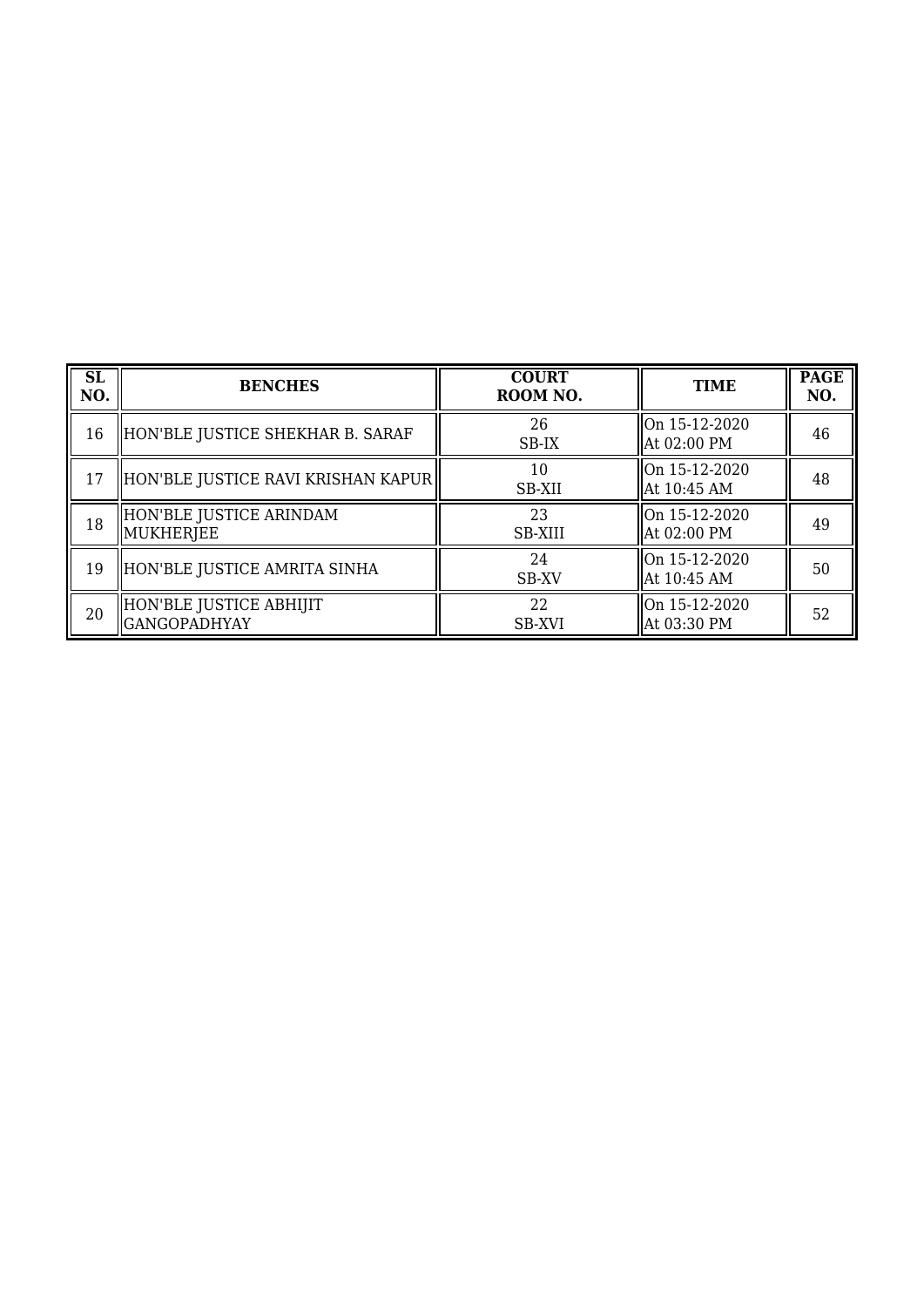| SL NO. | BENCHES | COURT ROOM NO. | TIME | PAGE NO. |
|---|---|---|---|---|
| 16 | HON'BLE JUSTICE SHEKHAR B. SARAF | 26<br>SB-IX | On 15-12-2020<br>At 02:00 PM | 46 |
| 17 | HON'BLE JUSTICE RAVI KRISHAN KAPUR | 10<br>SB-XII | On 15-12-2020<br>At 10:45 AM | 48 |
| 18 | HON'BLE JUSTICE ARINDAM MUKHERJEE | 23<br>SB-XIII | On 15-12-2020<br>At 02:00 PM | 49 |
| 19 | HON'BLE JUSTICE AMRITA SINHA | 24<br>SB-XV | On 15-12-2020<br>At 10:45 AM | 50 |
| 20 | HON'BLE JUSTICE ABHIJIT GANGOPADHYAY | 22<br>SB-XVI | On 15-12-2020<br>At 03:30 PM | 52 |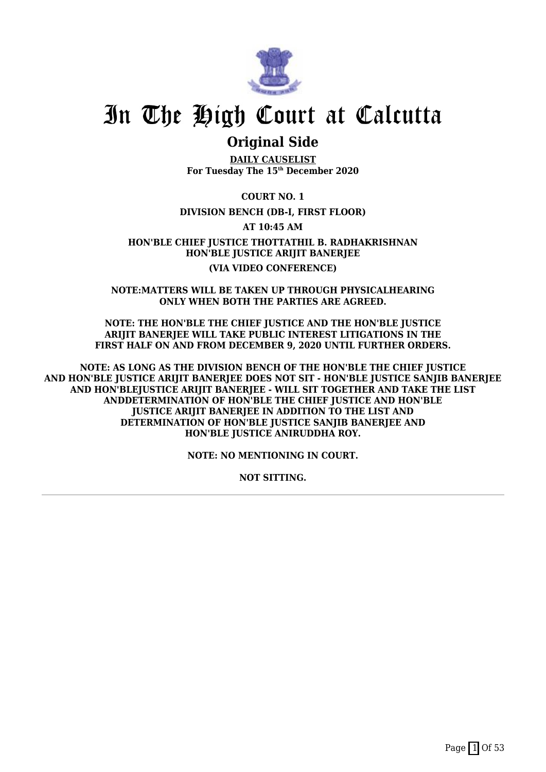# In The High Court at Calcutta

## Original Side

**DAILY CAUSELIST**
**For Tuesday The 15th December 2020**

**COURT NO. 1**

**DIVISION BENCH (DB-I, FIRST FLOOR)**

**AT 10:45 AM**

**HON'BLE CHIEF JUSTICE THOTTATHIL B. RADHAKRISHNAN**
**HON'BLE JUSTICE ARIJIT BANERJEE**

**(VIA VIDEO CONFERENCE)**

**NOTE:MATTERS WILL BE TAKEN UP THROUGH PHYSICALHEARING ONLY WHEN BOTH THE PARTIES ARE AGREED.**

**NOTE: THE HON'BLE THE CHIEF JUSTICE AND THE HON'BLE JUSTICE ARIJIT BANERJEE WILL TAKE PUBLIC INTEREST LITIGATIONS IN THE FIRST HALF ON AND FROM DECEMBER 9, 2020 UNTIL FURTHER ORDERS.**

**NOTE: AS LONG AS THE DIVISION BENCH OF THE HON'BLE THE CHIEF JUSTICE AND HON'BLE JUSTICE ARIJIT BANERJEE DOES NOT SIT - HON'BLE JUSTICE SANJIB BANERJEE AND HON'BLEJUSTICE ARIJIT BANERJEE - WILL SIT TOGETHER AND TAKE THE LIST ANDDETERMINATION OF HON'BLE THE CHIEF JUSTICE AND HON'BLE JUSTICE ARIJIT BANERJEE IN ADDITION TO THE LIST AND DETERMINATION OF HON'BLE JUSTICE SANJIB BANERJEE AND HON'BLE JUSTICE ANIRUDDHA ROY.**

**NOTE: NO MENTIONING IN COURT.**

**NOT SITTING.**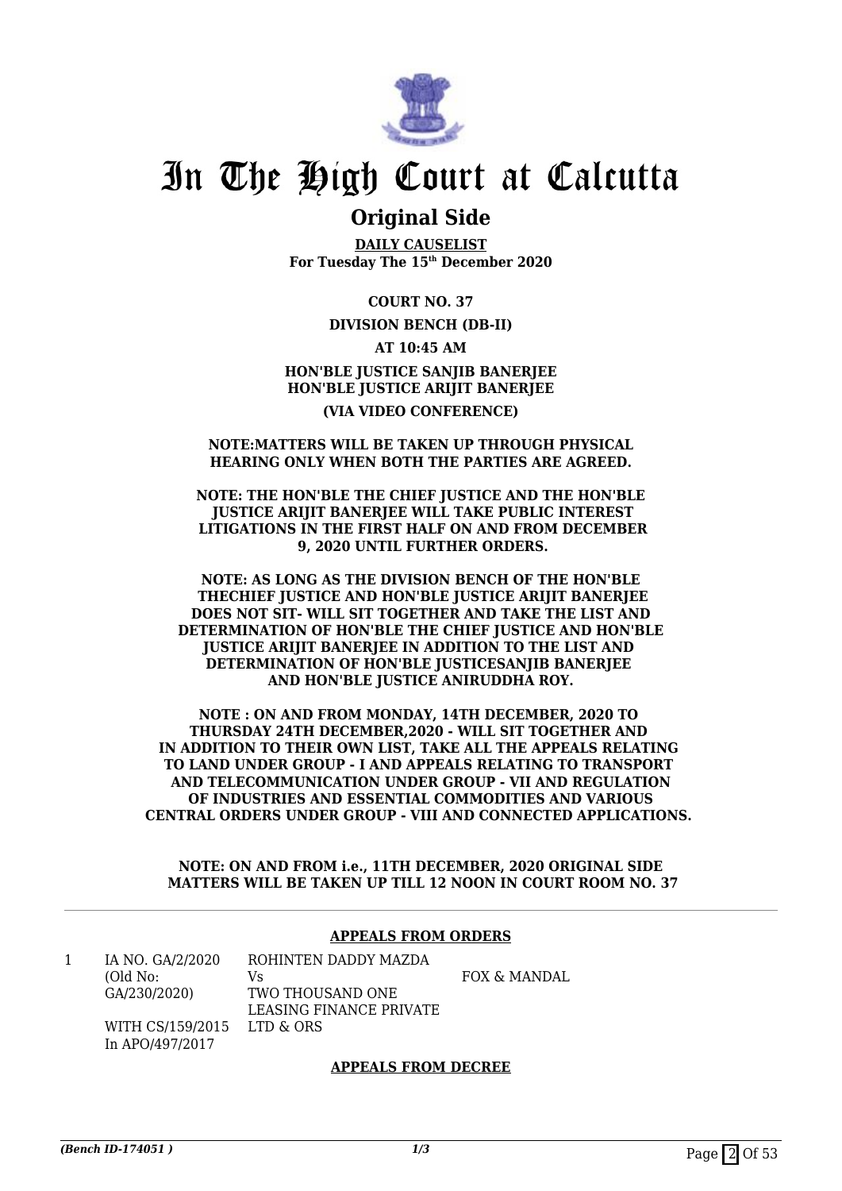# In The High Court at Calcutta

## Original Side

**DAILY CAUSELIST**
**For Tuesday The 15th December 2020**

**COURT NO. 37**

**DIVISION BENCH (DB-II)**

**AT 10:45 AM**

**HON'BLE JUSTICE SANJIB BANERJEE**
**HON'BLE JUSTICE ARIJIT BANERJEE**

**(VIA VIDEO CONFERENCE)**

**NOTE:MATTERS WILL BE TAKEN UP THROUGH PHYSICAL HEARING ONLY WHEN BOTH THE PARTIES ARE AGREED.**

**NOTE: THE HON'BLE THE CHIEF JUSTICE AND THE HON'BLE JUSTICE ARIJIT BANERJEE WILL TAKE PUBLIC INTEREST LITIGATIONS IN THE FIRST HALF ON AND FROM DECEMBER 9, 2020 UNTIL FURTHER ORDERS.**

**NOTE: AS LONG AS THE DIVISION BENCH OF THE HON'BLE THECHIEF JUSTICE AND HON'BLE JUSTICE ARIJIT BANERJEE DOES NOT SIT- WILL SIT TOGETHER AND TAKE THE LIST AND DETERMINATION OF HON'BLE THE CHIEF JUSTICE AND HON'BLE JUSTICE ARIJIT BANERJEE IN ADDITION TO THE LIST AND DETERMINATION OF HON'BLE JUSTICESANJIB BANERJEE AND HON'BLE JUSTICE ANIRUDDHA ROY.**

**NOTE : ON AND FROM MONDAY, 14TH DECEMBER, 2020 TO THURSDAY 24TH DECEMBER,2020 - WILL SIT TOGETHER AND IN ADDITION TO THEIR OWN LIST, TAKE ALL THE APPEALS RELATING TO LAND UNDER GROUP - I AND APPEALS RELATING TO TRANSPORT AND TELECOMMUNICATION UNDER GROUP - VII AND REGULATION OF INDUSTRIES AND ESSENTIAL COMMODITIES AND VARIOUS CENTRAL ORDERS UNDER GROUP - VIII AND CONNECTED APPLICATIONS.**

**NOTE: ON AND FROM i.e., 11TH DECEMBER, 2020 ORIGINAL SIDE MATTERS WILL BE TAKEN UP TILL 12 NOON IN COURT ROOM NO. 37**

### APPEALS FROM ORDERS

| | | | |
|---|---|---|---|
| 1 | IA NO. GA/2/2020 (Old No: GA/230/2020) WITH CS/159/2015 In APO/497/2017 | ROHINTEN DADDY MAZDA Vs TWO THOUSAND ONE LEASING FINANCE PRIVATE LTD & ORS | FOX & MANDAL |

### APPEALS FROM DECREE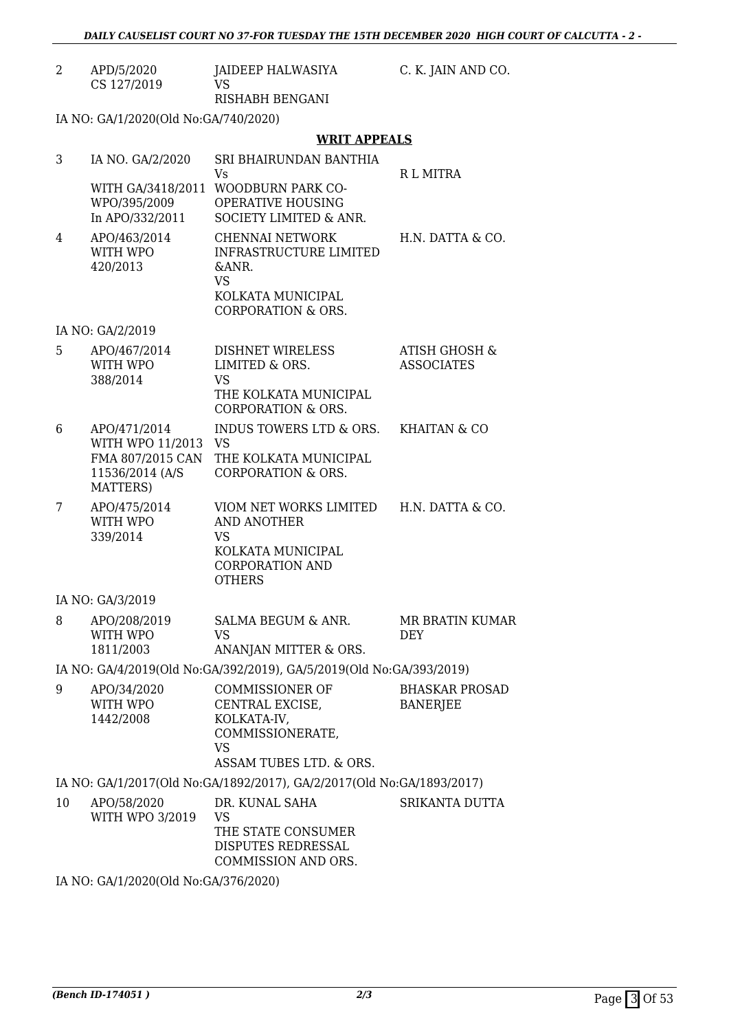| | | | |
|---|---|---|---|
| 2 | APD/5/2020 CS 127/2019 | JAIDEEP HALWASIYA VS RISHABH BENGANI | C. K. JAIN AND CO. |

IA NO: GA/1/2020(Old No:GA/740/2020)

**WRIT APPEALS**

| | | | |
|---|---|---|---|
| 3 | IA NO. GA/2/2020 WITH GA/3418/2011 WPO/395/2009 In APO/332/2011 | SRI BHAIRUNDAN BANTHIA Vs WOODBURN PARK CO-OPERATIVE HOUSING SOCIETY LIMITED & ANR. | R L MITRA |
| 4 | APO/463/2014 WITH WPO 420/2013 | CHENNAI NETWORK INFRASTRUCTURE LIMITED &ANR. VS KOLKATA MUNICIPAL CORPORATION & ORS. | H.N. DATTA & CO. |

IA NO: GA/2/2019

| | | | |
|---|---|---|---|
| 5 | APO/467/2014 WITH WPO 388/2014 | DISHNET WIRELESS LIMITED & ORS. VS THE KOLKATA MUNICIPAL CORPORATION & ORS. | ATISH GHOSH & ASSOCIATES |
| 6 | APO/471/2014 WITH WPO 11/2013 FMA 807/2015 CAN 11536/2014 (A/S MATTERS) | INDUS TOWERS LTD & ORS. VS THE KOLKATA MUNICIPAL CORPORATION & ORS. | KHAITAN & CO |
| 7 | APO/475/2014 WITH WPO 339/2014 | VIOM NET WORKS LIMITED AND ANOTHER VS KOLKATA MUNICIPAL CORPORATION AND OTHERS | H.N. DATTA & CO. |

IA NO: GA/3/2019

| | | | |
|---|---|---|---|
| 8 | APO/208/2019 WITH WPO 1811/2003 | SALMA BEGUM & ANR. VS ANANJAN MITTER & ORS. | MR BRATIN KUMAR DEY |

IA NO: GA/4/2019(Old No:GA/392/2019), GA/5/2019(Old No:GA/393/2019)

| | | | |
|---|---|---|---|
| 9 | APO/34/2020 WITH WPO 1442/2008 | COMMISSIONER OF CENTRAL EXCISE, KOLKATA-IV, COMMISSIONERATE, VS ASSAM TUBES LTD. & ORS. | BHASKAR PROSAD BANERJEE |

IA NO: GA/1/2017(Old No:GA/1892/2017), GA/2/2017(Old No:GA/1893/2017)

| | | | |
|---|---|---|---|
| 10 | APO/58/2020 WITH WPO 3/2019 | DR. KUNAL SAHA VS THE STATE CONSUMER DISPUTES REDRESSAL COMMISSION AND ORS. | SRIKANTA DUTTA |

IA NO: GA/1/2020(Old No:GA/376/2020)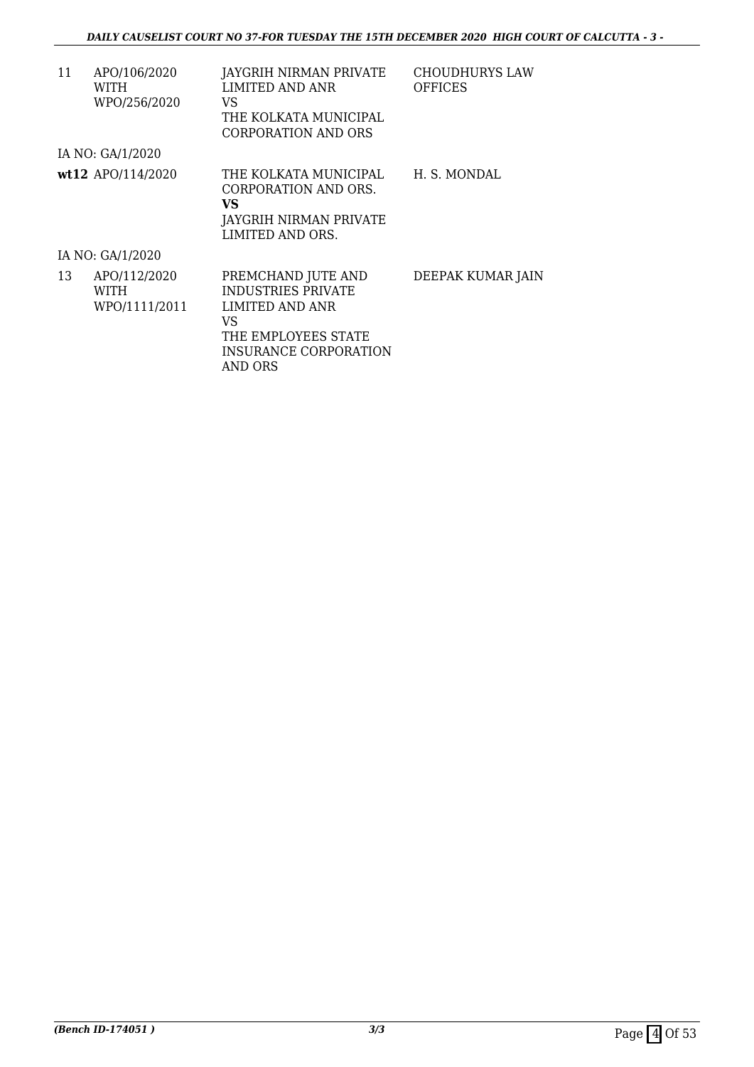| | | | |
|---|---|---|---|
| 11 | APO/106/2020 WITH WPO/256/2020 | JAYGRIH NIRMAN PRIVATE LIMITED AND ANR VS THE KOLKATA MUNICIPAL CORPORATION AND ORS | CHOUDHURYS LAW OFFICES |
| | IA NO: GA/1/2020 | | |
| **wt12** | APO/114/2020 | THE KOLKATA MUNICIPAL CORPORATION AND ORS. **VS** JAYGRIH NIRMAN PRIVATE LIMITED AND ORS. | H. S. MONDAL |
| | IA NO: GA/1/2020 | | |
| 13 | APO/112/2020 WITH WPO/1111/2011 | PREMCHAND JUTE AND INDUSTRIES PRIVATE LIMITED AND ANR VS THE EMPLOYEES STATE INSURANCE CORPORATION AND ORS | DEEPAK KUMAR JAIN |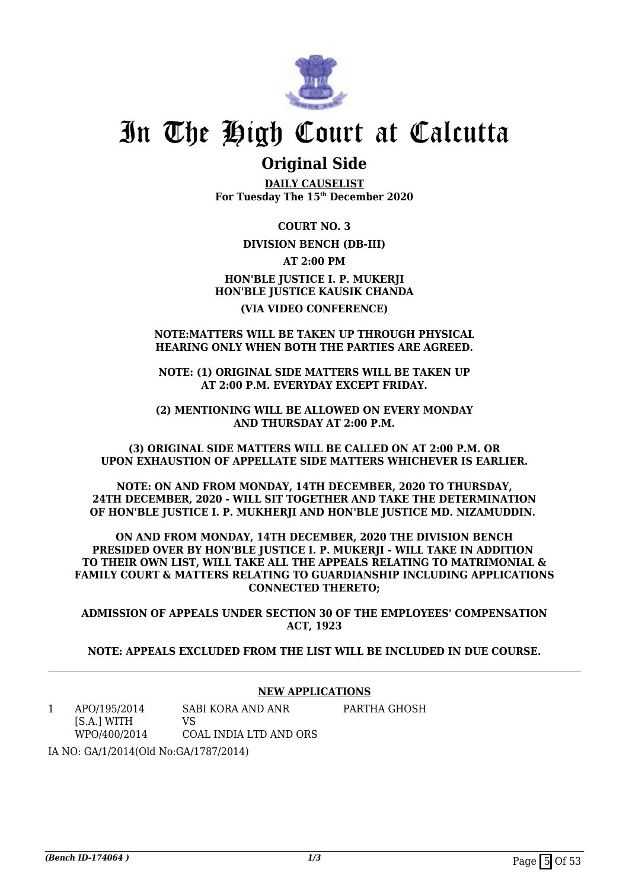# In The High Court at Calcutta

## Original Side

**DAILY CAUSELIST**
**For Tuesday The 15th December 2020**

**COURT NO. 3**

**DIVISION BENCH (DB-III)**

**AT 2:00 PM**

**HON'BLE JUSTICE I. P. MUKERJI**
**HON'BLE JUSTICE KAUSIK CHANDA**

**(VIA VIDEO CONFERENCE)**

**NOTE:MATTERS WILL BE TAKEN UP THROUGH PHYSICAL HEARING ONLY WHEN BOTH THE PARTIES ARE AGREED.**

**NOTE: (1) ORIGINAL SIDE MATTERS WILL BE TAKEN UP AT 2:00 P.M. EVERYDAY EXCEPT FRIDAY.**

**(2) MENTIONING WILL BE ALLOWED ON EVERY MONDAY AND THURSDAY AT 2:00 P.M.**

**(3) ORIGINAL SIDE MATTERS WILL BE CALLED ON AT 2:00 P.M. OR UPON EXHAUSTION OF APPELLATE SIDE MATTERS WHICHEVER IS EARLIER.**

**NOTE: ON AND FROM MONDAY, 14TH DECEMBER, 2020 TO THURSDAY, 24TH DECEMBER, 2020 - WILL SIT TOGETHER AND TAKE THE DETERMINATION OF HON'BLE JUSTICE I. P. MUKHERJI AND HON'BLE JUSTICE MD. NIZAMUDDIN.**

**ON AND FROM MONDAY, 14TH DECEMBER, 2020 THE DIVISION BENCH PRESIDED OVER BY HON'BLE JUSTICE I. P. MUKERJI - WILL TAKE IN ADDITION TO THEIR OWN LIST, WILL TAKE ALL THE APPEALS RELATING TO MATRIMONIAL & FAMILY COURT & MATTERS RELATING TO GUARDIANSHIP INCLUDING APPLICATIONS CONNECTED THERETO;**

**ADMISSION OF APPEALS UNDER SECTION 30 OF THE EMPLOYEES' COMPENSATION ACT, 1923**

**NOTE: APPEALS EXCLUDED FROM THE LIST WILL BE INCLUDED IN DUE COURSE.**

---

### NEW APPLICATIONS

| | | | |
|---|---|---|---|
| 1 | APO/195/2014 [S.A.] WITH WPO/400/2014 | SABI KORA AND ANR VS COAL INDIA LTD AND ORS | PARTHA GHOSH |

IA NO: GA/1/2014(Old No:GA/1787/2014)

*(Bench ID-174064 )* 1/3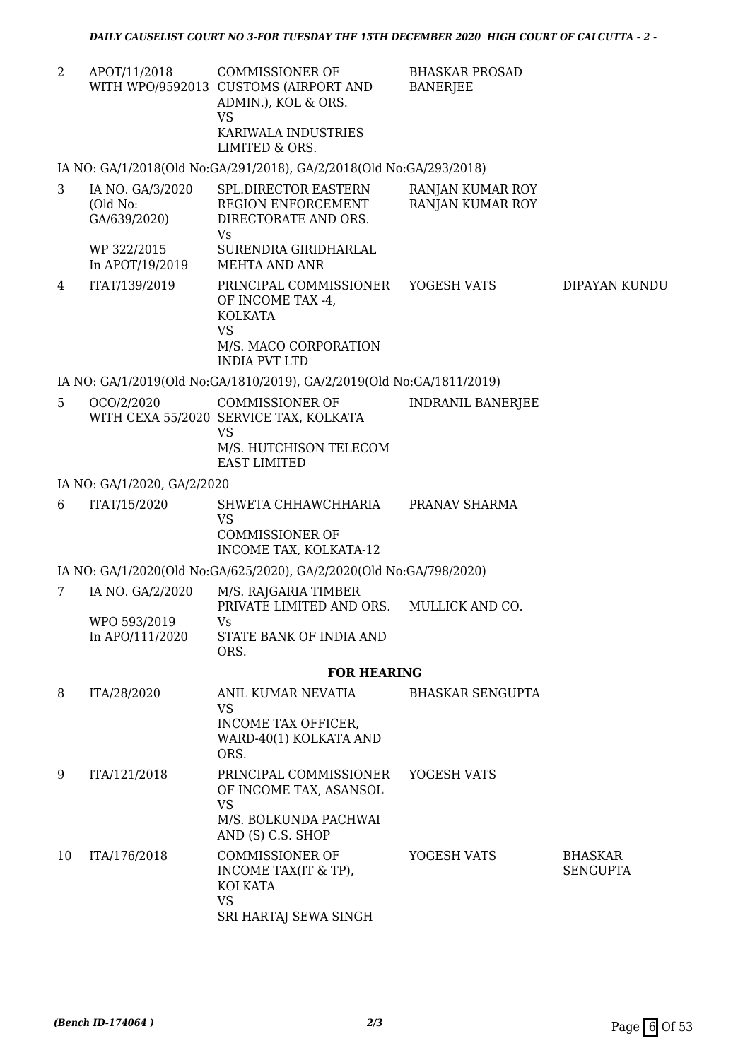| | | | | |
|---|---|---|---|---|
| 2 | APOT/11/2018 WITH WPO/9592013 | COMMISSIONER OF CUSTOMS (AIRPORT AND ADMIN.), KOL & ORS. VS KARIWALA INDUSTRIES LIMITED & ORS. | BHASKAR PROSAD BANERJEE | |

IA NO: GA/1/2018(Old No:GA/291/2018), GA/2/2018(Old No:GA/293/2018)

| | | | | |
|---|---|---|---|---|
| 3 | IA NO. GA/3/2020 (Old No: GA/639/2020) WP 322/2015 In APOT/19/2019 | SPL.DIRECTOR EASTERN REGION ENFORCEMENT DIRECTORATE AND ORS. Vs SURENDRA GIRIDHARLAL MEHTA AND ANR | RANJAN KUMAR ROY RANJAN KUMAR ROY | |
| 4 | ITAT/139/2019 | PRINCIPAL COMMISSIONER OF INCOME TAX -4, KOLKATA VS M/S. MACO CORPORATION INDIA PVT LTD | YOGESH VATS | DIPAYAN KUNDU |

IA NO: GA/1/2019(Old No:GA/1810/2019), GA/2/2019(Old No:GA/1811/2019)

| | | | | |
|---|---|---|---|---|
| 5 | OCO/2/2020 WITH CEXA 55/2020 | COMMISSIONER OF SERVICE TAX, KOLKATA VS M/S. HUTCHISON TELECOM EAST LIMITED | INDRANIL BANERJEE | |

IA NO: GA/1/2020, GA/2/2020

| | | | | |
|---|---|---|---|---|
| 6 | ITAT/15/2020 | SHWETA CHHAWCHHARIA VS COMMISSIONER OF INCOME TAX, KOLKATA-12 | PRANAV SHARMA | |

IA NO: GA/1/2020(Old No:GA/625/2020), GA/2/2020(Old No:GA/798/2020)

| | | | | |
|---|---|---|---|---|
| 7 | IA NO. GA/2/2020 WPO 593/2019 In APO/111/2020 | M/S. RAJGARIA TIMBER PRIVATE LIMITED AND ORS. Vs STATE BANK OF INDIA AND ORS. | MULLICK AND CO. | |

**FOR HEARING**

| | | | | |
|---|---|---|---|---|
| 8 | ITA/28/2020 | ANIL KUMAR NEVATIA VS INCOME TAX OFFICER, WARD-40(1) KOLKATA AND ORS. | BHASKAR SENGUPTA | |
| 9 | ITA/121/2018 | PRINCIPAL COMMISSIONER OF INCOME TAX, ASANSOL VS M/S. BOLKUNDA PACHWAI AND (S) C.S. SHOP | YOGESH VATS | |
| 10 | ITA/176/2018 | COMMISSIONER OF INCOME TAX(IT & TP), KOLKATA VS SRI HARTAJ SEWA SINGH | YOGESH VATS | BHASKAR SENGUPTA |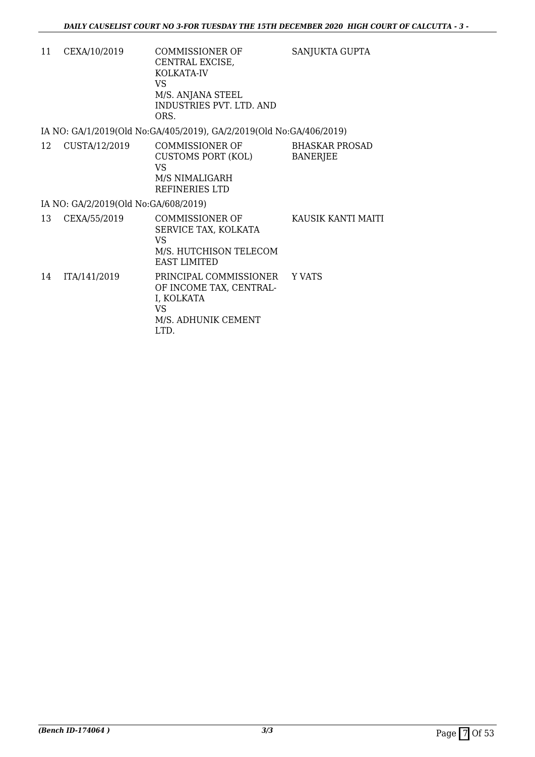| | | | |
|---|---|---|---|
| 11 | CEXA/10/2019 | COMMISSIONER OF CENTRAL EXCISE, KOLKATA-IV VS M/S. ANJANA STEEL INDUSTRIES PVT. LTD. AND ORS. | SANJUKTA GUPTA |

IA NO: GA/1/2019(Old No:GA/405/2019), GA/2/2019(Old No:GA/406/2019)

| | | | |
|---|---|---|---|
| 12 | CUSTA/12/2019 | COMMISSIONER OF CUSTOMS PORT (KOL) VS M/S NIMALIGARH REFINERIES LTD | BHASKAR PROSAD BANERJEE |

IA NO: GA/2/2019(Old No:GA/608/2019)

| | | | |
|---|---|---|---|
| 13 | CEXA/55/2019 | COMMISSIONER OF SERVICE TAX, KOLKATA VS M/S. HUTCHISON TELECOM EAST LIMITED | KAUSIK KANTI MAITI |
| 14 | ITA/141/2019 | PRINCIPAL COMMISSIONER OF INCOME TAX, CENTRAL-I, KOLKATA VS M/S. ADHUNIK CEMENT LTD. | Y VATS |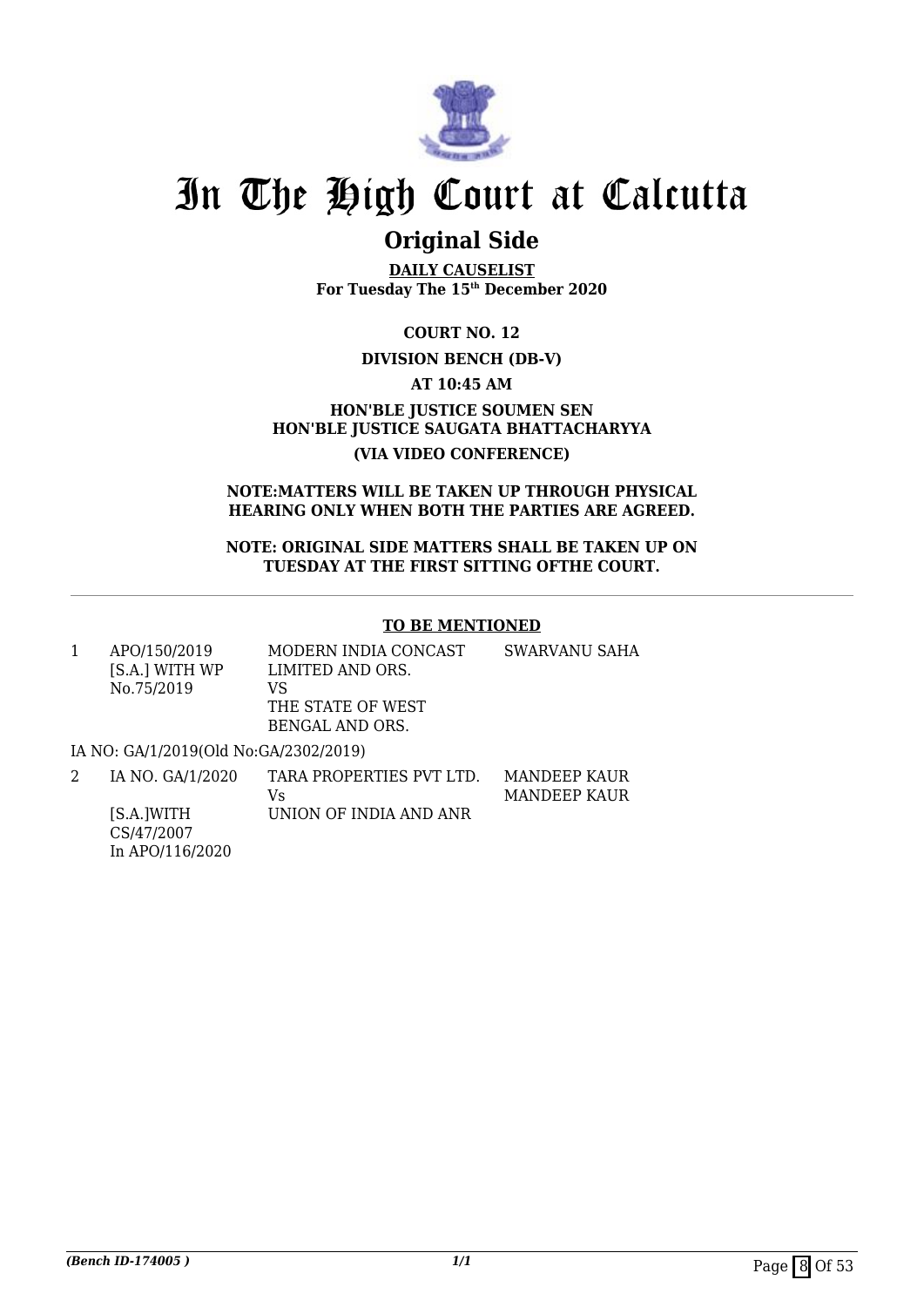# In The High Court at Calcutta

## Original Side

**DAILY CAUSELIST**
**For Tuesday The 15th December 2020**

**COURT NO. 12**

**DIVISION BENCH (DB-V)**

**AT 10:45 AM**

**HON'BLE JUSTICE SOUMEN SEN**
**HON'BLE JUSTICE SAUGATA BHATTACHARYYA**

**(VIA VIDEO CONFERENCE)**

**NOTE:MATTERS WILL BE TAKEN UP THROUGH PHYSICAL HEARING ONLY WHEN BOTH THE PARTIES ARE AGREED.**

**NOTE: ORIGINAL SIDE MATTERS SHALL BE TAKEN UP ON TUESDAY AT THE FIRST SITTING OFTHE COURT.**

**TO BE MENTIONED**

| | | | |
|---|---|---|---|
| 1 | APO/150/2019 [S.A.] WITH WP No.75/2019 | MODERN INDIA CONCAST LIMITED AND ORS. VS THE STATE OF WEST BENGAL AND ORS. | SWARVANU SAHA |
| | IA NO: GA/1/2019(Old No:GA/2302/2019) | | |
| 2 | IA NO. GA/1/2020 [S.A.]WITH CS/47/2007 In APO/116/2020 | TARA PROPERTIES PVT LTD. Vs UNION OF INDIA AND ANR | MANDEEP KAUR MANDEEP KAUR |

*(Bench ID-174005 )*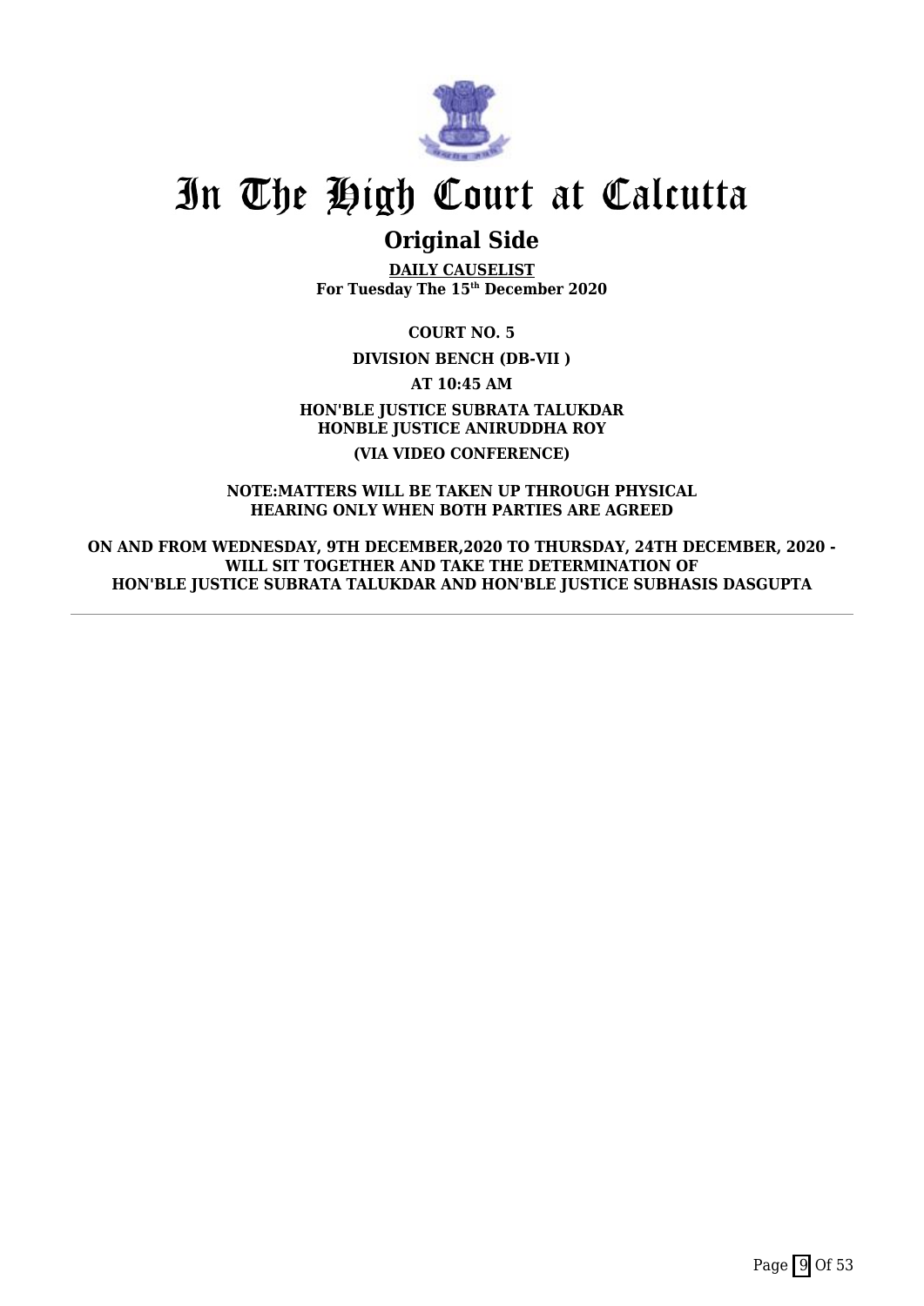# In The High Court at Calcutta

## Original Side

**DAILY CAUSELIST**
**For Tuesday The 15th December 2020**

**COURT NO. 5**

**DIVISION BENCH (DB-VII )**

**AT 10:45 AM**

**HON'BLE JUSTICE SUBRATA TALUKDAR**
**HONBLE JUSTICE ANIRUDDHA ROY**

**(VIA VIDEO CONFERENCE)**

**NOTE:MATTERS WILL BE TAKEN UP THROUGH PHYSICAL HEARING ONLY WHEN BOTH PARTIES ARE AGREED**

**ON AND FROM WEDNESDAY, 9TH DECEMBER,2020 TO THURSDAY, 24TH DECEMBER, 2020 - WILL SIT TOGETHER AND TAKE THE DETERMINATION OF HON'BLE JUSTICE SUBRATA TALUKDAR AND HON'BLE JUSTICE SUBHASIS DASGUPTA**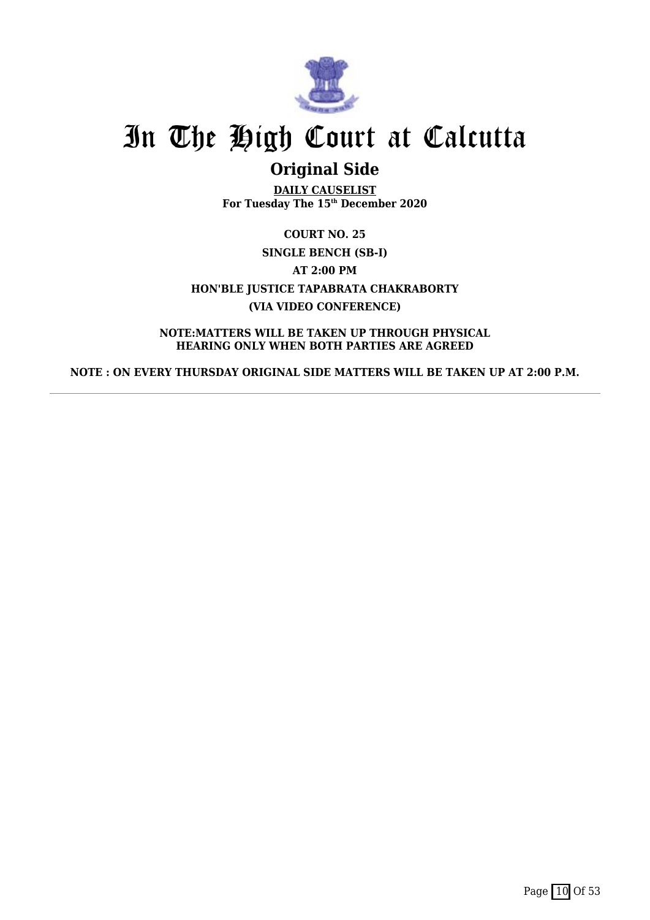# In The High Court at Calcutta

## Original Side

**DAILY CAUSELIST**
**For Tuesday The 15th December 2020**

**COURT NO. 25**

**SINGLE BENCH (SB-I)**

**AT 2:00 PM**

**HON'BLE JUSTICE TAPABRATA CHAKRABORTY**

**(VIA VIDEO CONFERENCE)**

**NOTE:MATTERS WILL BE TAKEN UP THROUGH PHYSICAL HEARING ONLY WHEN BOTH PARTIES ARE AGREED**

**NOTE : ON EVERY THURSDAY ORIGINAL SIDE MATTERS WILL BE TAKEN UP AT 2:00 P.M.**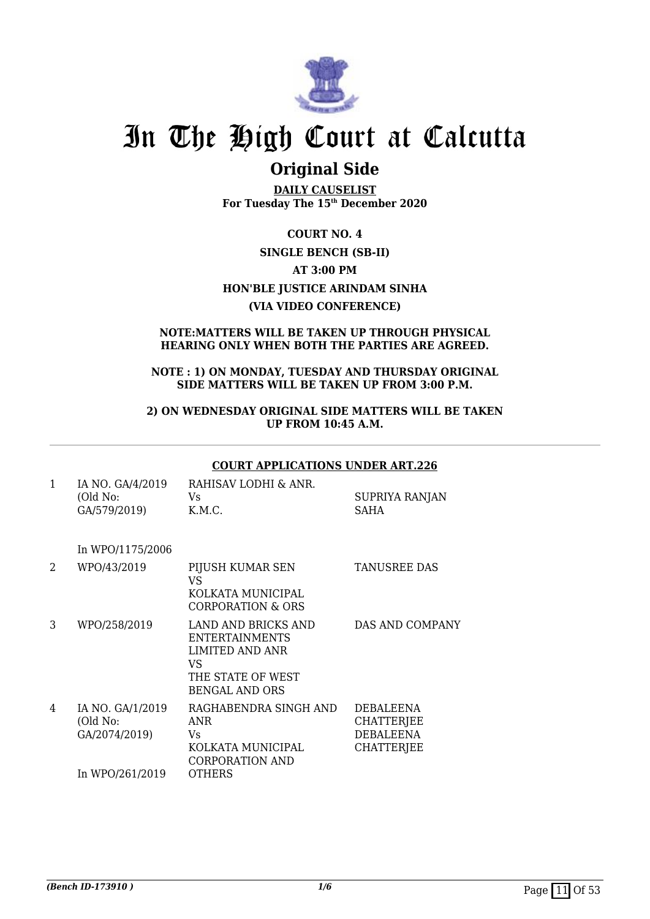# In The High Court at Calcutta

## Original Side

**DAILY CAUSELIST**
**For Tuesday The 15th December 2020**

**COURT NO. 4**
**SINGLE BENCH (SB-II)**
**AT 3:00 PM**
**HON'BLE JUSTICE ARINDAM SINHA**
**(VIA VIDEO CONFERENCE)**

**NOTE:MATTERS WILL BE TAKEN UP THROUGH PHYSICAL HEARING ONLY WHEN BOTH THE PARTIES ARE AGREED.**

**NOTE : 1) ON MONDAY, TUESDAY AND THURSDAY ORIGINAL SIDE MATTERS WILL BE TAKEN UP FROM 3:00 P.M.**

**2) ON WEDNESDAY ORIGINAL SIDE MATTERS WILL BE TAKEN UP FROM 10:45 A.M.**

**COURT APPLICATIONS UNDER ART.226**

| | | | |
|---|---|---|---|
| 1 | IA NO. GA/4/2019 (Old No: GA/579/2019) In WPO/1175/2006 | RAHISAV LODHI & ANR. Vs K.M.C. | SUPRIYA RANJAN SAHA |
| 2 | WPO/43/2019 | PIJUSH KUMAR SEN VS KOLKATA MUNICIPAL CORPORATION & ORS | TANUSREE DAS |
| 3 | WPO/258/2019 | LAND AND BRICKS AND ENTERTAINMENTS LIMITED AND ANR VS THE STATE OF WEST BENGAL AND ORS | DAS AND COMPANY |
| 4 | IA NO. GA/1/2019 (Old No: GA/2074/2019) In WPO/261/2019 | RAGHABENDRA SINGH AND ANR Vs KOLKATA MUNICIPAL CORPORATION AND OTHERS | DEBALEENA CHATTERJEE DEBALEENA CHATTERJEE |

*(Bench ID-173910 )* 1/6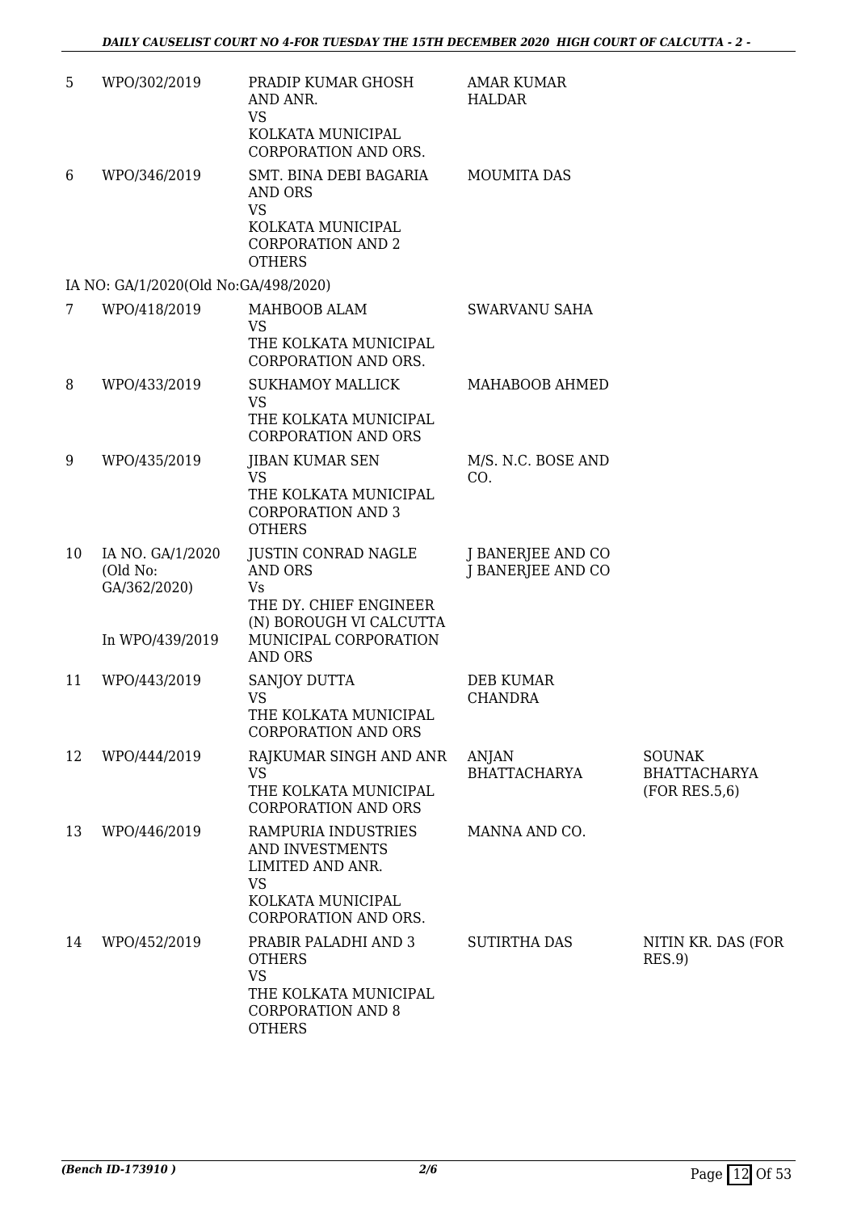| | | | | |
|---|---|---|---|---|
| 5 | WPO/302/2019 | PRADIP KUMAR GHOSH AND ANR.<br>VS<br>KOLKATA MUNICIPAL CORPORATION AND ORS. | AMAR KUMAR HALDAR | |
| 6 | WPO/346/2019 | SMT. BINA DEBI BAGARIA AND ORS<br>VS<br>KOLKATA MUNICIPAL CORPORATION AND 2 OTHERS | MOUMITA DAS | |
| | IA NO: GA/1/2020(Old No:GA/498/2020) | | | |
| 7 | WPO/418/2019 | MAHBOOB ALAM<br>VS<br>THE KOLKATA MUNICIPAL CORPORATION AND ORS. | SWARVANU SAHA | |
| 8 | WPO/433/2019 | SUKHAMOY MALLICK<br>VS<br>THE KOLKATA MUNICIPAL CORPORATION AND ORS | MAHABOOB AHMED | |
| 9 | WPO/435/2019 | JIBAN KUMAR SEN<br>VS<br>THE KOLKATA MUNICIPAL CORPORATION AND 3 OTHERS | M/S. N.C. BOSE AND CO. | |
| 10 | IA NO. GA/1/2020 (Old No: GA/362/2020)<br><br>In WPO/439/2019 | JUSTIN CONRAD NAGLE AND ORS<br>Vs<br>THE DY. CHIEF ENGINEER (N) BOROUGH VI CALCUTTA MUNICIPAL CORPORATION AND ORS | J BANERJEE AND CO<br>J BANERJEE AND CO | |
| 11 | WPO/443/2019 | SANJOY DUTTA<br>VS<br>THE KOLKATA MUNICIPAL CORPORATION AND ORS | DEB KUMAR CHANDRA | |
| 12 | WPO/444/2019 | RAJKUMAR SINGH AND ANR<br>VS<br>THE KOLKATA MUNICIPAL CORPORATION AND ORS | ANJAN BHATTACHARYA | SOUNAK BHATTACHARYA (FOR RES.5,6) |
| 13 | WPO/446/2019 | RAMPURIA INDUSTRIES AND INVESTMENTS LIMITED AND ANR.<br>VS<br>KOLKATA MUNICIPAL CORPORATION AND ORS. | MANNA AND CO. | |
| 14 | WPO/452/2019 | PRABIR PALADHI AND 3 OTHERS<br>VS<br>THE KOLKATA MUNICIPAL CORPORATION AND 8 OTHERS | SUTIRTHA DAS | NITIN KR. DAS (FOR RES.9) |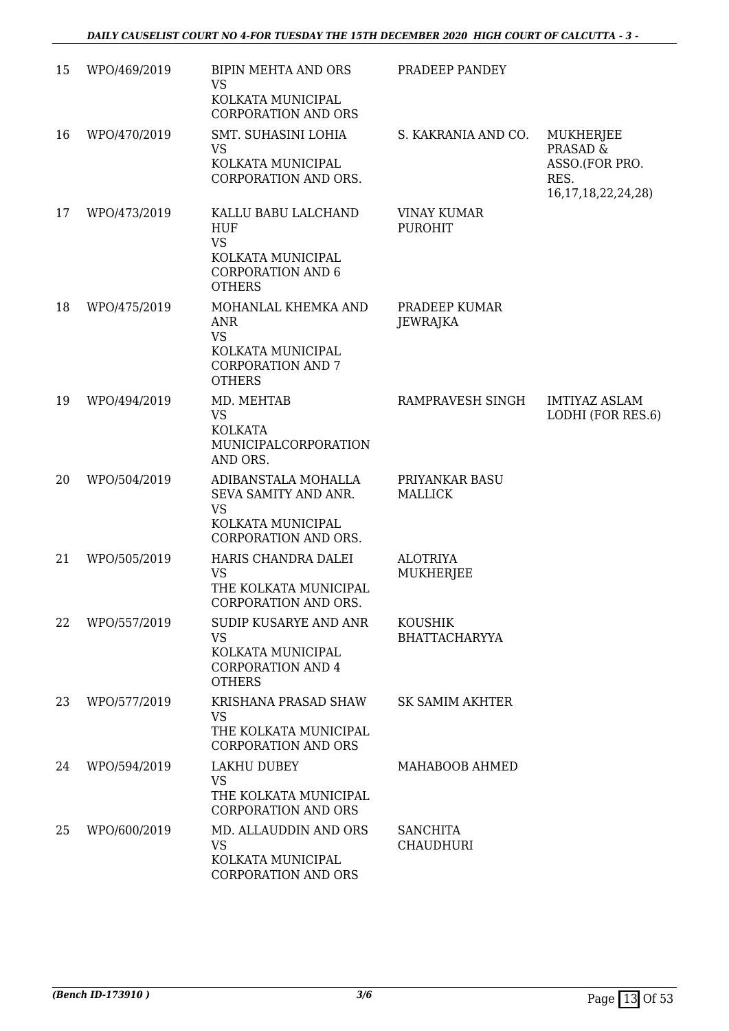| 15 | WPO/469/2019 | BIPIN MEHTA AND ORS<br>VS<br>KOLKATA MUNICIPAL CORPORATION AND ORS | PRADEEP PANDEY | |
|---|---|---|---|---|
| 16 | WPO/470/2019 | SMT. SUHASINI LOHIA<br>VS<br>KOLKATA MUNICIPAL CORPORATION AND ORS. | S. KAKRANIA AND CO. | MUKHERJEE PRASAD & ASSO.(FOR PRO. RES. 16,17,18,22,24,28) |
| 17 | WPO/473/2019 | KALLU BABU LALCHAND HUF<br>VS<br>KOLKATA MUNICIPAL CORPORATION AND 6 OTHERS | VINAY KUMAR PUROHIT | |
| 18 | WPO/475/2019 | MOHANLAL KHEMKA AND ANR<br>VS<br>KOLKATA MUNICIPAL CORPORATION AND 7 OTHERS | PRADEEP KUMAR JEWRAJKA | |
| 19 | WPO/494/2019 | MD. MEHTAB<br>VS<br>KOLKATA MUNICIPALCORPORATION AND ORS. | RAMPRAVESH SINGH | IMTIYAZ ASLAM LODHI (FOR RES.6) |
| 20 | WPO/504/2019 | ADIBANSTALA MOHALLA SEVA SAMITY AND ANR.<br>VS<br>KOLKATA MUNICIPAL CORPORATION AND ORS. | PRIYANKAR BASU MALLICK | |
| 21 | WPO/505/2019 | HARIS CHANDRA DALEI<br>VS<br>THE KOLKATA MUNICIPAL CORPORATION AND ORS. | ALOTRIYA MUKHERJEE | |
| 22 | WPO/557/2019 | SUDIP KUSARYE AND ANR<br>VS<br>KOLKATA MUNICIPAL CORPORATION AND 4 OTHERS | KOUSHIK BHATTACHARYYA | |
| 23 | WPO/577/2019 | KRISHANA PRASAD SHAW<br>VS<br>THE KOLKATA MUNICIPAL CORPORATION AND ORS | SK SAMIM AKHTER | |
| 24 | WPO/594/2019 | LAKHU DUBEY<br>VS<br>THE KOLKATA MUNICIPAL CORPORATION AND ORS | MAHABOOB AHMED | |
| 25 | WPO/600/2019 | MD. ALLAUDDIN AND ORS<br>VS<br>KOLKATA MUNICIPAL CORPORATION AND ORS | SANCHITA CHAUDHURI | |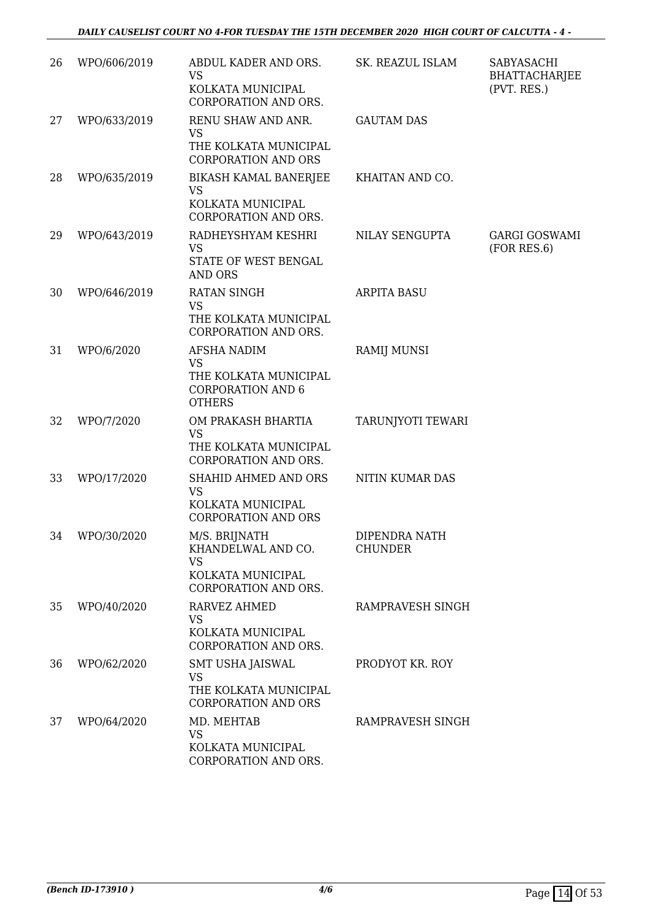| 26 | WPO/606/2019 | ABDUL KADER AND ORS. VS KOLKATA MUNICIPAL CORPORATION AND ORS. | SK. REAZUL ISLAM | SABYASACHI BHATTACHARJEE (PVT. RES.) |
|---|---|---|---|---|
| 27 | WPO/633/2019 | RENU SHAW AND ANR. VS THE KOLKATA MUNICIPAL CORPORATION AND ORS | GAUTAM DAS | |
| 28 | WPO/635/2019 | BIKASH KAMAL BANERJEE VS KOLKATA MUNICIPAL CORPORATION AND ORS. | KHAITAN AND CO. | |
| 29 | WPO/643/2019 | RADHEYSHYAM KESHRI VS STATE OF WEST BENGAL AND ORS | NILAY SENGUPTA | GARGI GOSWAMI (FOR RES.6) |
| 30 | WPO/646/2019 | RATAN SINGH VS THE KOLKATA MUNICIPAL CORPORATION AND ORS. | ARPITA BASU | |
| 31 | WPO/6/2020 | AFSHA NADIM VS THE KOLKATA MUNICIPAL CORPORATION AND 6 OTHERS | RAMIJ MUNSI | |
| 32 | WPO/7/2020 | OM PRAKASH BHARTIA VS THE KOLKATA MUNICIPAL CORPORATION AND ORS. | TARUNJYOTI TEWARI | |
| 33 | WPO/17/2020 | SHAHID AHMED AND ORS VS KOLKATA MUNICIPAL CORPORATION AND ORS | NITIN KUMAR DAS | |
| 34 | WPO/30/2020 | M/S. BRIJNATH KHANDELWAL AND CO. VS KOLKATA MUNICIPAL CORPORATION AND ORS. | DIPENDRA NATH CHUNDER | |
| 35 | WPO/40/2020 | RARVEZ AHMED VS KOLKATA MUNICIPAL CORPORATION AND ORS. | RAMPRAVESH SINGH | |
| 36 | WPO/62/2020 | SMT USHA JAISWAL VS THE KOLKATA MUNICIPAL CORPORATION AND ORS | PRODYOT KR. ROY | |
| 37 | WPO/64/2020 | MD. MEHTAB VS KOLKATA MUNICIPAL CORPORATION AND ORS. | RAMPRAVESH SINGH | |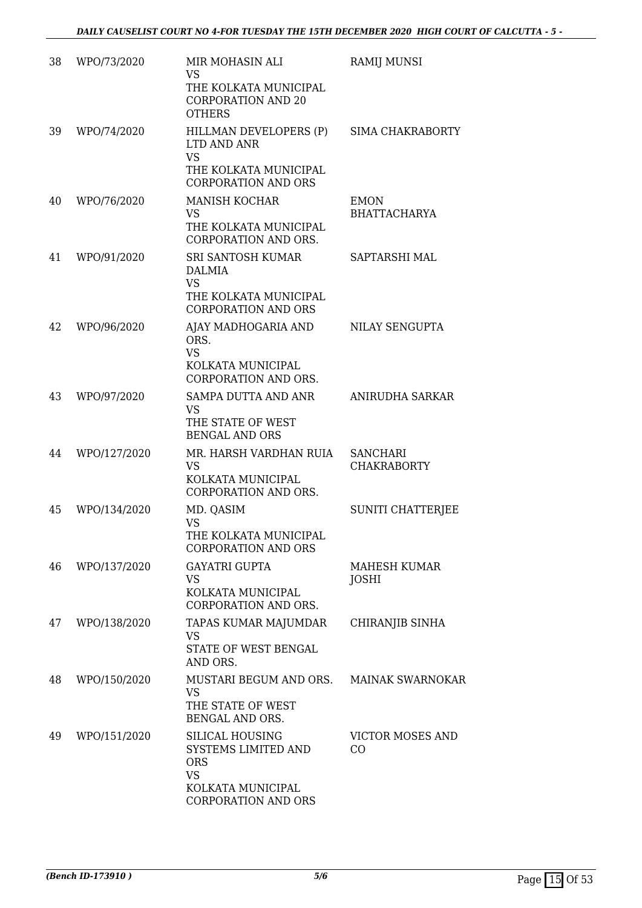| 38 | WPO/73/2020 | MIR MOHASIN ALI<br>VS<br>THE KOLKATA MUNICIPAL CORPORATION AND 20 OTHERS | RAMIJ MUNSI |
|---|---|---|---|
| 39 | WPO/74/2020 | HILLMAN DEVELOPERS (P) LTD AND ANR<br>VS<br>THE KOLKATA MUNICIPAL CORPORATION AND ORS | SIMA CHAKRABORTY |
| 40 | WPO/76/2020 | MANISH KOCHAR<br>VS<br>THE KOLKATA MUNICIPAL CORPORATION AND ORS. | EMON BHATTACHARYA |
| 41 | WPO/91/2020 | SRI SANTOSH KUMAR DALMIA<br>VS<br>THE KOLKATA MUNICIPAL CORPORATION AND ORS | SAPTARSHI MAL |
| 42 | WPO/96/2020 | AJAY MADHOGARIA AND ORS.<br>VS<br>KOLKATA MUNICIPAL CORPORATION AND ORS. | NILAY SENGUPTA |
| 43 | WPO/97/2020 | SAMPA DUTTA AND ANR<br>VS<br>THE STATE OF WEST BENGAL AND ORS | ANIRUDHA SARKAR |
| 44 | WPO/127/2020 | MR. HARSH VARDHAN RUIA<br>VS<br>KOLKATA MUNICIPAL CORPORATION AND ORS. | SANCHARI CHAKRABORTY |
| 45 | WPO/134/2020 | MD. QASIM<br>VS<br>THE KOLKATA MUNICIPAL CORPORATION AND ORS | SUNITI CHATTERJEE |
| 46 | WPO/137/2020 | GAYATRI GUPTA<br>VS<br>KOLKATA MUNICIPAL CORPORATION AND ORS. | MAHESH KUMAR JOSHI |
| 47 | WPO/138/2020 | TAPAS KUMAR MAJUMDAR<br>VS<br>STATE OF WEST BENGAL AND ORS. | CHIRANJIB SINHA |
| 48 | WPO/150/2020 | MUSTARI BEGUM AND ORS.<br>VS<br>THE STATE OF WEST BENGAL AND ORS. | MAINAK SWARNOKAR |
| 49 | WPO/151/2020 | SILICAL HOUSING SYSTEMS LIMITED AND ORS<br>VS<br>KOLKATA MUNICIPAL CORPORATION AND ORS | VICTOR MOSES AND CO |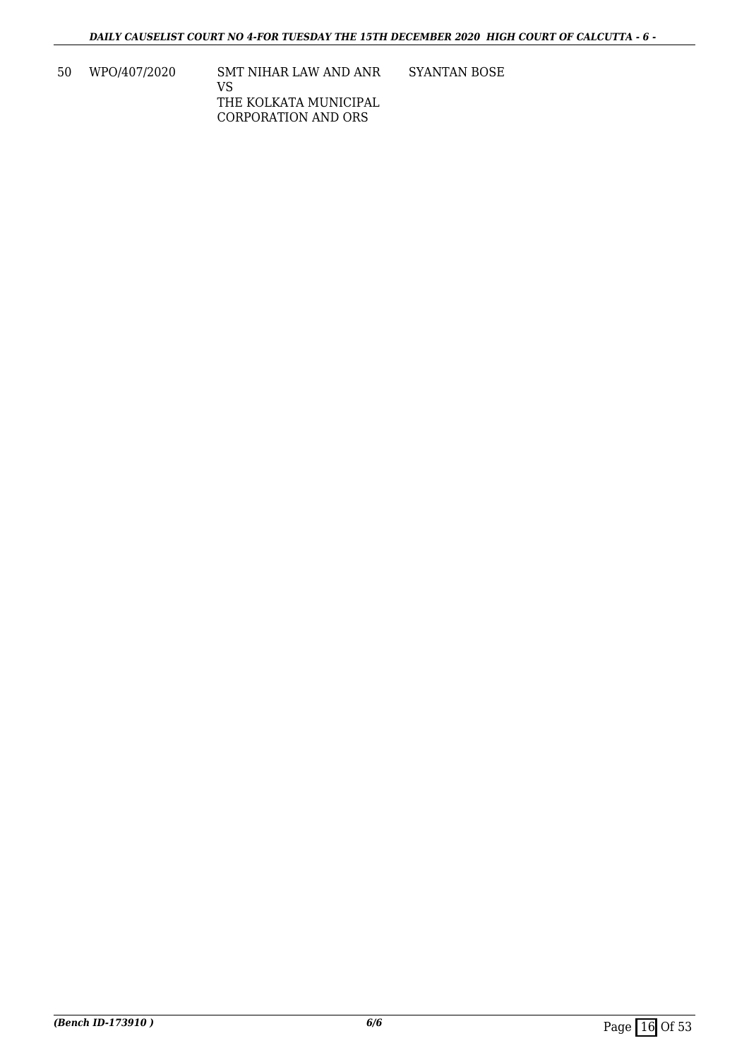| 50 | WPO/407/2020 | SMT NIHAR LAW AND ANR<br>VS<br>THE KOLKATA MUNICIPAL CORPORATION AND ORS | SYANTAN BOSE |
|---|---|---|---|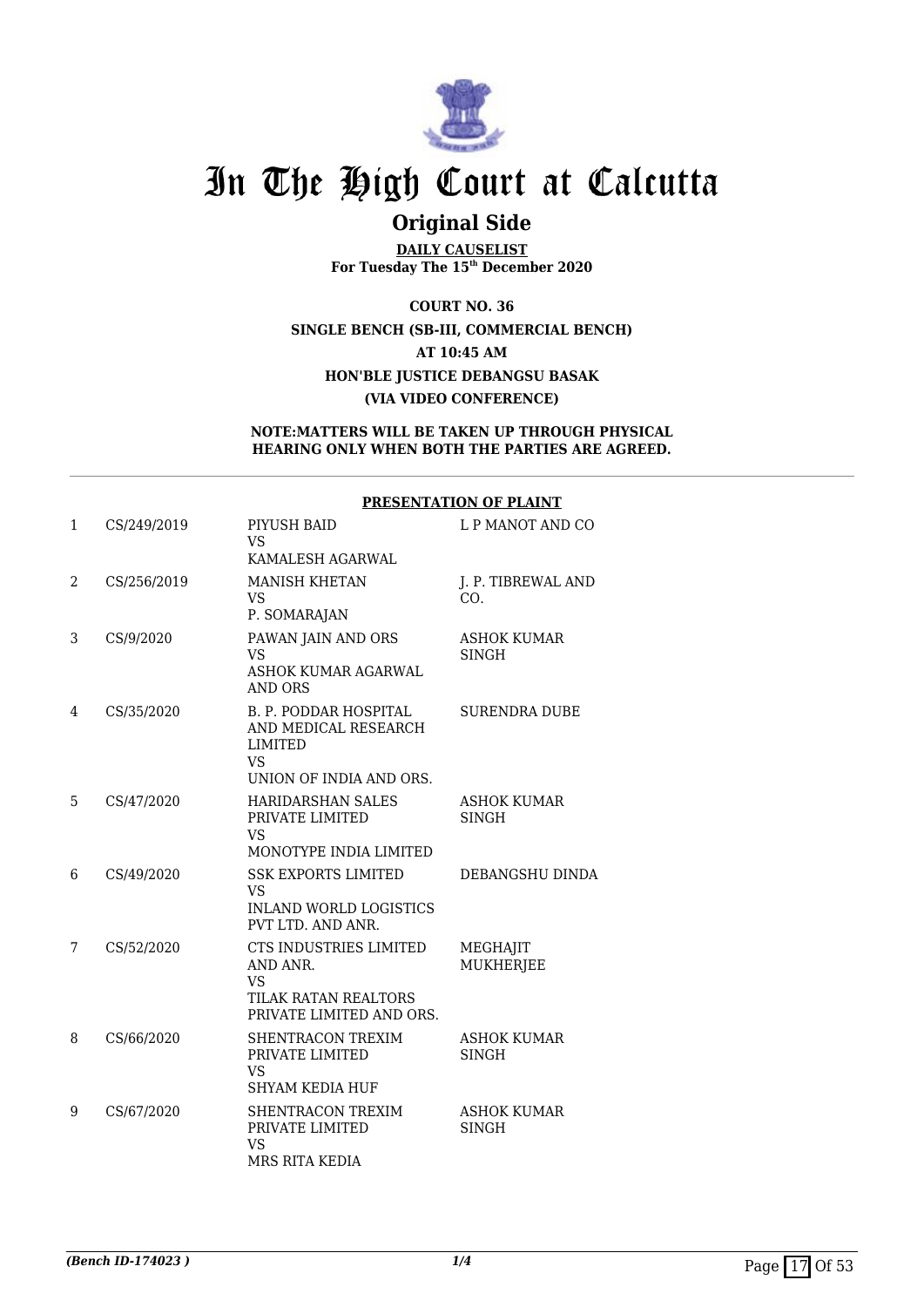# In The High Court at Calcutta

## Original Side

**DAILY CAUSELIST**
**For Tuesday The 15th December 2020**

**COURT NO. 36**
**SINGLE BENCH (SB-III, COMMERCIAL BENCH)**
**AT 10:45 AM**
**HON'BLE JUSTICE DEBANGSU BASAK**
**(VIA VIDEO CONFERENCE)**

**NOTE:MATTERS WILL BE TAKEN UP THROUGH PHYSICAL HEARING ONLY WHEN BOTH THE PARTIES ARE AGREED.**

**PRESENTATION OF PLAINT**

| | | | |
|---|---|---|---|
| 1 | CS/249/2019 | PIYUSH BAID VS KAMALESH AGARWAL | L P MANOT AND CO |
| 2 | CS/256/2019 | MANISH KHETAN VS P. SOMARAJAN | J. P. TIBREWAL AND CO. |
| 3 | CS/9/2020 | PAWAN JAIN AND ORS VS ASHOK KUMAR AGARWAL AND ORS | ASHOK KUMAR SINGH |
| 4 | CS/35/2020 | B. P. PODDAR HOSPITAL AND MEDICAL RESEARCH LIMITED VS UNION OF INDIA AND ORS. | SURENDRA DUBE |
| 5 | CS/47/2020 | HARIDARSHAN SALES PRIVATE LIMITED VS MONOTYPE INDIA LIMITED | ASHOK KUMAR SINGH |
| 6 | CS/49/2020 | SSK EXPORTS LIMITED VS INLAND WORLD LOGISTICS PVT LTD. AND ANR. | DEBANGSHU DINDA |
| 7 | CS/52/2020 | CTS INDUSTRIES LIMITED AND ANR. VS TILAK RATAN REALTORS PRIVATE LIMITED AND ORS. | MEGHAJIT MUKHERJEE |
| 8 | CS/66/2020 | SHENTRACON TREXIM PRIVATE LIMITED VS SHYAM KEDIA HUF | ASHOK KUMAR SINGH |
| 9 | CS/67/2020 | SHENTRACON TREXIM PRIVATE LIMITED VS MRS RITA KEDIA | ASHOK KUMAR SINGH |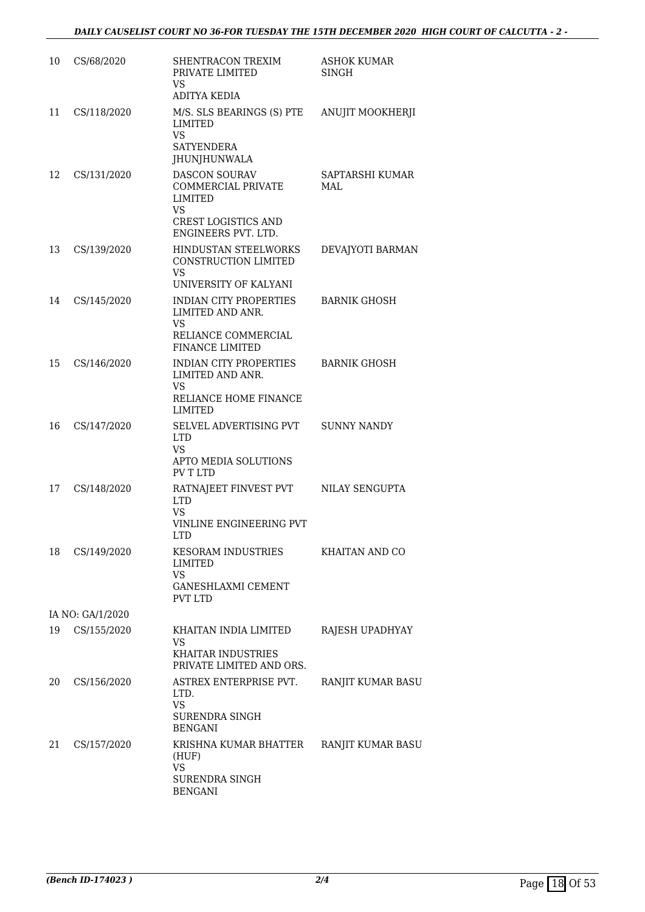| | | | |
|---|---|---|---|
| 10 | CS/68/2020 | SHENTRACON TREXIM PRIVATE LIMITED<br>VS<br>ADITYA KEDIA | ASHOK KUMAR SINGH |
| 11 | CS/118/2020 | M/S. SLS BEARINGS (S) PTE LIMITED<br>VS<br>SATYENDERA JHUNJHUNWALA | ANUJIT MOOKHERJI |
| 12 | CS/131/2020 | DASCON SOURAV COMMERCIAL PRIVATE LIMITED<br>VS<br>CREST LOGISTICS AND ENGINEERS PVT. LTD. | SAPTARSHI KUMAR MAL |
| 13 | CS/139/2020 | HINDUSTAN STEELWORKS CONSTRUCTION LIMITED<br>VS<br>UNIVERSITY OF KALYANI | DEVAJYOTI BARMAN |
| 14 | CS/145/2020 | INDIAN CITY PROPERTIES LIMITED AND ANR.<br>VS<br>RELIANCE COMMERCIAL FINANCE LIMITED | BARNIK GHOSH |
| 15 | CS/146/2020 | INDIAN CITY PROPERTIES LIMITED AND ANR.<br>VS<br>RELIANCE HOME FINANCE LIMITED | BARNIK GHOSH |
| 16 | CS/147/2020 | SELVEL ADVERTISING PVT LTD<br>VS<br>APTO MEDIA SOLUTIONS PV T LTD | SUNNY NANDY |
| 17 | CS/148/2020 | RATNAJEET FINVEST PVT LTD<br>VS<br>VINLINE ENGINEERING PVT LTD | NILAY SENGUPTA |
| 18 | CS/149/2020 | KESORAM INDUSTRIES LIMITED<br>VS<br>GANESHLAXMI CEMENT PVT LTD | KHAITAN AND CO |
| | IA NO: GA/1/2020 | | |
| 19 | CS/155/2020 | KHAITAN INDIA LIMITED<br>VS<br>KHAITAR INDUSTRIES PRIVATE LIMITED AND ORS. | RAJESH UPADHYAY |
| 20 | CS/156/2020 | ASTREX ENTERPRISE PVT. LTD.<br>VS<br>SURENDRA SINGH BENGANI | RANJIT KUMAR BASU |
| 21 | CS/157/2020 | KRISHNA KUMAR BHATTER (HUF)<br>VS<br>SURENDRA SINGH BENGANI | RANJIT KUMAR BASU |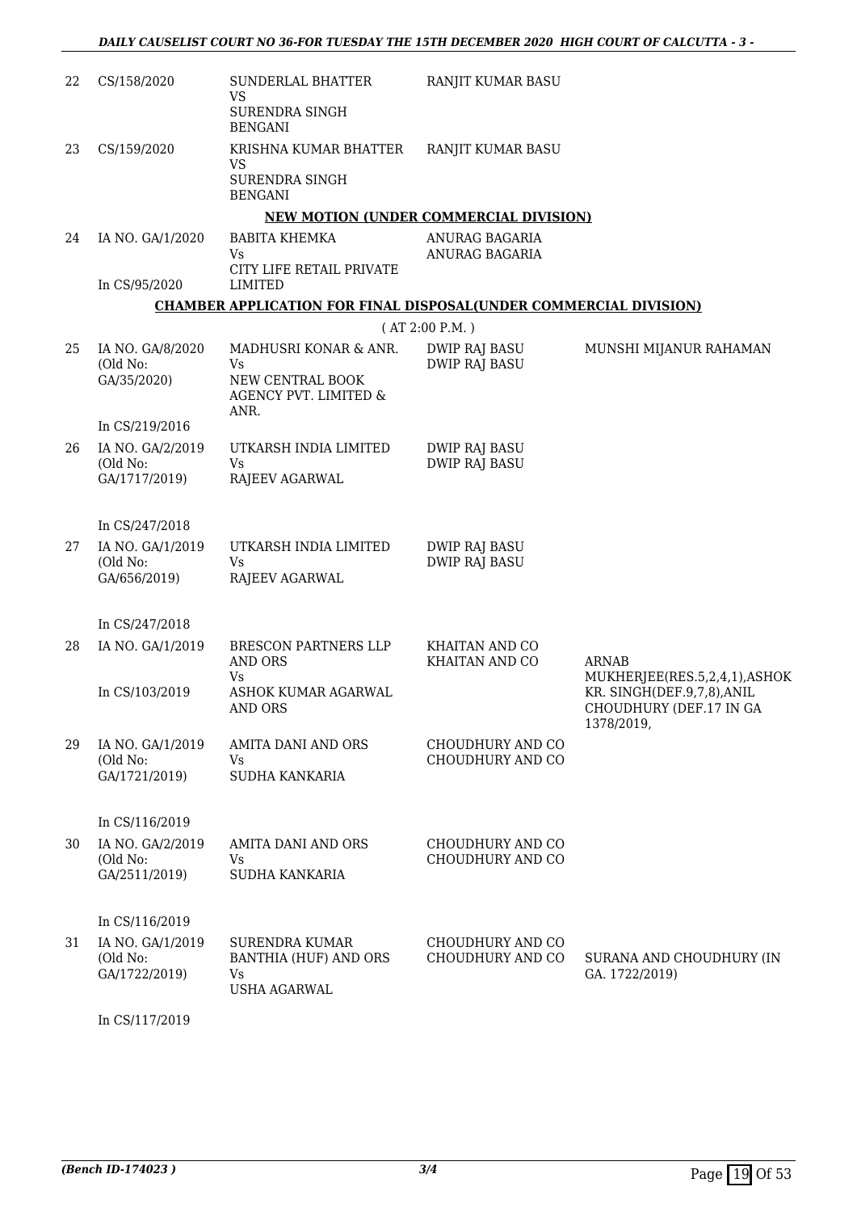| 22 | CS/158/2020 | SUNDERLAL BHATTER VS SURENDRA SINGH BENGANI | RANJIT KUMAR BASU | |
|---|---|---|---|---|
| 23 | CS/159/2020 | KRISHNA KUMAR BHATTER VS SURENDRA SINGH BENGANI | RANJIT KUMAR BASU | |

**NEW MOTION (UNDER COMMERCIAL DIVISION)**

| 24 | IA NO. GA/1/2020<br><br>In CS/95/2020 | BABITA KHEMKA Vs CITY LIFE RETAIL PRIVATE LIMITED | ANURAG BAGARIA<br>ANURAG BAGARIA | |
|---|---|---|---|---|

**CHAMBER APPLICATION FOR FINAL DISPOSAL(UNDER COMMERCIAL DIVISION)**

( AT 2:00 P.M. )

| 25 | IA NO. GA/8/2020 (Old No: GA/35/2020)<br><br>In CS/219/2016 | MADHUSRI KONAR & ANR. Vs NEW CENTRAL BOOK AGENCY PVT. LIMITED & ANR. | DWIP RAJ BASU<br>DWIP RAJ BASU | MUNSHI MIJANUR RAHAMAN |
|---|---|---|---|---|
| 26 | IA NO. GA/2/2019 (Old No: GA/1717/2019)<br><br>In CS/247/2018 | UTKARSH INDIA LIMITED Vs RAJEEV AGARWAL | DWIP RAJ BASU<br>DWIP RAJ BASU | |
| 27 | IA NO. GA/1/2019 (Old No: GA/656/2019)<br><br>In CS/247/2018 | UTKARSH INDIA LIMITED Vs RAJEEV AGARWAL | DWIP RAJ BASU<br>DWIP RAJ BASU | |
| 28 | IA NO. GA/1/2019<br><br>In CS/103/2019 | BRESCON PARTNERS LLP AND ORS Vs ASHOK KUMAR AGARWAL AND ORS | KHAITAN AND CO<br>KHAITAN AND CO | ARNAB MUKHERJEE(RES.5,2,4,1),ASHOK KR. SINGH(DEF.9,7,8),ANIL CHOUDHURY (DEF.17 IN GA 1378/2019, |
| 29 | IA NO. GA/1/2019 (Old No: GA/1721/2019)<br><br>In CS/116/2019 | AMITA DANI AND ORS Vs SUDHA KANKARIA | CHOUDHURY AND CO<br>CHOUDHURY AND CO | |
| 30 | IA NO. GA/2/2019 (Old No: GA/2511/2019)<br><br>In CS/116/2019 | AMITA DANI AND ORS Vs SUDHA KANKARIA | CHOUDHURY AND CO<br>CHOUDHURY AND CO | |
| 31 | IA NO. GA/1/2019 (Old No: GA/1722/2019)<br><br>In CS/117/2019 | SURENDRA KUMAR BANTHIA (HUF) AND ORS Vs USHA AGARWAL | CHOUDHURY AND CO<br>CHOUDHURY AND CO | SURANA AND CHOUDHURY (IN GA. 1722/2019) |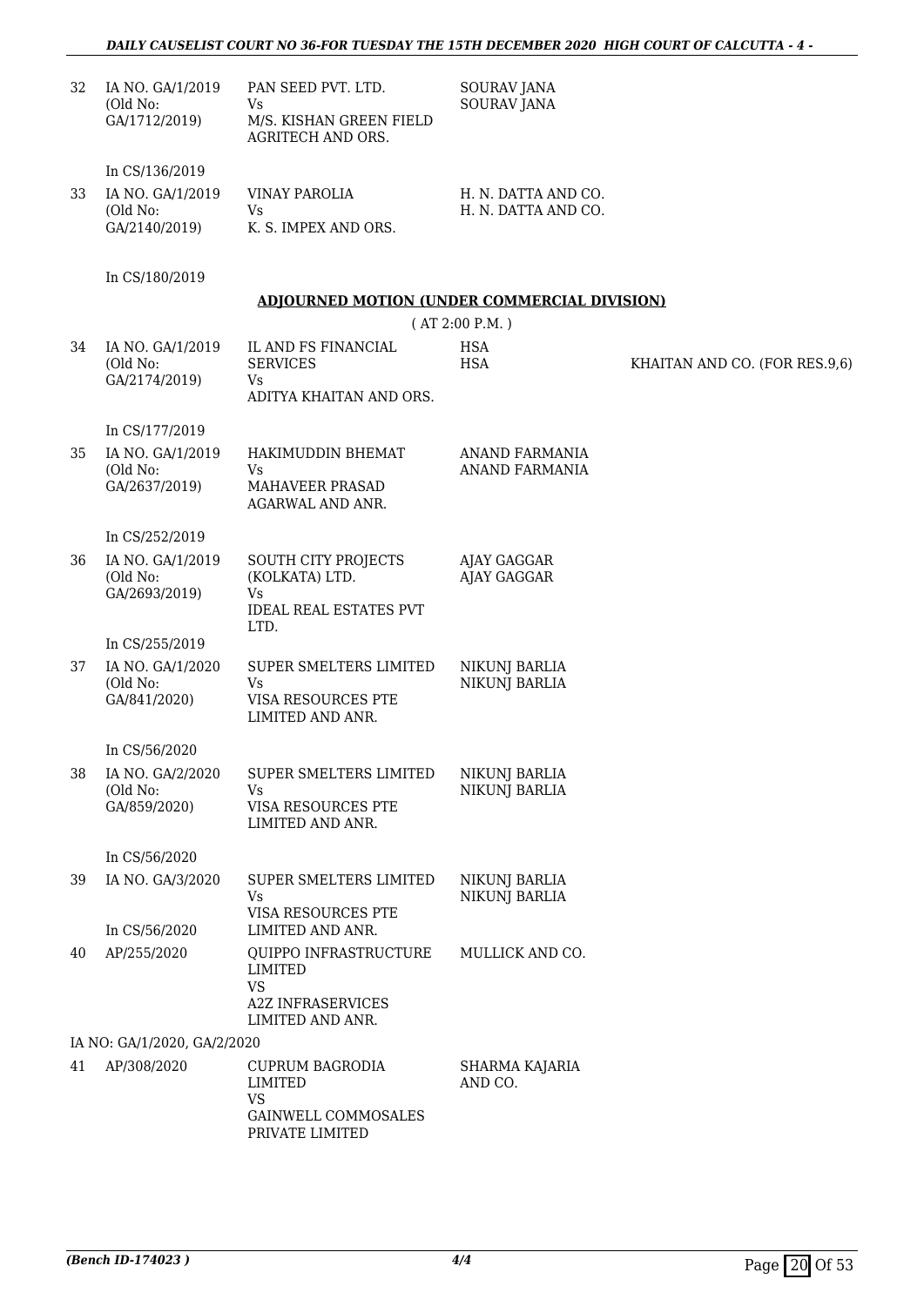| 32 | IA NO. GA/1/2019 (Old No: GA/1712/2019) | PAN SEED PVT. LTD. Vs M/S. KISHAN GREEN FIELD AGRITECH AND ORS. | SOURAV JANA SOURAV JANA | |
|---|---|---|---|---|
| | In CS/136/2019 | | | |
| 33 | IA NO. GA/1/2019 (Old No: GA/2140/2019) | VINAY PAROLIA Vs K. S. IMPEX AND ORS. | H. N. DATTA AND CO. H. N. DATTA AND CO. | |
| | In CS/180/2019 | | | |

**ADJOURNED MOTION (UNDER COMMERCIAL DIVISION)**

( AT 2:00 P.M. )

| 34 | IA NO. GA/1/2019 (Old No: GA/2174/2019) | IL AND FS FINANCIAL SERVICES Vs ADITYA KHAITAN AND ORS. | HSA HSA | KHAITAN AND CO. (FOR RES.9,6) |
|---|---|---|---|---|
| | In CS/177/2019 | | | |
| 35 | IA NO. GA/1/2019 (Old No: GA/2637/2019) | HAKIMUDDIN BHEMAT Vs MAHAVEER PRASAD AGARWAL AND ANR. | ANAND FARMANIA ANAND FARMANIA | |
| | In CS/252/2019 | | | |
| 36 | IA NO. GA/1/2019 (Old No: GA/2693/2019) | SOUTH CITY PROJECTS (KOLKATA) LTD. Vs IDEAL REAL ESTATES PVT LTD. | AJAY GAGGAR AJAY GAGGAR | |
| | In CS/255/2019 | | | |
| 37 | IA NO. GA/1/2020 (Old No: GA/841/2020) | SUPER SMELTERS LIMITED Vs VISA RESOURCES PTE LIMITED AND ANR. | NIKUNJ BARLIA NIKUNJ BARLIA | |
| | In CS/56/2020 | | | |
| 38 | IA NO. GA/2/2020 (Old No: GA/859/2020) | SUPER SMELTERS LIMITED Vs VISA RESOURCES PTE LIMITED AND ANR. | NIKUNJ BARLIA NIKUNJ BARLIA | |
| | In CS/56/2020 | | | |
| 39 | IA NO. GA/3/2020 | SUPER SMELTERS LIMITED Vs VISA RESOURCES PTE LIMITED AND ANR. | NIKUNJ BARLIA NIKUNJ BARLIA | |
| | In CS/56/2020 | | | |
| 40 | AP/255/2020 | QUIPPO INFRASTRUCTURE LIMITED VS A2Z INFRASERVICES LIMITED AND ANR. | MULLICK AND CO. | |
| | IA NO: GA/1/2020, GA/2/2020 | | | |
| 41 | AP/308/2020 | CUPRUM BAGRODIA LIMITED VS GAINWELL COMMOSALES PRIVATE LIMITED | SHARMA KAJARIA AND CO. | |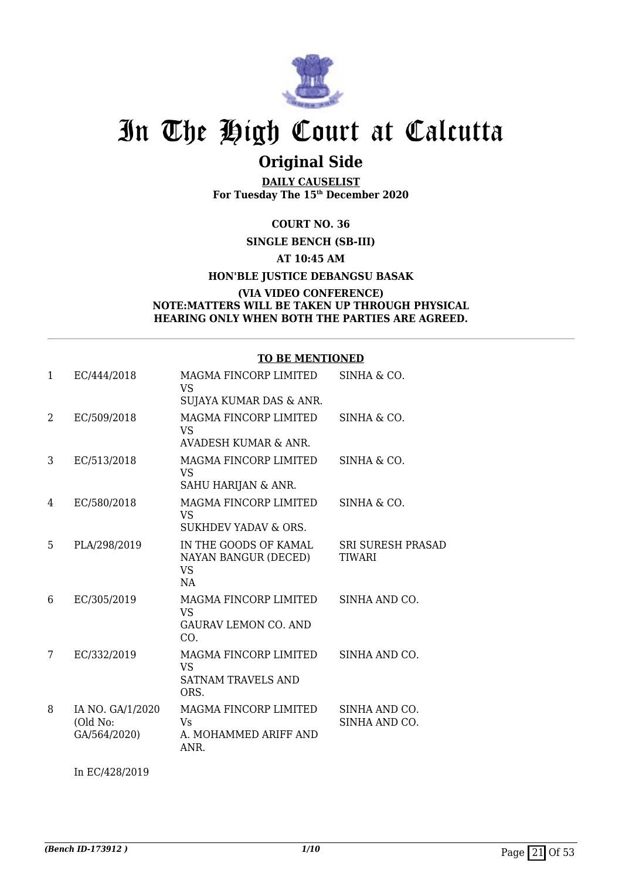# In The High Court at Calcutta

## Original Side

**DAILY CAUSELIST**
**For Tuesday The 15th December 2020**

**COURT NO. 36**

**SINGLE BENCH (SB-III)**

**AT 10:45 AM**

**HON'BLE JUSTICE DEBANGSU BASAK**

**(VIA VIDEO CONFERENCE)**
**NOTE:MATTERS WILL BE TAKEN UP THROUGH PHYSICAL HEARING ONLY WHEN BOTH THE PARTIES ARE AGREED.**

**TO BE MENTIONED**

| | | | |
|---|---|---|---|
| 1 | EC/444/2018 | MAGMA FINCORP LIMITED VS SUJAYA KUMAR DAS & ANR. | SINHA & CO. |
| 2 | EC/509/2018 | MAGMA FINCORP LIMITED VS AVADESH KUMAR & ANR. | SINHA & CO. |
| 3 | EC/513/2018 | MAGMA FINCORP LIMITED VS SAHU HARIJAN & ANR. | SINHA & CO. |
| 4 | EC/580/2018 | MAGMA FINCORP LIMITED VS SUKHDEV YADAV & ORS. | SINHA & CO. |
| 5 | PLA/298/2019 | IN THE GOODS OF KAMAL NAYAN BANGUR (DECED) VS NA | SRI SURESH PRASAD TIWARI |
| 6 | EC/305/2019 | MAGMA FINCORP LIMITED VS GAURAV LEMON CO. AND CO. | SINHA AND CO. |
| 7 | EC/332/2019 | MAGMA FINCORP LIMITED VS SATNAM TRAVELS AND ORS. | SINHA AND CO. |
| 8 | IA NO. GA/1/2020 (Old No: GA/564/2020) | MAGMA FINCORP LIMITED Vs A. MOHAMMED ARIFF AND ANR. | SINHA AND CO. SINHA AND CO. |

In EC/428/2019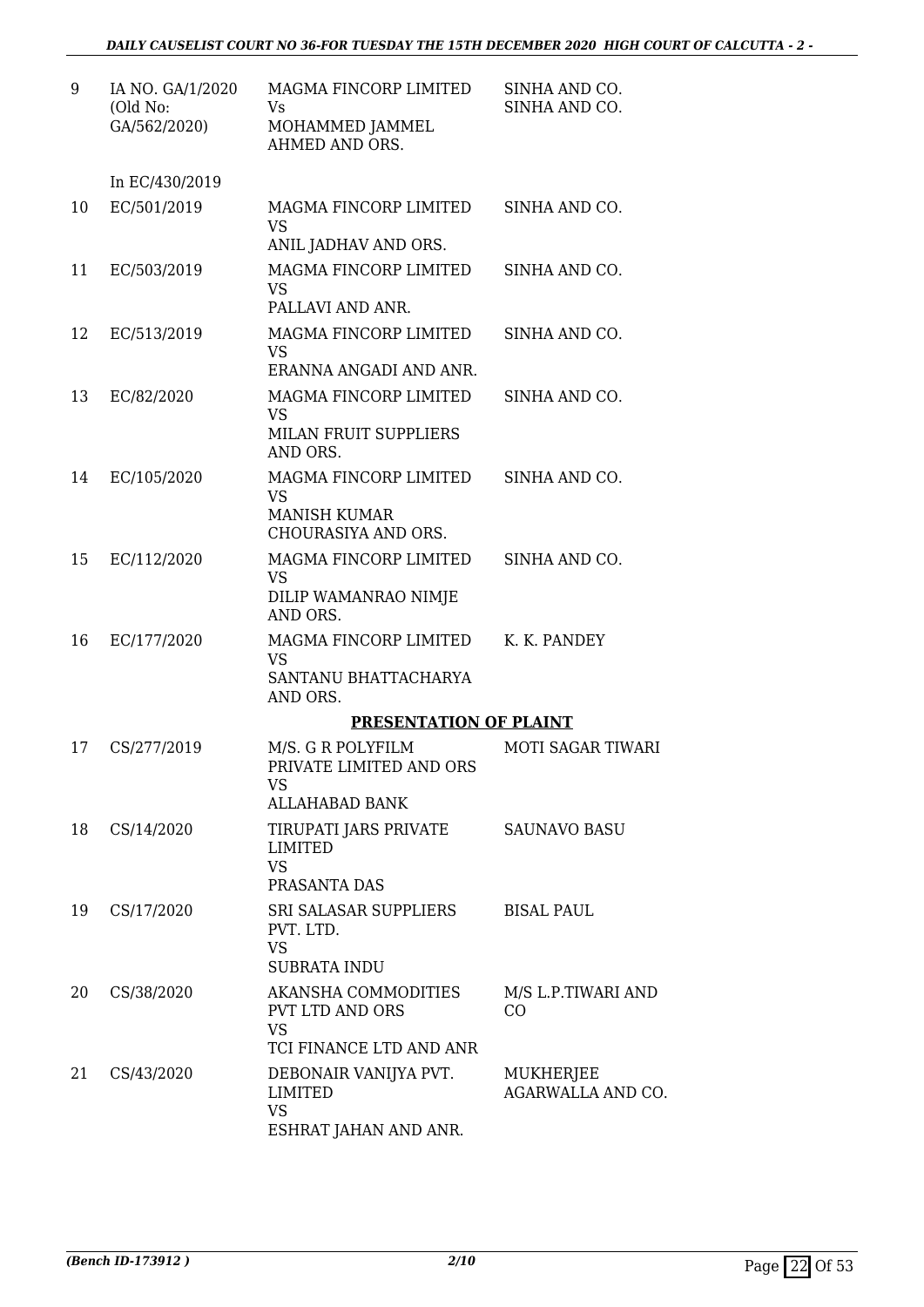| | | | |
|---|---|---|---|
| 9 | IA NO. GA/1/2020 (Old No: GA/562/2020) | MAGMA FINCORP LIMITED Vs MOHAMMED JAMMEL AHMED AND ORS. | SINHA AND CO. SINHA AND CO. |
| | In EC/430/2019 | | |
| 10 | EC/501/2019 | MAGMA FINCORP LIMITED VS ANIL JADHAV AND ORS. | SINHA AND CO. |
| 11 | EC/503/2019 | MAGMA FINCORP LIMITED VS PALLAVI AND ANR. | SINHA AND CO. |
| 12 | EC/513/2019 | MAGMA FINCORP LIMITED VS ERANNA ANGADI AND ANR. | SINHA AND CO. |
| 13 | EC/82/2020 | MAGMA FINCORP LIMITED VS MILAN FRUIT SUPPLIERS AND ORS. | SINHA AND CO. |
| 14 | EC/105/2020 | MAGMA FINCORP LIMITED VS MANISH KUMAR CHOURASIYA AND ORS. | SINHA AND CO. |
| 15 | EC/112/2020 | MAGMA FINCORP LIMITED VS DILIP WAMANRAO NIMJE AND ORS. | SINHA AND CO. |
| 16 | EC/177/2020 | MAGMA FINCORP LIMITED VS SANTANU BHATTACHARYA AND ORS. | K. K. PANDEY |
| | | **PRESENTATION OF PLAINT** | |
| 17 | CS/277/2019 | M/S. G R POLYFILM PRIVATE LIMITED AND ORS VS ALLAHABAD BANK | MOTI SAGAR TIWARI |
| 18 | CS/14/2020 | TIRUPATI JARS PRIVATE LIMITED VS PRASANTA DAS | SAUNAVO BASU |
| 19 | CS/17/2020 | SRI SALASAR SUPPLIERS PVT. LTD. VS SUBRATA INDU | BISAL PAUL |
| 20 | CS/38/2020 | AKANSHA COMMODITIES PVT LTD AND ORS VS TCI FINANCE LTD AND ANR | M/S L.P.TIWARI AND CO |
| 21 | CS/43/2020 | DEBONAIR VANIJYA PVT. LIMITED VS ESHRAT JAHAN AND ANR. | MUKHERJEE AGARWALLA AND CO. |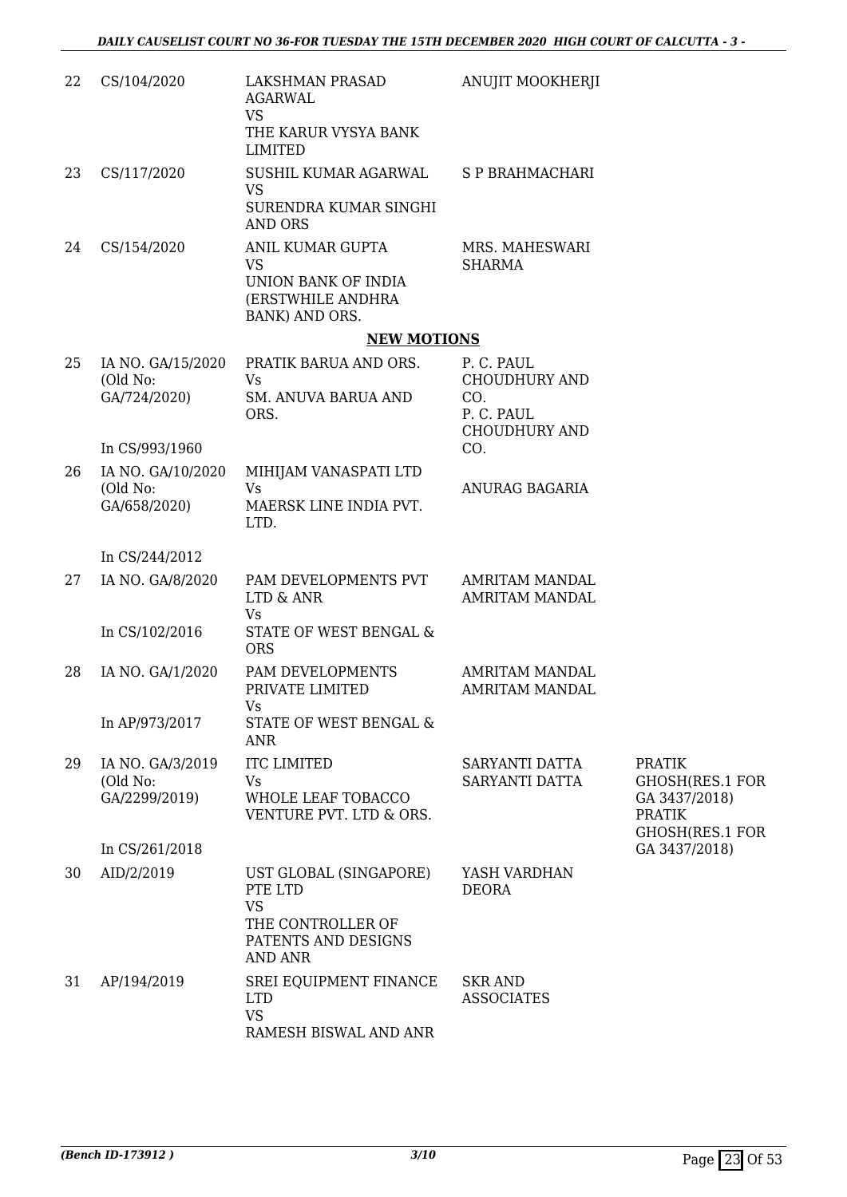| | | | | |
|---|---|---|---|---|
| 22 | CS/104/2020 | LAKSHMAN PRASAD AGARWAL<br>VS<br>THE KARUR VYSYA BANK LIMITED | ANUJIT MOOKHERJI | |
| 23 | CS/117/2020 | SUSHIL KUMAR AGARWAL<br>VS<br>SURENDRA KUMAR SINGHI AND ORS | S P BRAHMACHARI | |
| 24 | CS/154/2020 | ANIL KUMAR GUPTA<br>VS<br>UNION BANK OF INDIA (ERSTWHILE ANDHRA BANK) AND ORS. | MRS. MAHESWARI SHARMA | |

**NEW MOTIONS**

| | | | | |
|---|---|---|---|---|
| 25 | IA NO. GA/15/2020<br>(Old No: GA/724/2020)<br><br>In CS/993/1960 | PRATIK BARUA AND ORS.<br>Vs<br>SM. ANUVA BARUA AND ORS. | P. C. PAUL CHOUDHURY AND CO.<br>P. C. PAUL CHOUDHURY AND CO. | |
| 26 | IA NO. GA/10/2020<br>(Old No: GA/658/2020)<br><br>In CS/244/2012 | MIHIJAM VANASPATI LTD<br>Vs<br>MAERSK LINE INDIA PVT. LTD. | ANURAG BAGARIA | |
| 27 | IA NO. GA/8/2020<br><br>In CS/102/2016 | PAM DEVELOPMENTS PVT LTD & ANR<br>Vs<br>STATE OF WEST BENGAL & ORS | AMRITAM MANDAL<br>AMRITAM MANDAL | |
| 28 | IA NO. GA/1/2020<br><br>In AP/973/2017 | PAM DEVELOPMENTS PRIVATE LIMITED<br>Vs<br>STATE OF WEST BENGAL & ANR | AMRITAM MANDAL<br>AMRITAM MANDAL | |
| 29 | IA NO. GA/3/2019<br>(Old No: GA/2299/2019)<br><br>In CS/261/2018 | ITC LIMITED<br>Vs<br>WHOLE LEAF TOBACCO VENTURE PVT. LTD & ORS. | SARYANTI DATTA<br>SARYANTI DATTA | PRATIK GHOSH(RES.1 FOR GA 3437/2018)<br>PRATIK GHOSH(RES.1 FOR GA 3437/2018) |
| 30 | AID/2/2019 | UST GLOBAL (SINGAPORE) PTE LTD<br>VS<br>THE CONTROLLER OF PATENTS AND DESIGNS AND ANR | YASH VARDHAN DEORA | |
| 31 | AP/194/2019 | SREI EQUIPMENT FINANCE LTD<br>VS<br>RAMESH BISWAL AND ANR | SKR AND ASSOCIATES | |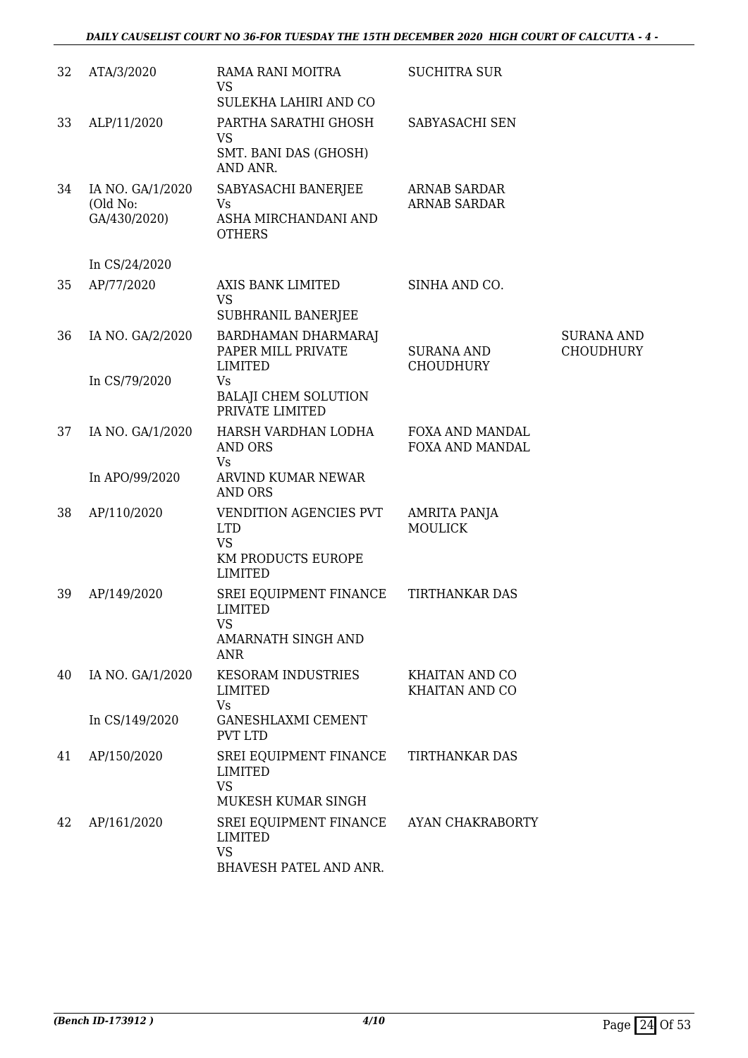| | | | | |
|---|---|---|---|---|
| 32 | ATA/3/2020 | RAMA RANI MOITRA<br>VS<br>SULEKHA LAHIRI AND CO | SUCHITRA SUR | |
| 33 | ALP/11/2020 | PARTHA SARATHI GHOSH<br>VS<br>SMT. BANI DAS (GHOSH) AND ANR. | SABYASACHI SEN | |
| 34 | IA NO. GA/1/2020 (Old No: GA/430/2020)<br><br>In CS/24/2020 | SABYASACHI BANERJEE<br>Vs<br>ASHA MIRCHANDANI AND OTHERS | ARNAB SARDAR<br>ARNAB SARDAR | |
| 35 | AP/77/2020 | AXIS BANK LIMITED<br>VS<br>SUBHRANIL BANERJEE | SINHA AND CO. | |
| 36 | IA NO. GA/2/2020<br><br>In CS/79/2020 | BARDHAMAN DHARMARAJ PAPER MILL PRIVATE LIMITED<br>Vs<br>BALAJI CHEM SOLUTION PRIVATE LIMITED | SURANA AND CHOUDHURY | SURANA AND CHOUDHURY |
| 37 | IA NO. GA/1/2020<br><br>In APO/99/2020 | HARSH VARDHAN LODHA AND ORS<br>Vs<br>ARVIND KUMAR NEWAR AND ORS | FOXA AND MANDAL<br>FOXA AND MANDAL | |
| 38 | AP/110/2020 | VENDITION AGENCIES PVT LTD<br>VS<br>KM PRODUCTS EUROPE LIMITED | AMRITA PANJA MOULICK | |
| 39 | AP/149/2020 | SREI EQUIPMENT FINANCE LIMITED<br>VS<br>AMARNATH SINGH AND ANR | TIRTHANKAR DAS | |
| 40 | IA NO. GA/1/2020<br><br>In CS/149/2020 | KESORAM INDUSTRIES LIMITED<br>Vs<br>GANESHLAXMI CEMENT PVT LTD | KHAITAN AND CO<br>KHAITAN AND CO | |
| 41 | AP/150/2020 | SREI EQUIPMENT FINANCE LIMITED<br>VS<br>MUKESH KUMAR SINGH | TIRTHANKAR DAS | |
| 42 | AP/161/2020 | SREI EQUIPMENT FINANCE LIMITED<br>VS<br>BHAVESH PATEL AND ANR. | AYAN CHAKRABORTY | |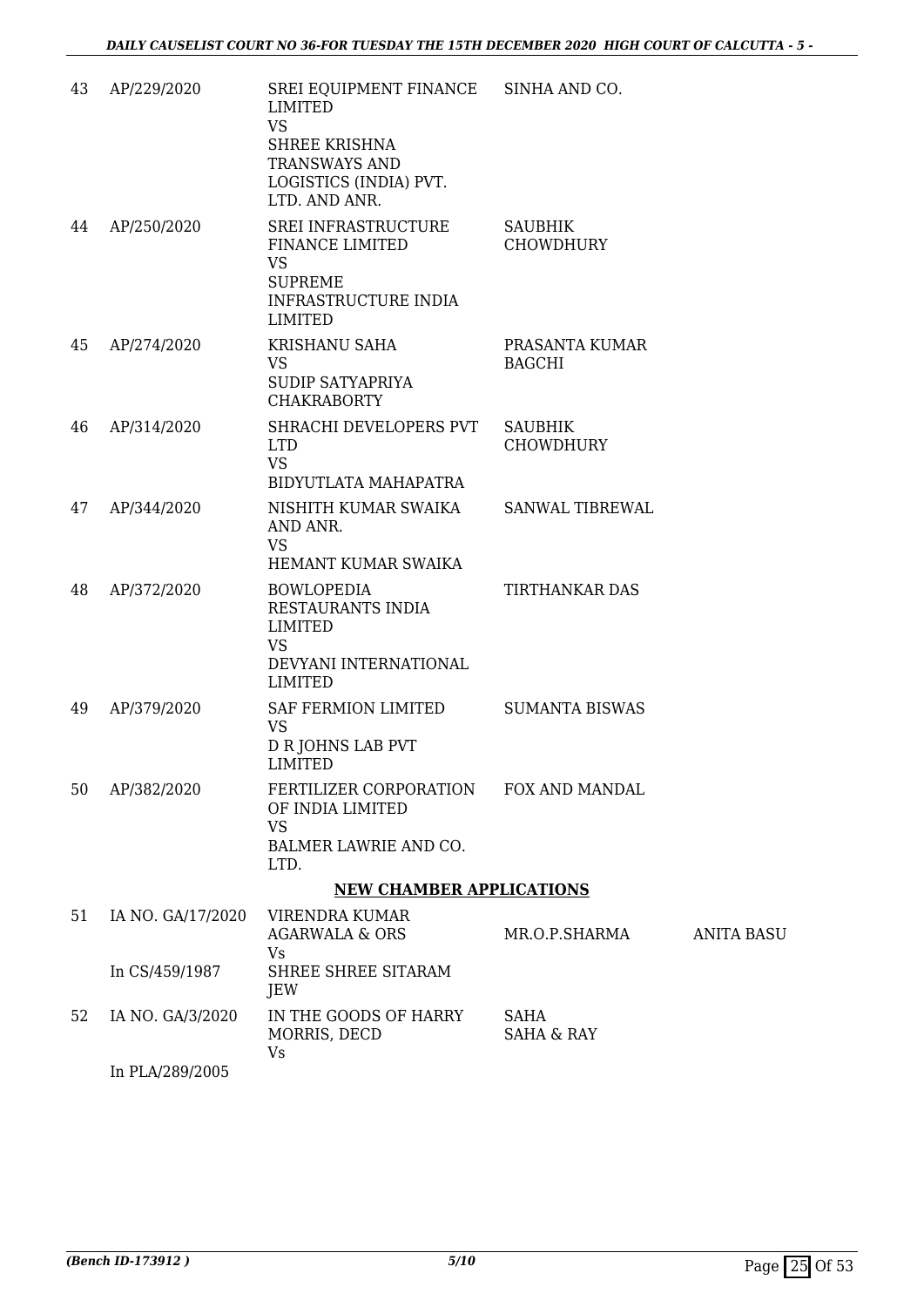| | | | | |
|---|---|---|---|---|
| 43 | AP/229/2020 | SREI EQUIPMENT FINANCE LIMITED<br>VS<br>SHREE KRISHNA TRANSWAYS AND LOGISTICS (INDIA) PVT. LTD. AND ANR. | SINHA AND CO. | |
| 44 | AP/250/2020 | SREI INFRASTRUCTURE FINANCE LIMITED<br>VS<br>SUPREME INFRASTRUCTURE INDIA LIMITED | SAUBHIK CHOWDHURY | |
| 45 | AP/274/2020 | KRISHANU SAHA<br>VS<br>SUDIP SATYAPRIYA CHAKRABORTY | PRASANTA KUMAR BAGCHI | |
| 46 | AP/314/2020 | SHRACHI DEVELOPERS PVT LTD<br>VS<br>BIDYUTLATA MAHAPATRA | SAUBHIK CHOWDHURY | |
| 47 | AP/344/2020 | NISHITH KUMAR SWAIKA AND ANR.<br>VS<br>HEMANT KUMAR SWAIKA | SANWAL TIBREWAL | |
| 48 | AP/372/2020 | BOWLOPEDIA RESTAURANTS INDIA LIMITED<br>VS<br>DEVYANI INTERNATIONAL LIMITED | TIRTHANKAR DAS | |
| 49 | AP/379/2020 | SAF FERMION LIMITED<br>VS<br>D R JOHNS LAB PVT LIMITED | SUMANTA BISWAS | |
| 50 | AP/382/2020 | FERTILIZER CORPORATION OF INDIA LIMITED<br>VS<br>BALMER LAWRIE AND CO. LTD. | FOX AND MANDAL | |

**NEW CHAMBER APPLICATIONS**

| | | | | |
|---|---|---|---|---|
| 51 | IA NO. GA/17/2020<br><br>In CS/459/1987 | VIRENDRA KUMAR AGARWALA & ORS<br>Vs<br>SHREE SHREE SITARAM JEW | MR.O.P.SHARMA | ANITA BASU |
| 52 | IA NO. GA/3/2020<br><br>In PLA/289/2005 | IN THE GOODS OF HARRY MORRIS, DECD<br>Vs | SAHA<br>SAHA & RAY | |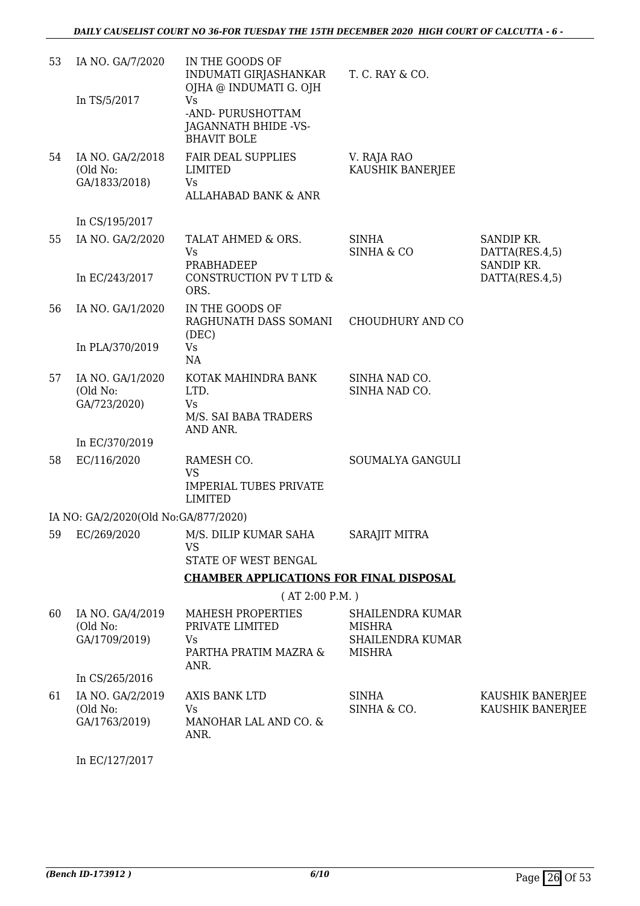| | | | | |
|---|---|---|---|---|
| 53 | IA NO. GA/7/2020<br><br>In TS/5/2017 | IN THE GOODS OF INDUMATI GIRJASHANKAR OJHA @ INDUMATI G. OJH<br>Vs<br>-AND- PURUSHOTTAM JAGANNATH BHIDE -VS- BHAVIT BOLE | T. C. RAY & CO. | |
| 54 | IA NO. GA/2/2018<br>(Old No: GA/1833/2018)<br><br>In CS/195/2017 | FAIR DEAL SUPPLIES LIMITED<br>Vs<br>ALLAHABAD BANK & ANR | V. RAJA RAO<br>KAUSHIK BANERJEE | |
| 55 | IA NO. GA/2/2020<br><br>In EC/243/2017 | TALAT AHMED & ORS.<br>Vs<br>PRABHADEEP CONSTRUCTION PV T LTD & ORS. | SINHA<br>SINHA & CO | SANDIP KR. DATTA(RES.4,5)<br>SANDIP KR. DATTA(RES.4,5) |
| 56 | IA NO. GA/1/2020<br><br>In PLA/370/2019 | IN THE GOODS OF RAGHUNATH DASS SOMANI (DEC)<br>Vs<br>NA | CHOUDHURY AND CO | |
| 57 | IA NO. GA/1/2020<br>(Old No: GA/723/2020)<br><br>In EC/370/2019 | KOTAK MAHINDRA BANK LTD.<br>Vs<br>M/S. SAI BABA TRADERS AND ANR. | SINHA NAD CO.<br>SINHA NAD CO. | |
| 58 | EC/116/2020<br><br>IA NO: GA/2/2020(Old No:GA/877/2020) | RAMESH CO.<br>VS<br>IMPERIAL TUBES PRIVATE LIMITED | SOUMALYA GANGULI | |
| 59 | EC/269/2020 | M/S. DILIP KUMAR SAHA<br>VS<br>STATE OF WEST BENGAL | SARAJIT MITRA | |

**CHAMBER APPLICATIONS FOR FINAL DISPOSAL**

( AT 2:00 P.M. )

| | | | | |
|---|---|---|---|---|
| 60 | IA NO. GA/4/2019<br>(Old No: GA/1709/2019)<br><br>In CS/265/2016 | MAHESH PROPERTIES PRIVATE LIMITED<br>Vs<br>PARTHA PRATIM MAZRA & ANR. | SHAILENDRA KUMAR MISHRA<br>SHAILENDRA KUMAR MISHRA | |
| 61 | IA NO. GA/2/2019<br>(Old No: GA/1763/2019)<br><br>In EC/127/2017 | AXIS BANK LTD<br>Vs<br>MANOHAR LAL AND CO. & ANR. | SINHA<br>SINHA & CO. | KAUSHIK BANERJEE<br>KAUSHIK BANERJEE |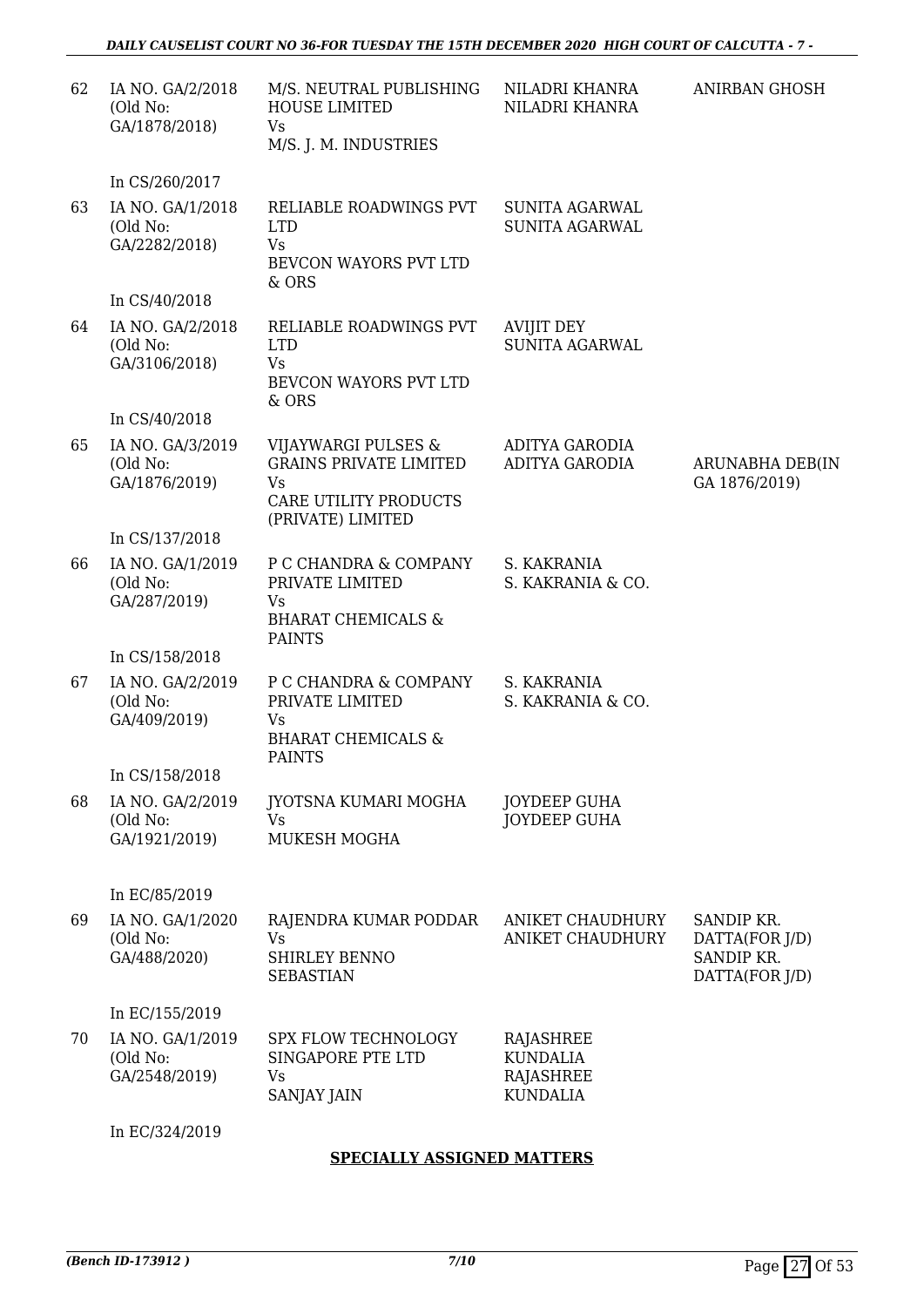| | | | | |
|---|---|---|---|---|
| 62 | IA NO. GA/2/2018 (Old No: GA/1878/2018)<br><br>In CS/260/2017 | M/S. NEUTRAL PUBLISHING HOUSE LIMITED<br>Vs<br>M/S. J. M. INDUSTRIES | NILADRI KHANRA<br>NILADRI KHANRA | ANIRBAN GHOSH |
| 63 | IA NO. GA/1/2018 (Old No: GA/2282/2018)<br><br>In CS/40/2018 | RELIABLE ROADWINGS PVT LTD<br>Vs<br>BEVCON WAYORS PVT LTD & ORS | SUNITA AGARWAL<br>SUNITA AGARWAL | |
| 64 | IA NO. GA/2/2018 (Old No: GA/3106/2018)<br><br>In CS/40/2018 | RELIABLE ROADWINGS PVT LTD<br>Vs<br>BEVCON WAYORS PVT LTD & ORS | AVIJIT DEY<br>SUNITA AGARWAL | |
| 65 | IA NO. GA/3/2019 (Old No: GA/1876/2019)<br><br>In CS/137/2018 | VIJAYWARGI PULSES & GRAINS PRIVATE LIMITED<br>Vs<br>CARE UTILITY PRODUCTS (PRIVATE) LIMITED | ADITYA GARODIA<br>ADITYA GARODIA | ARUNABHA DEB(IN GA 1876/2019) |
| 66 | IA NO. GA/1/2019 (Old No: GA/287/2019)<br><br>In CS/158/2018 | P C CHANDRA & COMPANY PRIVATE LIMITED<br>Vs<br>BHARAT CHEMICALS & PAINTS | S. KAKRANIA<br>S. KAKRANIA & CO. | |
| 67 | IA NO. GA/2/2019 (Old No: GA/409/2019)<br><br>In CS/158/2018 | P C CHANDRA & COMPANY PRIVATE LIMITED<br>Vs<br>BHARAT CHEMICALS & PAINTS | S. KAKRANIA<br>S. KAKRANIA & CO. | |
| 68 | IA NO. GA/2/2019 (Old No: GA/1921/2019)<br><br>In EC/85/2019 | JYOTSNA KUMARI MOGHA<br>Vs<br>MUKESH MOGHA | JOYDEEP GUHA<br>JOYDEEP GUHA | |
| 69 | IA NO. GA/1/2020 (Old No: GA/488/2020)<br><br>In EC/155/2019 | RAJENDRA KUMAR PODDAR<br>Vs<br>SHIRLEY BENNO SEBASTIAN | ANIKET CHAUDHURY<br>ANIKET CHAUDHURY | SANDIP KR. DATTA(FOR J/D)<br>SANDIP KR. DATTA(FOR J/D) |
| 70 | IA NO. GA/1/2019 (Old No: GA/2548/2019)<br><br>In EC/324/2019 | SPX FLOW TECHNOLOGY SINGAPORE PTE LTD<br>Vs<br>SANJAY JAIN | RAJASHREE KUNDALIA<br>RAJASHREE KUNDALIA | |

**SPECIALLY ASSIGNED MATTERS**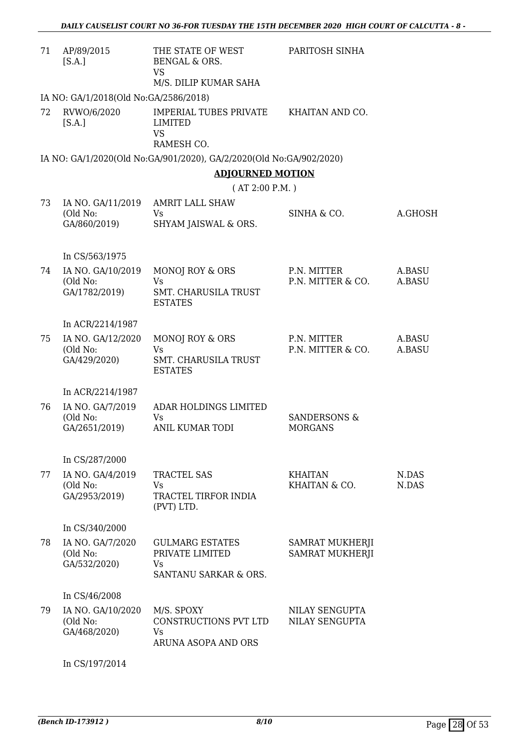| | | | | |
|---|---|---|---|---|
| 71 | AP/89/2015 [S.A.] | THE STATE OF WEST BENGAL & ORS. VS M/S. DILIP KUMAR SAHA | PARITOSH SINHA | |

IA NO: GA/1/2018(Old No:GA/2586/2018)

| | | | | |
|---|---|---|---|---|
| 72 | RVWO/6/2020 [S.A.] | IMPERIAL TUBES PRIVATE LIMITED VS RAMESH CO. | KHAITAN AND CO. | |

IA NO: GA/1/2020(Old No:GA/901/2020), GA/2/2020(Old No:GA/902/2020)

## ADJOURNED MOTION

( AT 2:00 P.M. )

| | | | | |
|---|---|---|---|---|
| 73 | IA NO. GA/11/2019 (Old No: GA/860/2019) | AMRIT LALL SHAW Vs SHYAM JAISWAL & ORS. | SINHA & CO. | A.GHOSH |
| | In CS/563/1975 | | | |
| 74 | IA NO. GA/10/2019 (Old No: GA/1782/2019) | MONOJ ROY & ORS Vs SMT. CHARUSILA TRUST ESTATES | P.N. MITTER P.N. MITTER & CO. | A.BASU A.BASU |
| | In ACR/2214/1987 | | | |
| 75 | IA NO. GA/12/2020 (Old No: GA/429/2020) | MONOJ ROY & ORS Vs SMT. CHARUSILA TRUST ESTATES | P.N. MITTER P.N. MITTER & CO. | A.BASU A.BASU |
| | In ACR/2214/1987 | | | |
| 76 | IA NO. GA/7/2019 (Old No: GA/2651/2019) | ADAR HOLDINGS LIMITED Vs ANIL KUMAR TODI | SANDERSONS & MORGANS | |
| | In CS/287/2000 | | | |
| 77 | IA NO. GA/4/2019 (Old No: GA/2953/2019) | TRACTEL SAS Vs TRACTEL TIRFOR INDIA (PVT) LTD. | KHAITAN KHAITAN & CO. | N.DAS N.DAS |
| | In CS/340/2000 | | | |
| 78 | IA NO. GA/7/2020 (Old No: GA/532/2020) | GULMARG ESTATES PRIVATE LIMITED Vs SANTANU SARKAR & ORS. | SAMRAT MUKHERJI SAMRAT MUKHERJI | |
| | In CS/46/2008 | | | |
| 79 | IA NO. GA/10/2020 (Old No: GA/468/2020) | M/S. SPOXY CONSTRUCTIONS PVT LTD Vs ARUNA ASOPA AND ORS | NILAY SENGUPTA NILAY SENGUPTA | |
| | In CS/197/2014 | | | |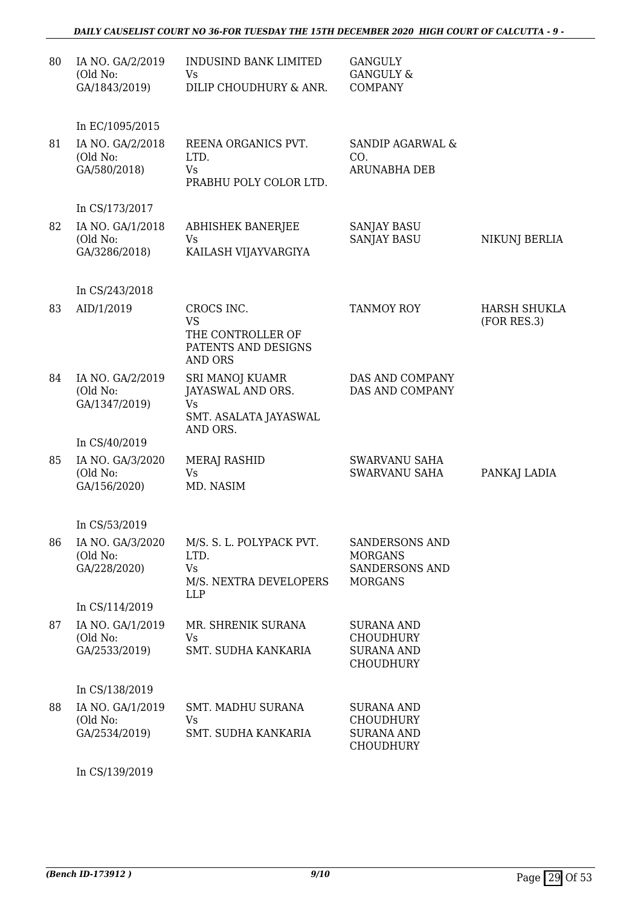| | | | | |
|---|---|---|---|---|
| 80 | IA NO. GA/2/2019 (Old No: GA/1843/2019) | INDUSIND BANK LIMITED Vs DILIP CHOUDHURY & ANR. | GANGULY GANGULY & COMPANY | |
| | In EC/1095/2015 | | | |
| 81 | IA NO. GA/2/2018 (Old No: GA/580/2018) | REENA ORGANICS PVT. LTD. Vs PRABHU POLY COLOR LTD. | SANDIP AGARWAL & CO. ARUNABHA DEB | |
| | In CS/173/2017 | | | |
| 82 | IA NO. GA/1/2018 (Old No: GA/3286/2018) | ABHISHEK BANERJEE Vs KAILASH VIJAYVARGIYA | SANJAY BASU SANJAY BASU | NIKUNJ BERLIA |
| | In CS/243/2018 | | | |
| 83 | AID/1/2019 | CROCS INC. VS THE CONTROLLER OF PATENTS AND DESIGNS AND ORS | TANMOY ROY | HARSH SHUKLA (FOR RES.3) |
| 84 | IA NO. GA/2/2019 (Old No: GA/1347/2019) | SRI MANOJ KUAMR JAYASWAL AND ORS. Vs SMT. ASALATA JAYASWAL AND ORS. | DAS AND COMPANY DAS AND COMPANY | |
| | In CS/40/2019 | | | |
| 85 | IA NO. GA/3/2020 (Old No: GA/156/2020) | MERAJ RASHID Vs MD. NASIM | SWARVANU SAHA SWARVANU SAHA | PANKAJ LADIA |
| | In CS/53/2019 | | | |
| 86 | IA NO. GA/3/2020 (Old No: GA/228/2020) | M/S. S. L. POLYPACK PVT. LTD. Vs M/S. NEXTRA DEVELOPERS LLP | SANDERSONS AND MORGANS SANDERSONS AND MORGANS | |
| | In CS/114/2019 | | | |
| 87 | IA NO. GA/1/2019 (Old No: GA/2533/2019) | MR. SHRENIK SURANA Vs SMT. SUDHA KANKARIA | SURANA AND CHOUDHURY SURANA AND CHOUDHURY | |
| | In CS/138/2019 | | | |
| 88 | IA NO. GA/1/2019 (Old No: GA/2534/2019) | SMT. MADHU SURANA Vs SMT. SUDHA KANKARIA | SURANA AND CHOUDHURY SURANA AND CHOUDHURY | |
| | In CS/139/2019 | | | |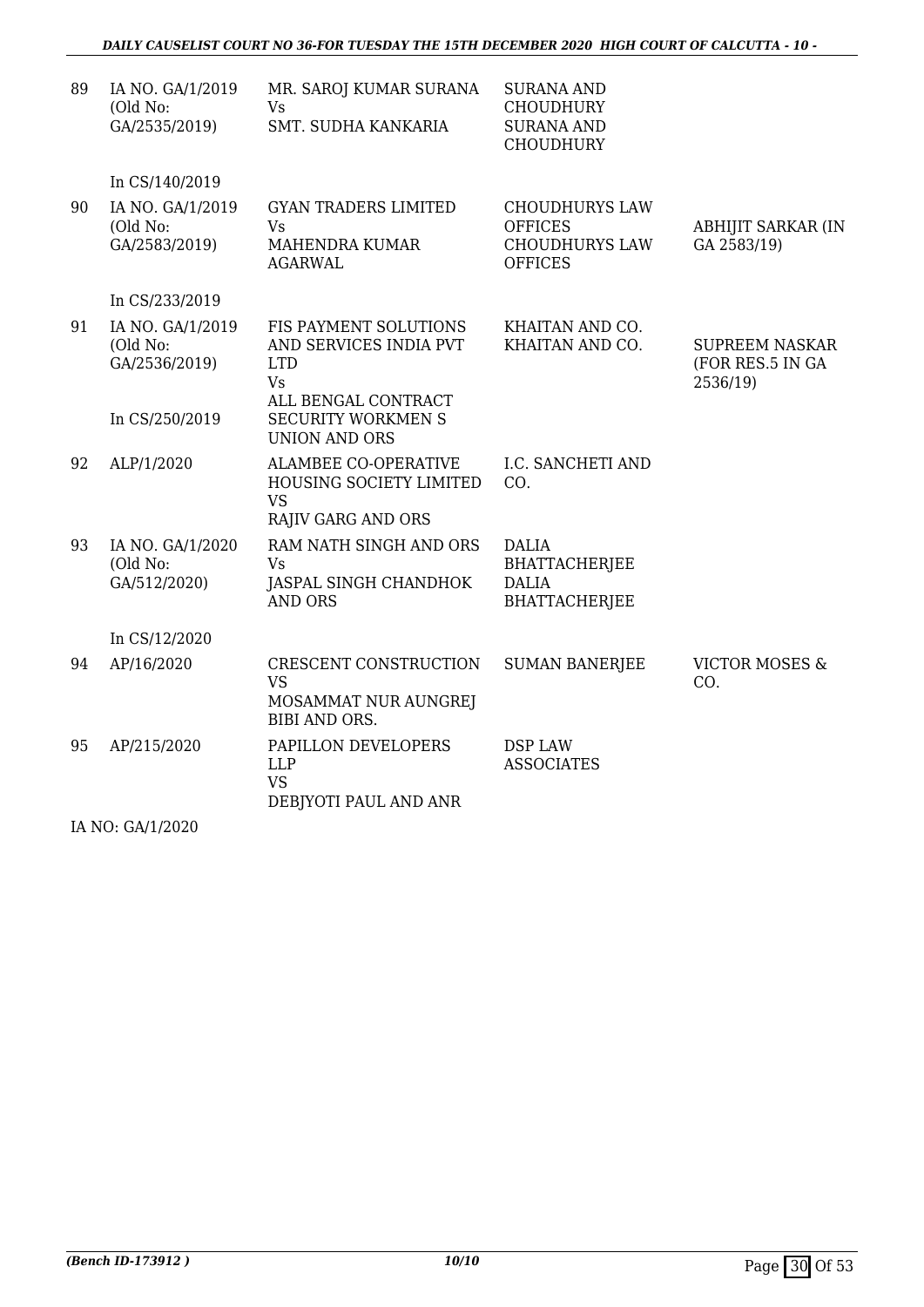| 89 | IA NO. GA/1/2019 (Old No: GA/2535/2019) | MR. SAROJ KUMAR SURANA Vs SMT. SUDHA KANKARIA | SURANA AND CHOUDHURY SURANA AND CHOUDHURY | |
|---|---|---|---|---|
| | In CS/140/2019 | | | |
| 90 | IA NO. GA/1/2019 (Old No: GA/2583/2019) | GYAN TRADERS LIMITED Vs MAHENDRA KUMAR AGARWAL | CHOUDHURYS LAW OFFICES CHOUDHURYS LAW OFFICES | ABHIJIT SARKAR (IN GA 2583/19) |
| | In CS/233/2019 | | | |
| 91 | IA NO. GA/1/2019 (Old No: GA/2536/2019) In CS/250/2019 | FIS PAYMENT SOLUTIONS AND SERVICES INDIA PVT LTD Vs ALL BENGAL CONTRACT SECURITY WORKMEN S UNION AND ORS | KHAITAN AND CO. KHAITAN AND CO. | SUPREEM NASKAR (FOR RES.5 IN GA 2536/19) |
| 92 | ALP/1/2020 | ALAMBEE CO-OPERATIVE HOUSING SOCIETY LIMITED VS RAJIV GARG AND ORS | I.C. SANCHETI AND CO. | |
| 93 | IA NO. GA/1/2020 (Old No: GA/512/2020) | RAM NATH SINGH AND ORS Vs JASPAL SINGH CHANDHOK AND ORS | DALIA BHATTACHERJEE DALIA BHATTACHERJEE | |
| | In CS/12/2020 | | | |
| 94 | AP/16/2020 | CRESCENT CONSTRUCTION VS MOSAMMAT NUR AUNGREJ BIBI AND ORS. | SUMAN BANERJEE | VICTOR MOSES & CO. |
| 95 | AP/215/2020 | PAPILLON DEVELOPERS LLP VS DEBJYOTI PAUL AND ANR | DSP LAW ASSOCIATES | |

IA NO: GA/1/2020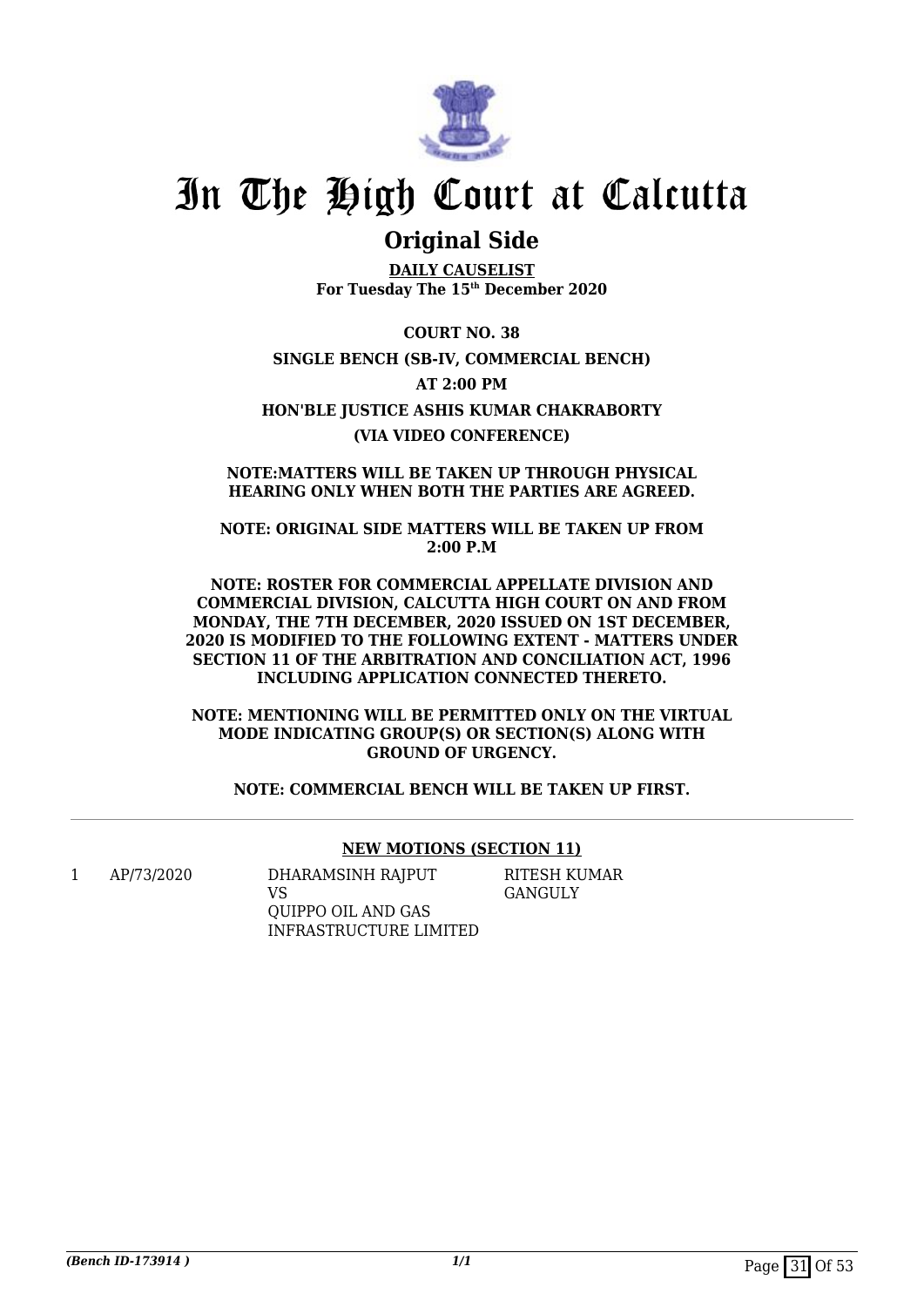# In The High Court at Calcutta

## Original Side

**DAILY CAUSELIST**
**For Tuesday The 15th December 2020**

**COURT NO. 38**

**SINGLE BENCH (SB-IV, COMMERCIAL BENCH)**

**AT 2:00 PM**

**HON'BLE JUSTICE ASHIS KUMAR CHAKRABORTY**

**(VIA VIDEO CONFERENCE)**

**NOTE:MATTERS WILL BE TAKEN UP THROUGH PHYSICAL HEARING ONLY WHEN BOTH THE PARTIES ARE AGREED.**

**NOTE: ORIGINAL SIDE MATTERS WILL BE TAKEN UP FROM 2:00 P.M**

**NOTE: ROSTER FOR COMMERCIAL APPELLATE DIVISION AND COMMERCIAL DIVISION, CALCUTTA HIGH COURT ON AND FROM MONDAY, THE 7TH DECEMBER, 2020 ISSUED ON 1ST DECEMBER, 2020 IS MODIFIED TO THE FOLLOWING EXTENT - MATTERS UNDER SECTION 11 OF THE ARBITRATION AND CONCILIATION ACT, 1996 INCLUDING APPLICATION CONNECTED THERETO.**

**NOTE: MENTIONING WILL BE PERMITTED ONLY ON THE VIRTUAL MODE INDICATING GROUP(S) OR SECTION(S) ALONG WITH GROUND OF URGENCY.**

**NOTE: COMMERCIAL BENCH WILL BE TAKEN UP FIRST.**

**NEW MOTIONS (SECTION 11)**

| | | | |
|---|---|---|---|
| 1 | AP/73/2020 | DHARAMSINH RAJPUT VS QUIPPO OIL AND GAS INFRASTRUCTURE LIMITED | RITESH KUMAR GANGULY |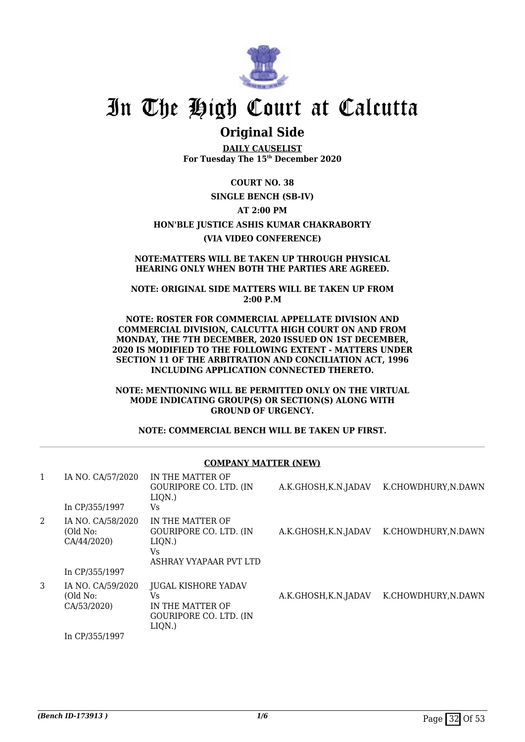# In The High Court at Calcutta

## Original Side

**DAILY CAUSELIST**
**For Tuesday The 15th December 2020**

**COURT NO. 38**

**SINGLE BENCH (SB-IV)**

**AT 2:00 PM**

**HON'BLE JUSTICE ASHIS KUMAR CHAKRABORTY**

**(VIA VIDEO CONFERENCE)**

**NOTE:MATTERS WILL BE TAKEN UP THROUGH PHYSICAL HEARING ONLY WHEN BOTH THE PARTIES ARE AGREED.**

**NOTE: ORIGINAL SIDE MATTERS WILL BE TAKEN UP FROM 2:00 P.M**

**NOTE: ROSTER FOR COMMERCIAL APPELLATE DIVISION AND COMMERCIAL DIVISION, CALCUTTA HIGH COURT ON AND FROM MONDAY, THE 7TH DECEMBER, 2020 ISSUED ON 1ST DECEMBER, 2020 IS MODIFIED TO THE FOLLOWING EXTENT - MATTERS UNDER SECTION 11 OF THE ARBITRATION AND CONCILIATION ACT, 1996 INCLUDING APPLICATION CONNECTED THERETO.**

**NOTE: MENTIONING WILL BE PERMITTED ONLY ON THE VIRTUAL MODE INDICATING GROUP(S) OR SECTION(S) ALONG WITH GROUND OF URGENCY.**

**NOTE: COMMERCIAL BENCH WILL BE TAKEN UP FIRST.**

### COMPANY MATTER (NEW)

| | | | | |
|---|---|---|---|---|
| 1 | IA NO. CA/57/2020<br><br>In CP/355/1997 | IN THE MATTER OF GOURIPORE CO. LTD. (IN LIQN.)<br>Vs | A.K.GHOSH,K.N.JADAV | K.CHOWDHURY,N.DAWN |
| 2 | IA NO. CA/58/2020 (Old No: CA/44/2020)<br><br>In CP/355/1997 | IN THE MATTER OF GOURIPORE CO. LTD. (IN LIQN.)<br>Vs<br>ASHRAY VYAPAAR PVT LTD | A.K.GHOSH,K.N.JADAV | K.CHOWDHURY,N.DAWN |
| 3 | IA NO. CA/59/2020 (Old No: CA/53/2020)<br><br>In CP/355/1997 | JUGAL KISHORE YADAV<br>Vs<br>IN THE MATTER OF GOURIPORE CO. LTD. (IN LIQN.) | A.K.GHOSH,K.N.JADAV | K.CHOWDHURY,N.DAWN |

*(Bench ID-173913 )*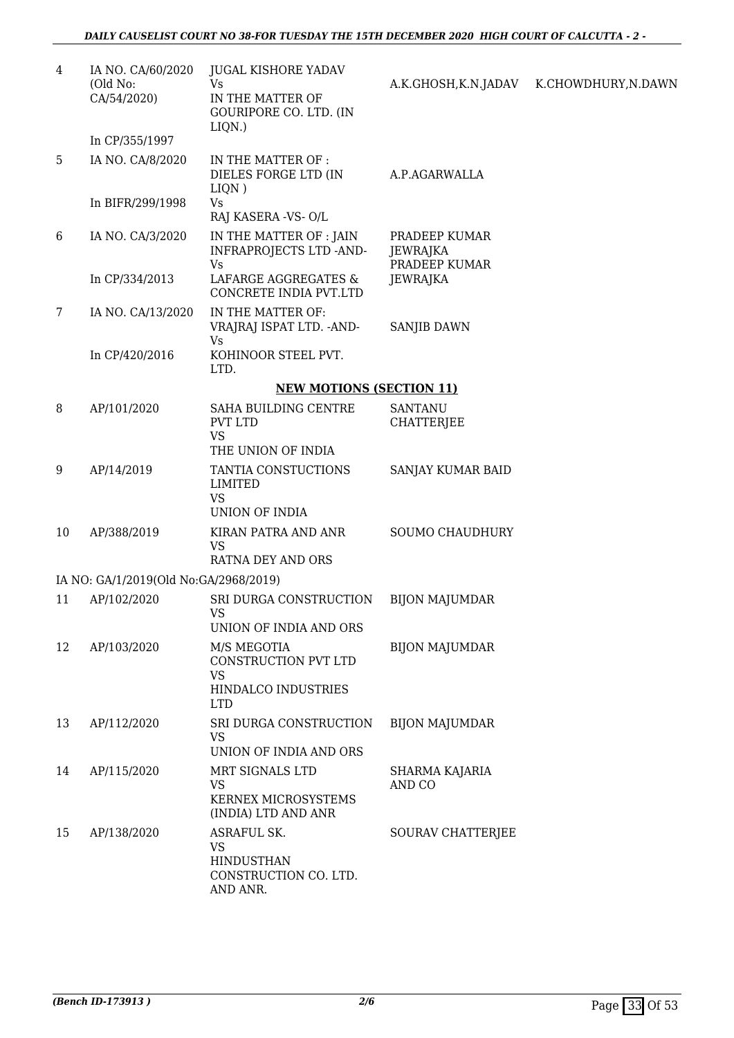| | | | | |
|---|---|---|---|---|
| 4 | IA NO. CA/60/2020 (Old No: CA/54/2020) | JUGAL KISHORE YADAV Vs IN THE MATTER OF GOURIPORE CO. LTD. (IN LIQN.) | A.K.GHOSH,K.N.JADAV | K.CHOWDHURY,N.DAWN |
| | In CP/355/1997 | | | |
| 5 | IA NO. CA/8/2020 | IN THE MATTER OF : DIELES FORGE LTD (IN LIQN ) | A.P.AGARWALLA | |
| | In BIFR/299/1998 | Vs RAJ KASERA -VS- O/L | | |
| 6 | IA NO. CA/3/2020 | IN THE MATTER OF : JAIN INFRAPROJECTS LTD -AND- Vs | PRADEEP KUMAR JEWRAJKA | |
| | In CP/334/2013 | LAFARGE AGGREGATES & CONCRETE INDIA PVT.LTD | PRADEEP KUMAR JEWRAJKA | |
| 7 | IA NO. CA/13/2020 | IN THE MATTER OF: VRAJRAJ ISPAT LTD. -AND- Vs | SANJIB DAWN | |
| | In CP/420/2016 | KOHINOOR STEEL PVT. LTD. | | |

**NEW MOTIONS (SECTION 11)**

| | | | |
|---|---|---|---|
| 8 | AP/101/2020 | SAHA BUILDING CENTRE PVT LTD VS THE UNION OF INDIA | SANTANU CHATTERJEE |
| 9 | AP/14/2019 | TANTIA CONSTUCTIONS LIMITED VS UNION OF INDIA | SANJAY KUMAR BAID |
| 10 | AP/388/2019 | KIRAN PATRA AND ANR VS RATNA DEY AND ORS | SOUMO CHAUDHURY |
| | IA NO: GA/1/2019(Old No:GA/2968/2019) | | |
| 11 | AP/102/2020 | SRI DURGA CONSTRUCTION VS UNION OF INDIA AND ORS | BIJON MAJUMDAR |
| 12 | AP/103/2020 | M/S MEGOTIA CONSTRUCTION PVT LTD VS HINDALCO INDUSTRIES LTD | BIJON MAJUMDAR |
| 13 | AP/112/2020 | SRI DURGA CONSTRUCTION VS UNION OF INDIA AND ORS | BIJON MAJUMDAR |
| 14 | AP/115/2020 | MRT SIGNALS LTD VS KERNEX MICROSYSTEMS (INDIA) LTD AND ANR | SHARMA KAJARIA AND CO |
| 15 | AP/138/2020 | ASRAFUL SK. VS HINDUSTHAN CONSTRUCTION CO. LTD. AND ANR. | SOURAV CHATTERJEE |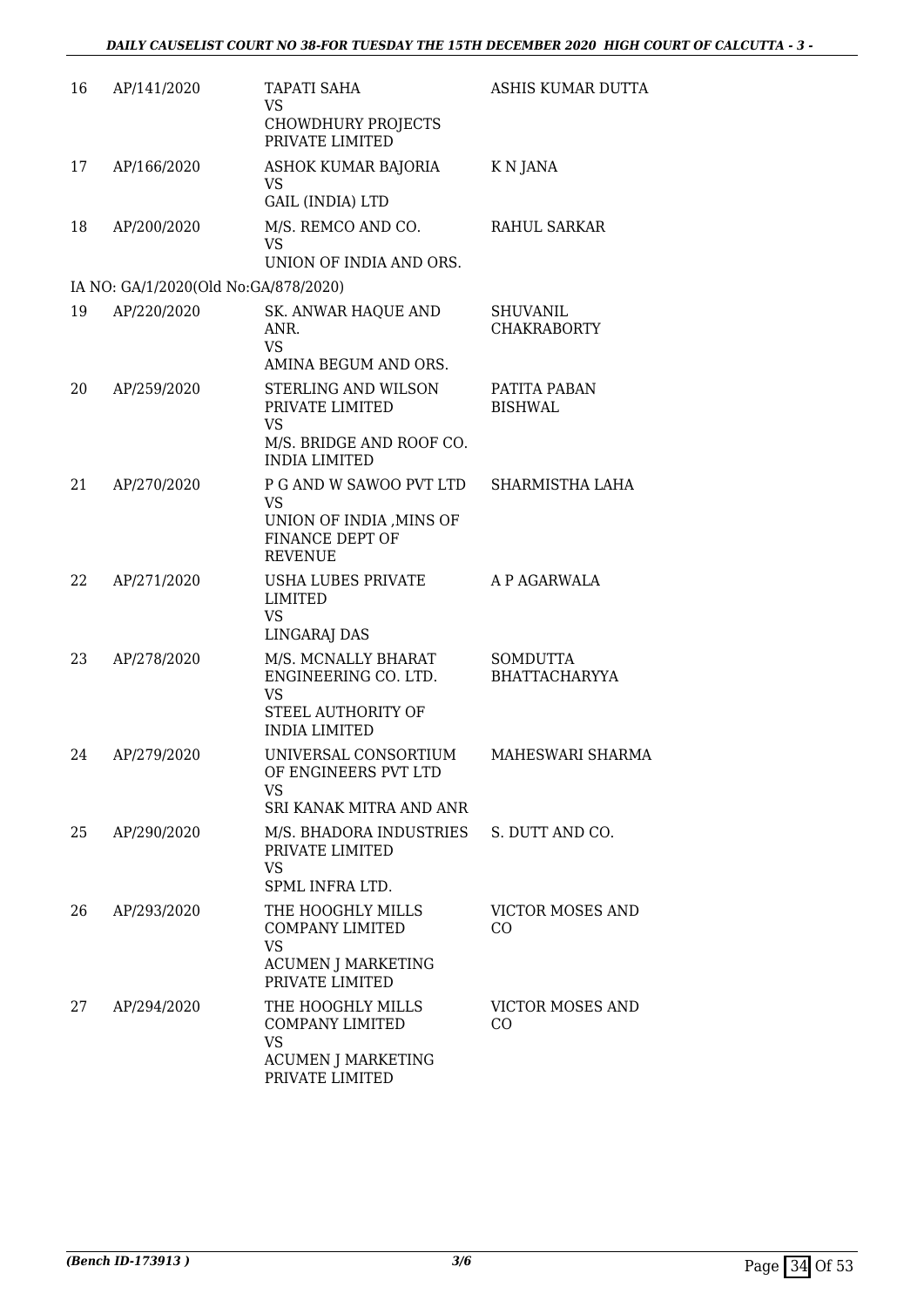| 16 | AP/141/2020 | TAPATI SAHA<br>VS<br>CHOWDHURY PROJECTS PRIVATE LIMITED | ASHIS KUMAR DUTTA |
|---|---|---|---|
| 17 | AP/166/2020 | ASHOK KUMAR BAJORIA<br>VS<br>GAIL (INDIA) LTD | K N JANA |
| 18 | AP/200/2020 | M/S. REMCO AND CO.<br>VS<br>UNION OF INDIA AND ORS. | RAHUL SARKAR |
| IA NO: GA/1/2020(Old No:GA/878/2020) | | | |
| 19 | AP/220/2020 | SK. ANWAR HAQUE AND ANR.<br>VS<br>AMINA BEGUM AND ORS. | SHUVANIL CHAKRABORTY |
| 20 | AP/259/2020 | STERLING AND WILSON PRIVATE LIMITED<br>VS<br>M/S. BRIDGE AND ROOF CO. INDIA LIMITED | PATITA PABAN BISHWAL |
| 21 | AP/270/2020 | P G AND W SAWOO PVT LTD<br>VS<br>UNION OF INDIA ,MINS OF FINANCE DEPT OF REVENUE | SHARMISTHA LAHA |
| 22 | AP/271/2020 | USHA LUBES PRIVATE LIMITED<br>VS<br>LINGARAJ DAS | A P AGARWALA |
| 23 | AP/278/2020 | M/S. MCNALLY BHARAT ENGINEERING CO. LTD.<br>VS<br>STEEL AUTHORITY OF INDIA LIMITED | SOMDUTTA BHATTACHARYYA |
| 24 | AP/279/2020 | UNIVERSAL CONSORTIUM OF ENGINEERS PVT LTD<br>VS<br>SRI KANAK MITRA AND ANR | MAHESWARI SHARMA |
| 25 | AP/290/2020 | M/S. BHADORA INDUSTRIES PRIVATE LIMITED<br>VS<br>SPML INFRA LTD. | S. DUTT AND CO. |
| 26 | AP/293/2020 | THE HOOGHLY MILLS COMPANY LIMITED<br>VS<br>ACUMEN J MARKETING PRIVATE LIMITED | VICTOR MOSES AND CO |
| 27 | AP/294/2020 | THE HOOGHLY MILLS COMPANY LIMITED<br>VS<br>ACUMEN J MARKETING PRIVATE LIMITED | VICTOR MOSES AND CO |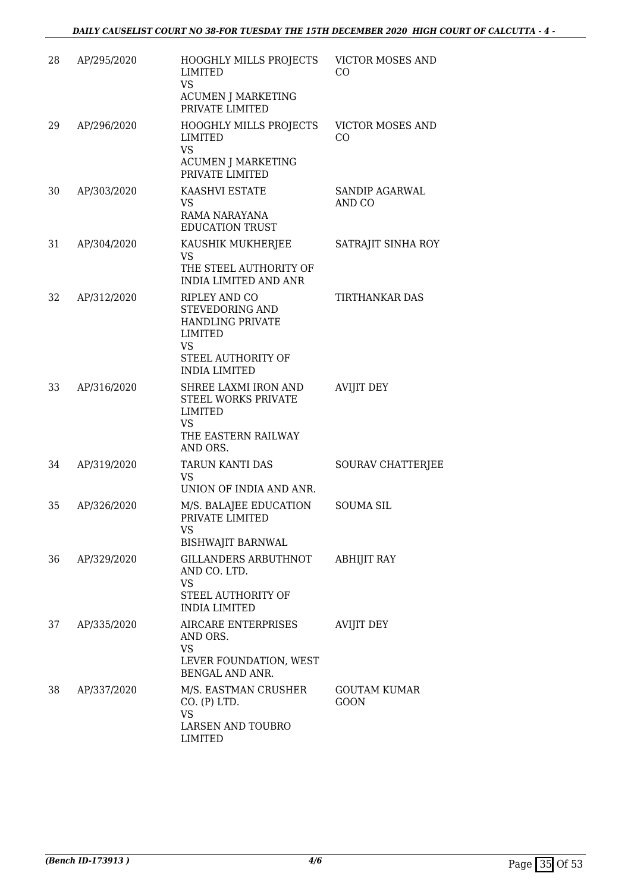| | | | |
|---|---|---|---|
| 28 | AP/295/2020 | HOOGHLY MILLS PROJECTS LIMITED<br>VS<br>ACUMEN J MARKETING PRIVATE LIMITED | VICTOR MOSES AND CO |
| 29 | AP/296/2020 | HOOGHLY MILLS PROJECTS LIMITED<br>VS<br>ACUMEN J MARKETING PRIVATE LIMITED | VICTOR MOSES AND CO |
| 30 | AP/303/2020 | KAASHVI ESTATE<br>VS<br>RAMA NARAYANA EDUCATION TRUST | SANDIP AGARWAL AND CO |
| 31 | AP/304/2020 | KAUSHIK MUKHERJEE<br>VS<br>THE STEEL AUTHORITY OF INDIA LIMITED AND ANR | SATRAJIT SINHA ROY |
| 32 | AP/312/2020 | RIPLEY AND CO STEVEDORING AND HANDLING PRIVATE LIMITED<br>VS<br>STEEL AUTHORITY OF INDIA LIMITED | TIRTHANKAR DAS |
| 33 | AP/316/2020 | SHREE LAXMI IRON AND STEEL WORKS PRIVATE LIMITED<br>VS<br>THE EASTERN RAILWAY AND ORS. | AVIJIT DEY |
| 34 | AP/319/2020 | TARUN KANTI DAS<br>VS<br>UNION OF INDIA AND ANR. | SOURAV CHATTERJEE |
| 35 | AP/326/2020 | M/S. BALAJEE EDUCATION PRIVATE LIMITED<br>VS<br>BISHWAJIT BARNWAL | SOUMA SIL |
| 36 | AP/329/2020 | GILLANDERS ARBUTHNOT AND CO. LTD.<br>VS<br>STEEL AUTHORITY OF INDIA LIMITED | ABHIJIT RAY |
| 37 | AP/335/2020 | AIRCARE ENTERPRISES AND ORS.<br>VS<br>LEVER FOUNDATION, WEST BENGAL AND ANR. | AVIJIT DEY |
| 38 | AP/337/2020 | M/S. EASTMAN CRUSHER CO. (P) LTD.<br>VS<br>LARSEN AND TOUBRO LIMITED | GOUTAM KUMAR GOON |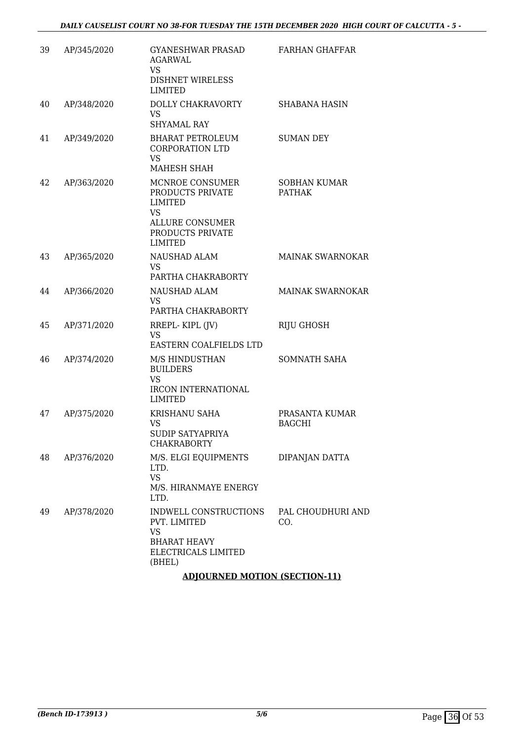| 39 | AP/345/2020 | GYANESHWAR PRASAD AGARWAL<br>VS<br>DISHNET WIRELESS LIMITED | FARHAN GHAFFAR |
|---|---|---|---|
| 40 | AP/348/2020 | DOLLY CHAKRAVORTY<br>VS<br>SHYAMAL RAY | SHABANA HASIN |
| 41 | AP/349/2020 | BHARAT PETROLEUM CORPORATION LTD<br>VS<br>MAHESH SHAH | SUMAN DEY |
| 42 | AP/363/2020 | MCNROE CONSUMER PRODUCTS PRIVATE LIMITED<br>VS<br>ALLURE CONSUMER PRODUCTS PRIVATE LIMITED | SOBHAN KUMAR PATHAK |
| 43 | AP/365/2020 | NAUSHAD ALAM<br>VS<br>PARTHA CHAKRABORTY | MAINAK SWARNOKAR |
| 44 | AP/366/2020 | NAUSHAD ALAM<br>VS<br>PARTHA CHAKRABORTY | MAINAK SWARNOKAR |
| 45 | AP/371/2020 | RREPL- KIPL (JV)<br>VS<br>EASTERN COALFIELDS LTD | RIJU GHOSH |
| 46 | AP/374/2020 | M/S HINDUSTHAN BUILDERS<br>VS<br>IRCON INTERNATIONAL LIMITED | SOMNATH SAHA |
| 47 | AP/375/2020 | KRISHANU SAHA<br>VS<br>SUDIP SATYAPRIYA CHAKRABORTY | PRASANTA KUMAR BAGCHI |
| 48 | AP/376/2020 | M/S. ELGI EQUIPMENTS LTD.<br>VS<br>M/S. HIRANMAYE ENERGY LTD. | DIPANJAN DATTA |
| 49 | AP/378/2020 | INDWELL CONSTRUCTIONS PVT. LIMITED<br>VS<br>BHARAT HEAVY ELECTRICALS LIMITED (BHEL) | PAL CHOUDHURI AND CO. |

**ADJOURNED MOTION (SECTION-11)**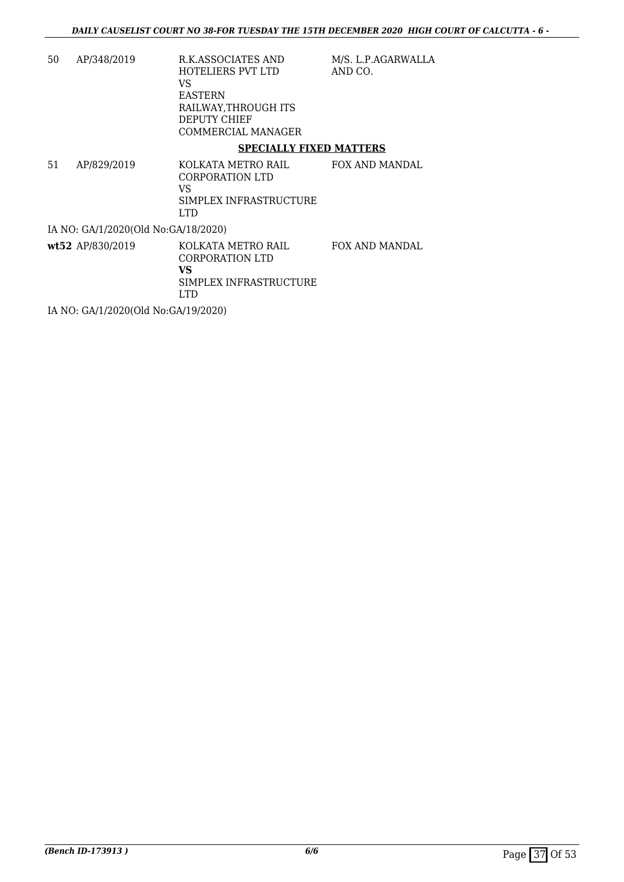| | | | |
|---|---|---|---|
| 50 | AP/348/2019 | R.K.ASSOCIATES AND HOTELIERS PVT LTD<br>VS<br>EASTERN RAILWAY,THROUGH ITS DEPUTY CHIEF COMMERCIAL MANAGER | M/S. L.P.AGARWALLA AND CO. |

**SPECIALLY FIXED MATTERS**

| | | | |
|---|---|---|---|
| 51 | AP/829/2019 | KOLKATA METRO RAIL CORPORATION LTD<br>VS<br>SIMPLEX INFRASTRUCTURE LTD | FOX AND MANDAL |

IA NO: GA/1/2020(Old No:GA/18/2020)

| | | | |
|---|---|---|---|
| **wt52** | AP/830/2019 | KOLKATA METRO RAIL CORPORATION LTD<br>**VS**<br>SIMPLEX INFRASTRUCTURE LTD | FOX AND MANDAL |

IA NO: GA/1/2020(Old No:GA/19/2020)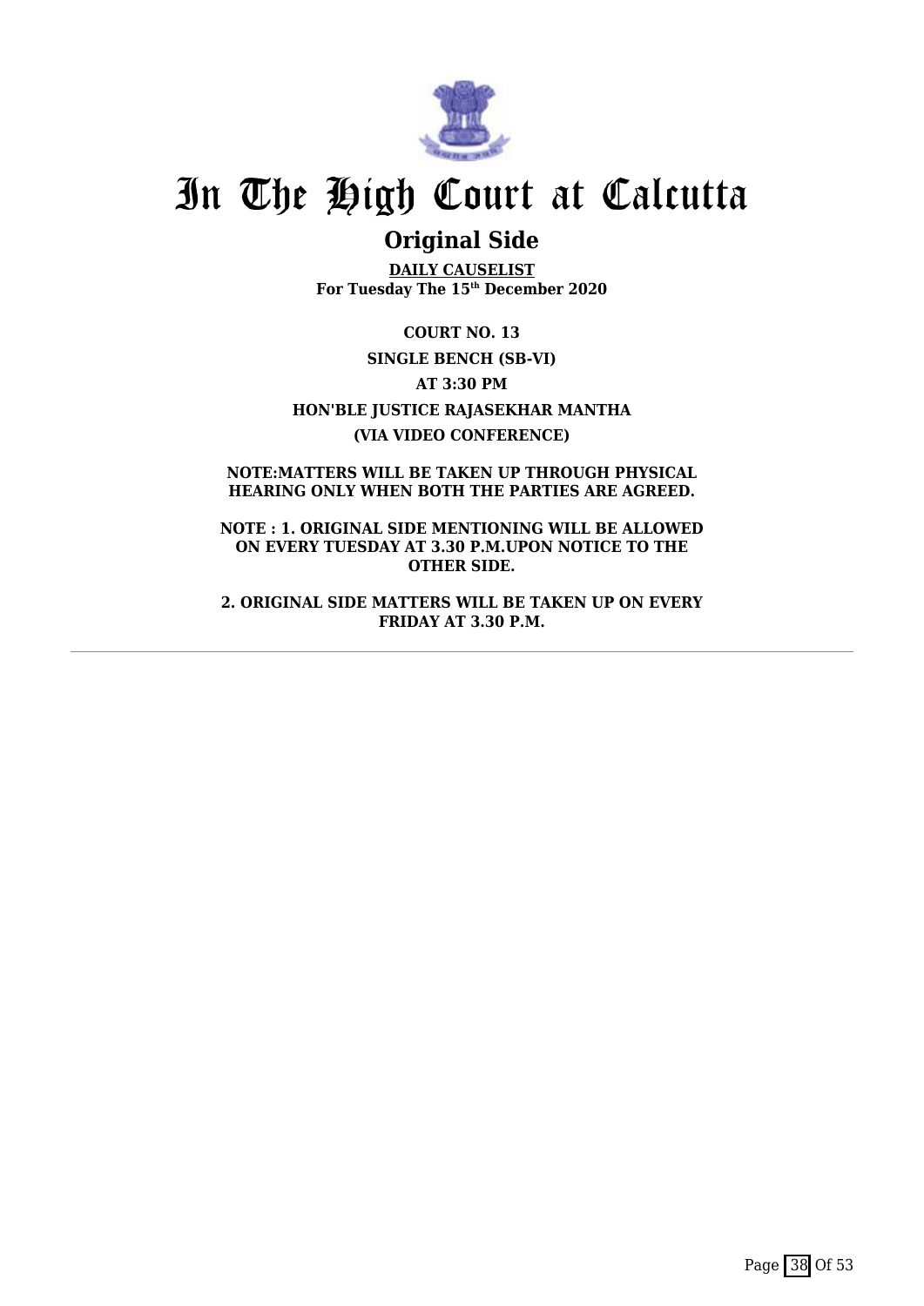# In The High Court at Calcutta

## Original Side

**DAILY CAUSELIST**
**For Tuesday The 15th December 2020**

**COURT NO. 13**

**SINGLE BENCH (SB-VI)**

**AT 3:30 PM**

**HON'BLE JUSTICE RAJASEKHAR MANTHA**

**(VIA VIDEO CONFERENCE)**

**NOTE:MATTERS WILL BE TAKEN UP THROUGH PHYSICAL HEARING ONLY WHEN BOTH THE PARTIES ARE AGREED.**

**NOTE : 1. ORIGINAL SIDE MENTIONING WILL BE ALLOWED ON EVERY TUESDAY AT 3.30 P.M.UPON NOTICE TO THE OTHER SIDE.**

**2. ORIGINAL SIDE MATTERS WILL BE TAKEN UP ON EVERY FRIDAY AT 3.30 P.M.**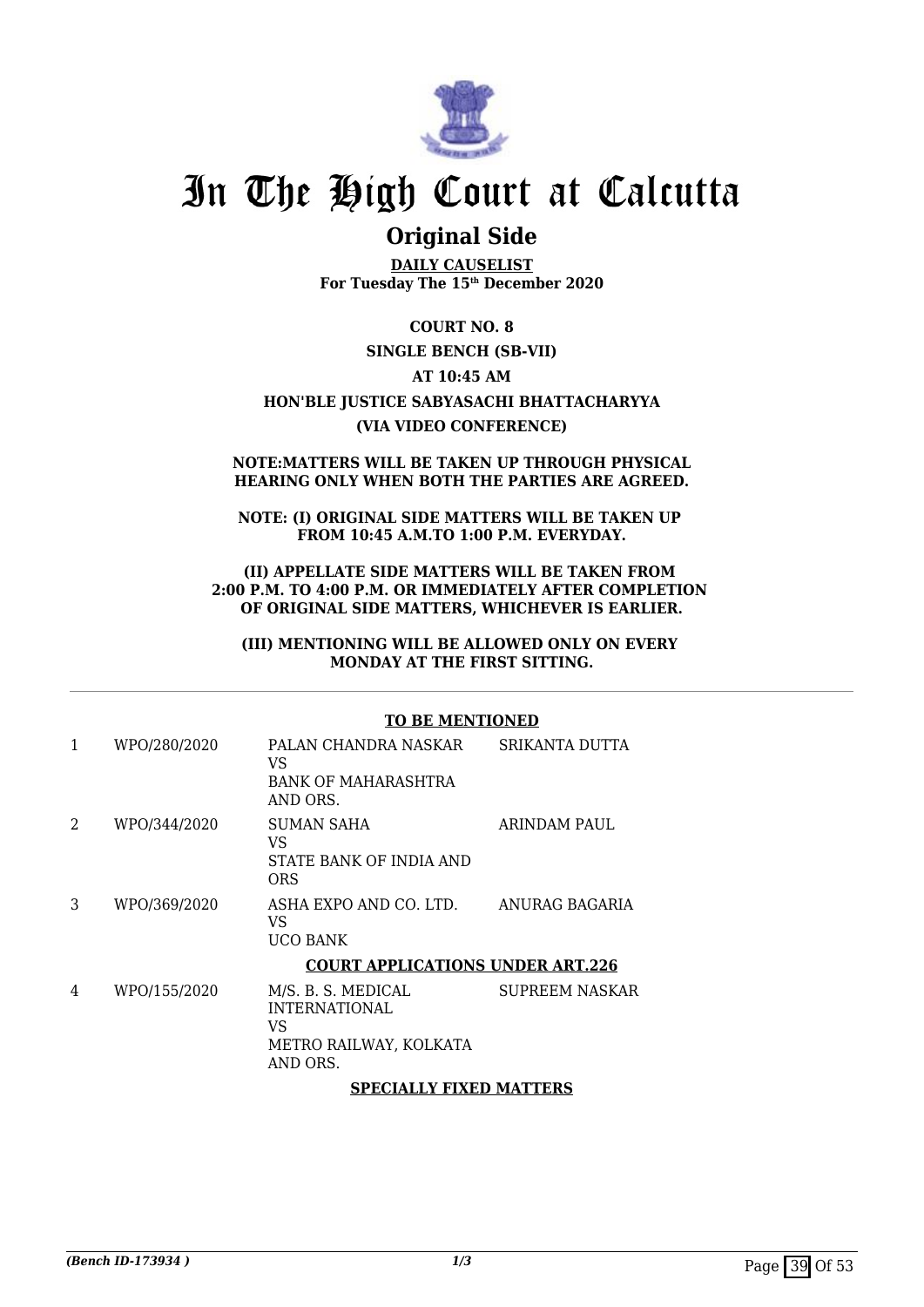# In The High Court at Calcutta

## Original Side

**DAILY CAUSELIST**
**For Tuesday The 15th December 2020**

**COURT NO. 8**

**SINGLE BENCH (SB-VII)**

**AT 10:45 AM**

**HON'BLE JUSTICE SABYASACHI BHATTACHARYYA**

**(VIA VIDEO CONFERENCE)**

**NOTE:MATTERS WILL BE TAKEN UP THROUGH PHYSICAL HEARING ONLY WHEN BOTH THE PARTIES ARE AGREED.**

**NOTE: (I) ORIGINAL SIDE MATTERS WILL BE TAKEN UP FROM 10:45 A.M.TO 1:00 P.M. EVERYDAY.**

**(II) APPELLATE SIDE MATTERS WILL BE TAKEN FROM 2:00 P.M. TO 4:00 P.M. OR IMMEDIATELY AFTER COMPLETION OF ORIGINAL SIDE MATTERS, WHICHEVER IS EARLIER.**

**(III) MENTIONING WILL BE ALLOWED ONLY ON EVERY MONDAY AT THE FIRST SITTING.**

**TO BE MENTIONED**

| | | | |
|---|---|---|---|
| 1 | WPO/280/2020 | PALAN CHANDRA NASKAR<br>VS<br>BANK OF MAHARASHTRA AND ORS. | SRIKANTA DUTTA |
| 2 | WPO/344/2020 | SUMAN SAHA<br>VS<br>STATE BANK OF INDIA AND ORS | ARINDAM PAUL |
| 3 | WPO/369/2020 | ASHA EXPO AND CO. LTD.<br>VS<br>UCO BANK | ANURAG BAGARIA |

**COURT APPLICATIONS UNDER ART.226**

| | | | |
|---|---|---|---|
| 4 | WPO/155/2020 | M/S. B. S. MEDICAL INTERNATIONAL<br>VS<br>METRO RAILWAY, KOLKATA AND ORS. | SUPREEM NASKAR |

**SPECIALLY FIXED MATTERS**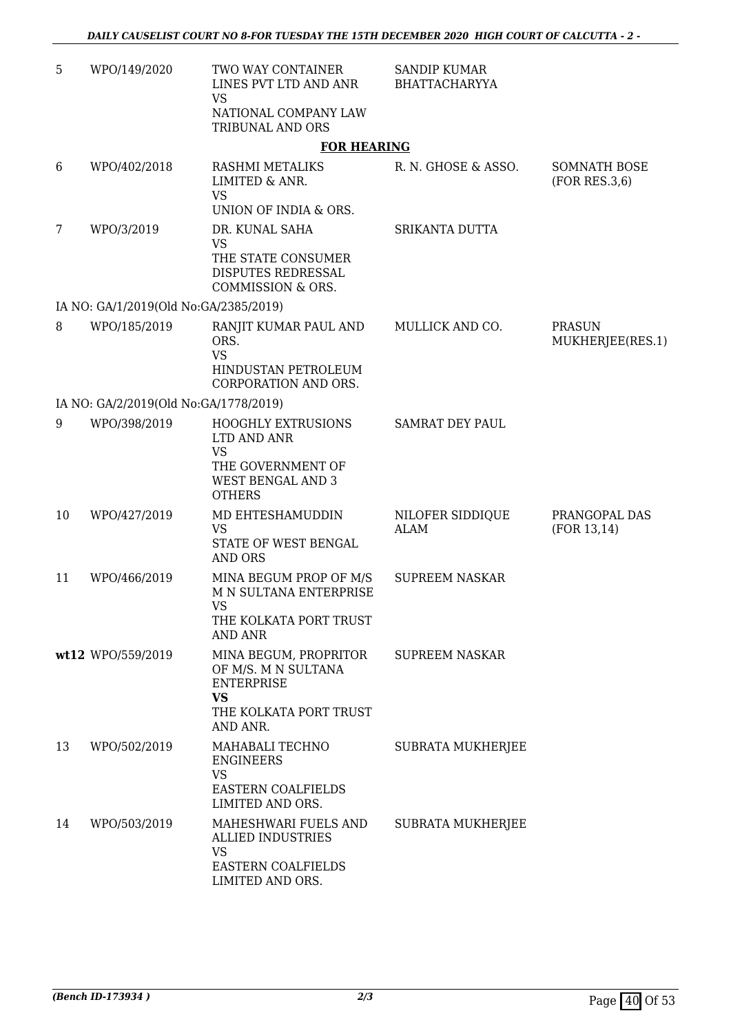| | | | | |
|---|---|---|---|---|
| 5 | WPO/149/2020 | TWO WAY CONTAINER LINES PVT LTD AND ANR<br>VS<br>NATIONAL COMPANY LAW TRIBUNAL AND ORS | SANDIP KUMAR BHATTACHARYYA | |

**FOR HEARING**

| | | | | |
|---|---|---|---|---|
| 6 | WPO/402/2018 | RASHMI METALIKS LIMITED & ANR.<br>VS<br>UNION OF INDIA & ORS. | R. N. GHOSE & ASSO. | SOMNATH BOSE (FOR RES.3,6) |
| 7 | WPO/3/2019 | DR. KUNAL SAHA<br>VS<br>THE STATE CONSUMER DISPUTES REDRESSAL COMMISSION & ORS. | SRIKANTA DUTTA | |
| | IA NO: GA/1/2019(Old No:GA/2385/2019) | | | |
| 8 | WPO/185/2019 | RANJIT KUMAR PAUL AND ORS.<br>VS<br>HINDUSTAN PETROLEUM CORPORATION AND ORS. | MULLICK AND CO. | PRASUN MUKHERJEE(RES.1) |
| | IA NO: GA/2/2019(Old No:GA/1778/2019) | | | |
| 9 | WPO/398/2019 | HOOGHLY EXTRUSIONS LTD AND ANR<br>VS<br>THE GOVERNMENT OF WEST BENGAL AND 3 OTHERS | SAMRAT DEY PAUL | |
| 10 | WPO/427/2019 | MD EHTESHAMUDDIN<br>VS<br>STATE OF WEST BENGAL AND ORS | NILOFER SIDDIQUE ALAM | PRANGOPAL DAS (FOR 13,14) |
| 11 | WPO/466/2019 | MINA BEGUM PROP OF M/S M N SULTANA ENTERPRISE<br>VS<br>THE KOLKATA PORT TRUST AND ANR | SUPREEM NASKAR | |
| **wt**12 | WPO/559/2019 | MINA BEGUM, PROPRITOR OF M/S. M N SULTANA ENTERPRISE<br>**VS**<br>THE KOLKATA PORT TRUST AND ANR. | SUPREEM NASKAR | |
| 13 | WPO/502/2019 | MAHABALI TECHNO ENGINEERS<br>VS<br>EASTERN COALFIELDS LIMITED AND ORS. | SUBRATA MUKHERJEE | |
| 14 | WPO/503/2019 | MAHESHWARI FUELS AND ALLIED INDUSTRIES<br>VS<br>EASTERN COALFIELDS LIMITED AND ORS. | SUBRATA MUKHERJEE | |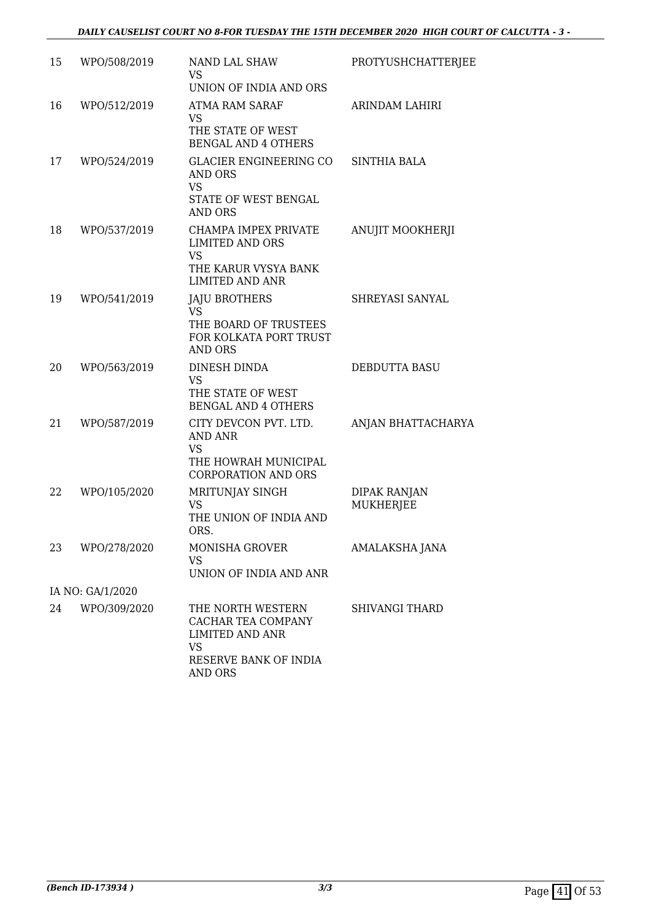| 15 | WPO/508/2019 | NAND LAL SHAW<br>VS<br>UNION OF INDIA AND ORS | PROTYUSHCHATTERJEE |
|---|---|---|---|
| 16 | WPO/512/2019 | ATMA RAM SARAF<br>VS<br>THE STATE OF WEST BENGAL AND 4 OTHERS | ARINDAM LAHIRI |
| 17 | WPO/524/2019 | GLACIER ENGINEERING CO AND ORS<br>VS<br>STATE OF WEST BENGAL AND ORS | SINTHIA BALA |
| 18 | WPO/537/2019 | CHAMPA IMPEX PRIVATE LIMITED AND ORS<br>VS<br>THE KARUR VYSYA BANK LIMITED AND ANR | ANUJIT MOOKHERJI |
| 19 | WPO/541/2019 | JAJU BROTHERS<br>VS<br>THE BOARD OF TRUSTEES FOR KOLKATA PORT TRUST AND ORS | SHREYASI SANYAL |
| 20 | WPO/563/2019 | DINESH DINDA<br>VS<br>THE STATE OF WEST BENGAL AND 4 OTHERS | DEBDUTTA BASU |
| 21 | WPO/587/2019 | CITY DEVCON PVT. LTD. AND ANR<br>VS<br>THE HOWRAH MUNICIPAL CORPORATION AND ORS | ANJAN BHATTACHARYA |
| 22 | WPO/105/2020 | MRITUNJAY SINGH<br>VS<br>THE UNION OF INDIA AND ORS. | DIPAK RANJAN MUKHERJEE |
| 23 | WPO/278/2020 | MONISHA GROVER<br>VS<br>UNION OF INDIA AND ANR | AMALAKSHA JANA |
| | IA NO: GA/1/2020 | | |
| 24 | WPO/309/2020 | THE NORTH WESTERN CACHAR TEA COMPANY LIMITED AND ANR<br>VS<br>RESERVE BANK OF INDIA AND ORS | SHIVANGI THARD |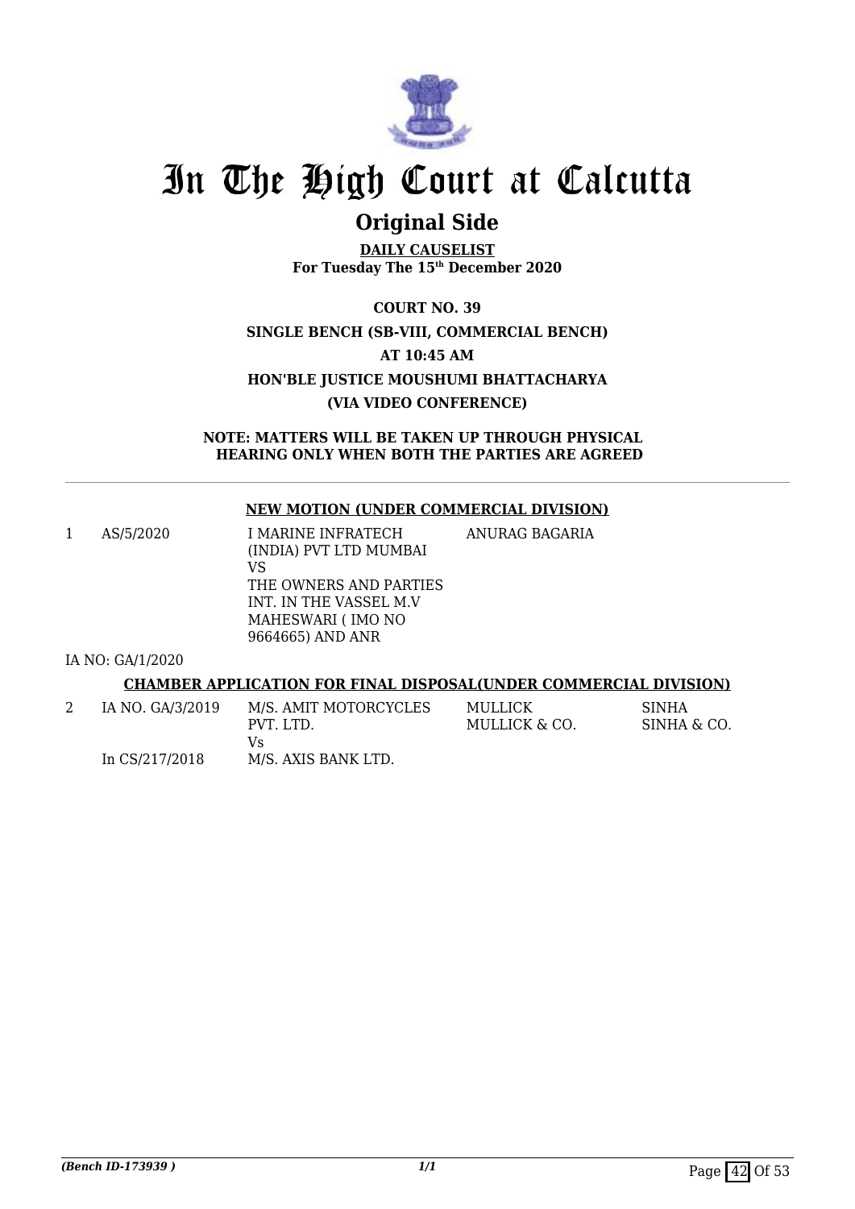# In The High Court at Calcutta

## Original Side

**DAILY CAUSELIST**
**For Tuesday The 15th December 2020**

**COURT NO. 39**

**SINGLE BENCH (SB-VIII, COMMERCIAL BENCH)**

**AT 10:45 AM**

**HON'BLE JUSTICE MOUSHUMI BHATTACHARYA**

**(VIA VIDEO CONFERENCE)**

**NOTE: MATTERS WILL BE TAKEN UP THROUGH PHYSICAL HEARING ONLY WHEN BOTH THE PARTIES ARE AGREED**

---

**NEW MOTION (UNDER COMMERCIAL DIVISION)**

| | | | | |
|---|---|---|---|---|
| 1 | AS/5/2020 | I MARINE INFRATECH (INDIA) PVT LTD MUMBAI VS THE OWNERS AND PARTIES INT. IN THE VASSEL M.V MAHESWARI ( IMO NO 9664665) AND ANR | ANURAG BAGARIA | |

IA NO: GA/1/2020

**CHAMBER APPLICATION FOR FINAL DISPOSAL(UNDER COMMERCIAL DIVISION)**

| | | | | |
|---|---|---|---|---|
| 2 | IA NO. GA/3/2019 In CS/217/2018 | M/S. AMIT MOTORCYCLES PVT. LTD. Vs M/S. AXIS BANK LTD. | MULLICK MULLICK & CO. | SINHA SINHA & CO. |

*(Bench ID-173939 )*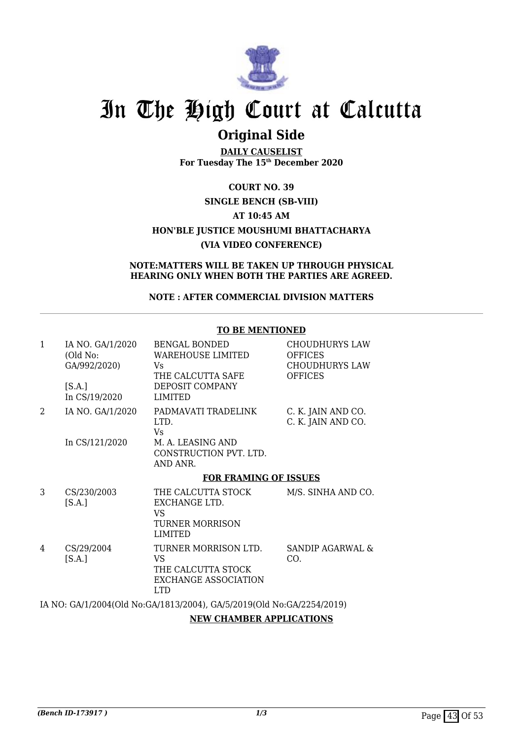# In The High Court at Calcutta

## Original Side

**DAILY CAUSELIST**
**For Tuesday The 15th December 2020**

**COURT NO. 39**

**SINGLE BENCH (SB-VIII)**

**AT 10:45 AM**

**HON'BLE JUSTICE MOUSHUMI BHATTACHARYA**

**(VIA VIDEO CONFERENCE)**

**NOTE:MATTERS WILL BE TAKEN UP THROUGH PHYSICAL HEARING ONLY WHEN BOTH THE PARTIES ARE AGREED.**

**NOTE : AFTER COMMERCIAL DIVISION MATTERS**

**TO BE MENTIONED**

| | | | |
|---|---|---|---|
| 1 | IA NO. GA/1/2020 (Old No: GA/992/2020) [S.A.] In CS/19/2020 | BENGAL BONDED WAREHOUSE LIMITED Vs THE CALCUTTA SAFE DEPOSIT COMPANY LIMITED | CHOUDHURYS LAW OFFICES CHOUDHURYS LAW OFFICES |
| 2 | IA NO. GA/1/2020 In CS/121/2020 | PADMAVATI TRADELINK LTD. Vs M. A. LEASING AND CONSTRUCTION PVT. LTD. AND ANR. | C. K. JAIN AND CO. C. K. JAIN AND CO. |

**FOR FRAMING OF ISSUES**

| | | | |
|---|---|---|---|
| 3 | CS/230/2003 [S.A.] | THE CALCUTTA STOCK EXCHANGE LTD. VS TURNER MORRISON LIMITED | M/S. SINHA AND CO. |
| 4 | CS/29/2004 [S.A.] | TURNER MORRISON LTD. VS THE CALCUTTA STOCK EXCHANGE ASSOCIATION LTD | SANDIP AGARWAL & CO. |

IA NO: GA/1/2004(Old No:GA/1813/2004), GA/5/2019(Old No:GA/2254/2019)

**NEW CHAMBER APPLICATIONS**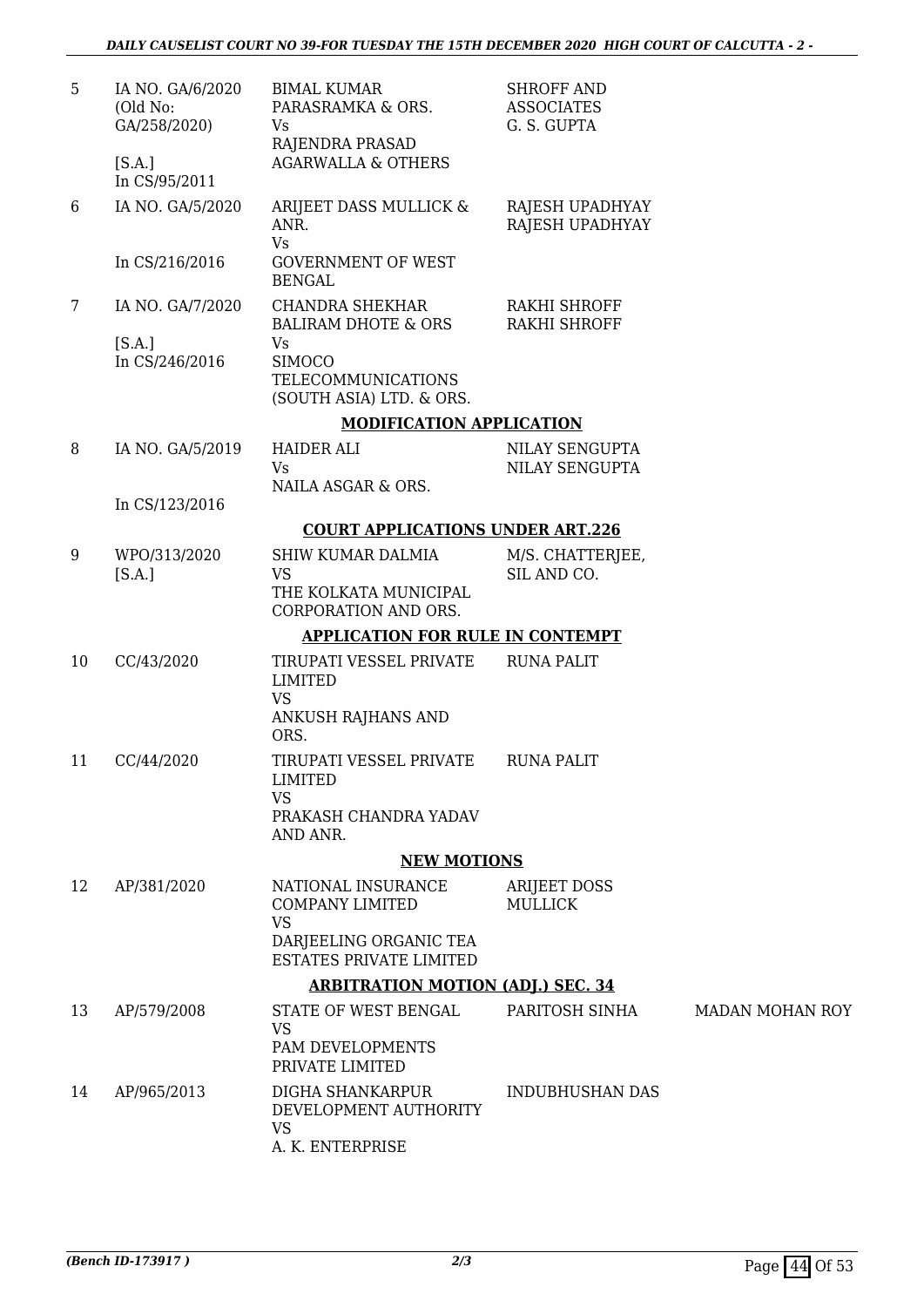| | | | | |
|---|---|---|---|---|
| 5 | IA NO. GA/6/2020 (Old No: GA/258/2020) [S.A.] In CS/95/2011 | BIMAL KUMAR PARASRAMKA & ORS. Vs RAJENDRA PRASAD AGARWALLA & OTHERS | SHROFF AND ASSOCIATES G. S. GUPTA | |
| 6 | IA NO. GA/5/2020 In CS/216/2016 | ARIJEET DASS MULLICK & ANR. Vs GOVERNMENT OF WEST BENGAL | RAJESH UPADHYAY RAJESH UPADHYAY | |
| 7 | IA NO. GA/7/2020 [S.A.] In CS/246/2016 | CHANDRA SHEKHAR BALIRAM DHOTE & ORS Vs SIMOCO TELECOMMUNICATIONS (SOUTH ASIA) LTD. & ORS. | RAKHI SHROFF RAKHI SHROFF | |

**MODIFICATION APPLICATION**

| | | | | |
|---|---|---|---|---|
| 8 | IA NO. GA/5/2019 In CS/123/2016 | HAIDER ALI Vs NAILA ASGAR & ORS. | NILAY SENGUPTA NILAY SENGUPTA | |

**COURT APPLICATIONS UNDER ART.226**

| | | | | |
|---|---|---|---|---|
| 9 | WPO/313/2020 [S.A.] | SHIW KUMAR DALMIA VS THE KOLKATA MUNICIPAL CORPORATION AND ORS. | M/S. CHATTERJEE, SIL AND CO. | |

**APPLICATION FOR RULE IN CONTEMPT**

| | | | | |
|---|---|---|---|---|
| 10 | CC/43/2020 | TIRUPATI VESSEL PRIVATE LIMITED VS ANKUSH RAJHANS AND ORS. | RUNA PALIT | |
| 11 | CC/44/2020 | TIRUPATI VESSEL PRIVATE LIMITED VS PRAKASH CHANDRA YADAV AND ANR. | RUNA PALIT | |

**NEW MOTIONS**

| | | | | |
|---|---|---|---|---|
| 12 | AP/381/2020 | NATIONAL INSURANCE COMPANY LIMITED VS DARJEELING ORGANIC TEA ESTATES PRIVATE LIMITED | ARIJEET DOSS MULLICK | |

**ARBITRATION MOTION (ADJ.) SEC. 34**

| | | | | |
|---|---|---|---|---|
| 13 | AP/579/2008 | STATE OF WEST BENGAL VS PAM DEVELOPMENTS PRIVATE LIMITED | PARITOSH SINHA | MADAN MOHAN ROY |
| 14 | AP/965/2013 | DIGHA SHANKARPUR DEVELOPMENT AUTHORITY VS A. K. ENTERPRISE | INDUBHUSHAN DAS | |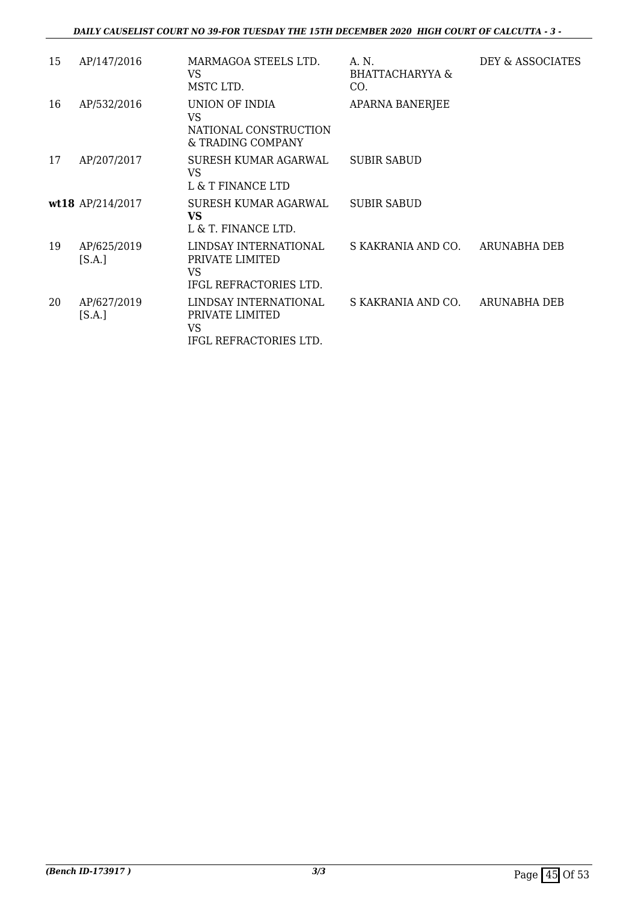| | | | | |
|---|---|---|---|---|
| 15 | AP/147/2016 | MARMAGOA STEELS LTD.<br>VS<br>MSTC LTD. | A. N. BHATTACHARYYA & CO. | DEY & ASSOCIATES |
| 16 | AP/532/2016 | UNION OF INDIA<br>VS<br>NATIONAL CONSTRUCTION & TRADING COMPANY | APARNA BANERJEE | |
| 17 | AP/207/2017 | SURESH KUMAR AGARWAL<br>VS<br>L & T FINANCE LTD | SUBIR SABUD | |
| **wt18** | AP/214/2017 | SURESH KUMAR AGARWAL<br>**VS**<br>L & T. FINANCE LTD. | SUBIR SABUD | |
| 19 | AP/625/2019 [S.A.] | LINDSAY INTERNATIONAL PRIVATE LIMITED<br>VS<br>IFGL REFRACTORIES LTD. | S KAKRANIA AND CO. | ARUNABHA DEB |
| 20 | AP/627/2019 [S.A.] | LINDSAY INTERNATIONAL PRIVATE LIMITED<br>VS<br>IFGL REFRACTORIES LTD. | S KAKRANIA AND CO. | ARUNABHA DEB |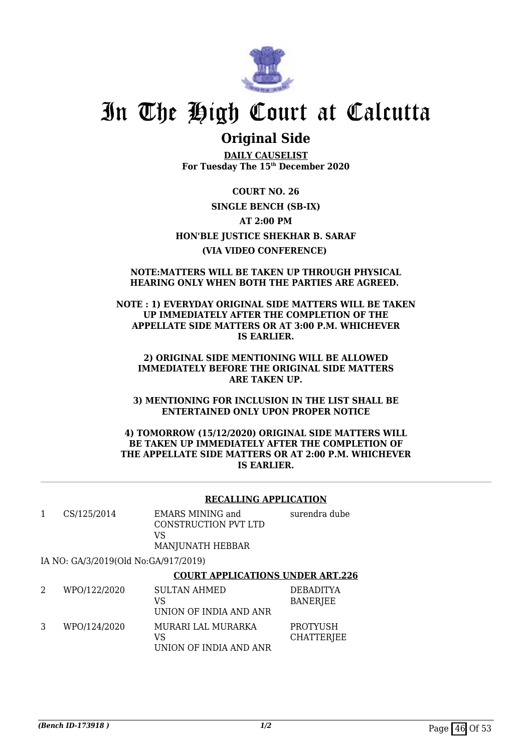# In The High Court at Calcutta

## Original Side

**DAILY CAUSELIST**
**For Tuesday The 15th December 2020**

**COURT NO. 26**

**SINGLE BENCH (SB-IX)**

**AT 2:00 PM**

**HON'BLE JUSTICE SHEKHAR B. SARAF**

**(VIA VIDEO CONFERENCE)**

**NOTE:MATTERS WILL BE TAKEN UP THROUGH PHYSICAL HEARING ONLY WHEN BOTH THE PARTIES ARE AGREED.**

**NOTE : 1) EVERYDAY ORIGINAL SIDE MATTERS WILL BE TAKEN UP IMMEDIATELY AFTER THE COMPLETION OF THE APPELLATE SIDE MATTERS OR AT 3:00 P.M. WHICHEVER IS EARLIER.**

**2) ORIGINAL SIDE MENTIONING WILL BE ALLOWED IMMEDIATELY BEFORE THE ORIGINAL SIDE MATTERS ARE TAKEN UP.**

**3) MENTIONING FOR INCLUSION IN THE LIST SHALL BE ENTERTAINED ONLY UPON PROPER NOTICE**

**4) TOMORROW (15/12/2020) ORIGINAL SIDE MATTERS WILL BE TAKEN UP IMMEDIATELY AFTER THE COMPLETION OF THE APPELLATE SIDE MATTERS OR AT 2:00 P.M. WHICHEVER IS EARLIER.**

### RECALLING APPLICATION

| | | | |
|---|---|---|---|
| 1 | CS/125/2014 | EMARS MINING and CONSTRUCTION PVT LTD VS MANJUNATH HEBBAR | surendra dube |

IA NO: GA/3/2019(Old No:GA/917/2019)

### COURT APPLICATIONS UNDER ART.226

| | | | |
|---|---|---|---|
| 2 | WPO/122/2020 | SULTAN AHMED VS UNION OF INDIA AND ANR | DEBADITYA BANERJEE |
| 3 | WPO/124/2020 | MURARI LAL MURARKA VS UNION OF INDIA AND ANR | PROTYUSH CHATTERJEE |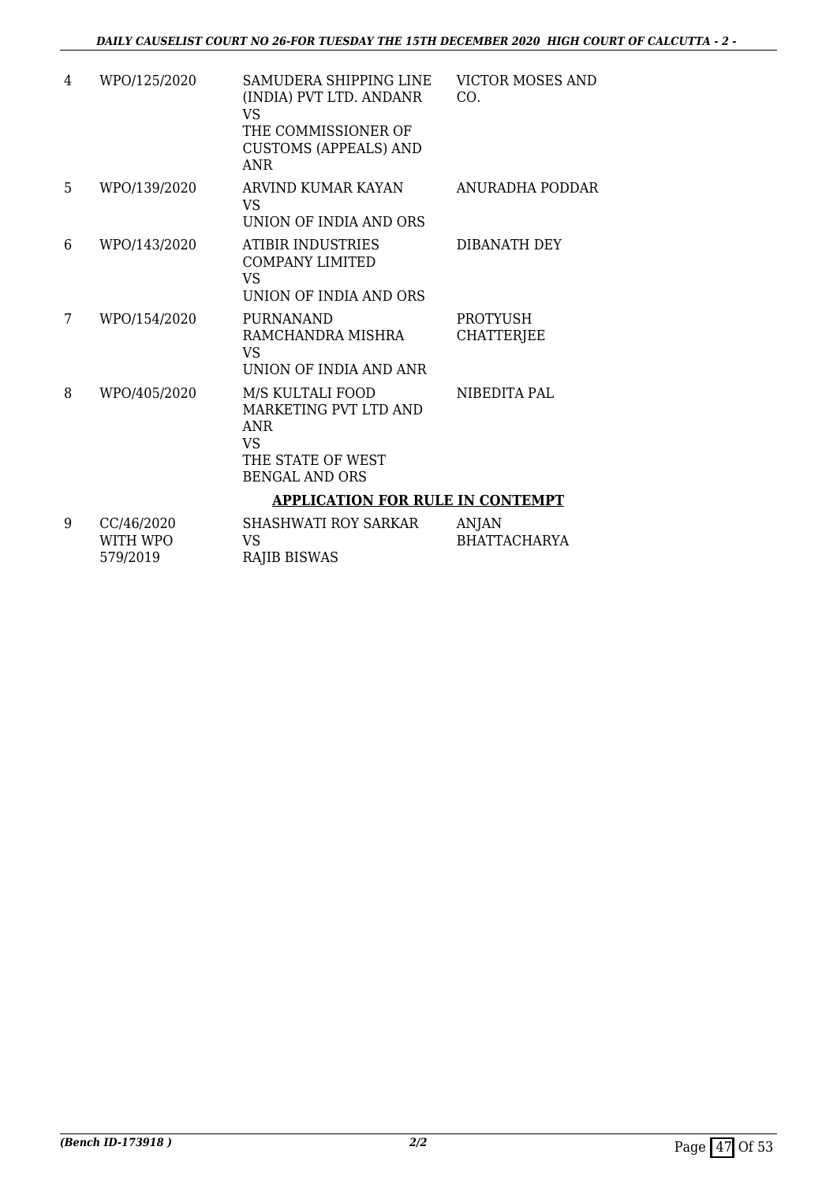| | | | |
|---|---|---|---|
| 4 | WPO/125/2020 | SAMUDERA SHIPPING LINE (INDIA) PVT LTD. ANDANR<br>VS<br>THE COMMISSIONER OF CUSTOMS (APPEALS) AND ANR | VICTOR MOSES AND CO. |
| 5 | WPO/139/2020 | ARVIND KUMAR KAYAN<br>VS<br>UNION OF INDIA AND ORS | ANURADHA PODDAR |
| 6 | WPO/143/2020 | ATIBIR INDUSTRIES COMPANY LIMITED<br>VS<br>UNION OF INDIA AND ORS | DIBANATH DEY |
| 7 | WPO/154/2020 | PURNANAND RAMCHANDRA MISHRA<br>VS<br>UNION OF INDIA AND ANR | PROTYUSH CHATTERJEE |
| 8 | WPO/405/2020 | M/S KULTALI FOOD MARKETING PVT LTD AND ANR<br>VS<br>THE STATE OF WEST BENGAL AND ORS | NIBEDITA PAL |

**APPLICATION FOR RULE IN CONTEMPT**

| | | | |
|---|---|---|---|
| 9 | CC/46/2020 WITH WPO 579/2019 | SHASHWATI ROY SARKAR<br>VS<br>RAJIB BISWAS | ANJAN BHATTACHARYA |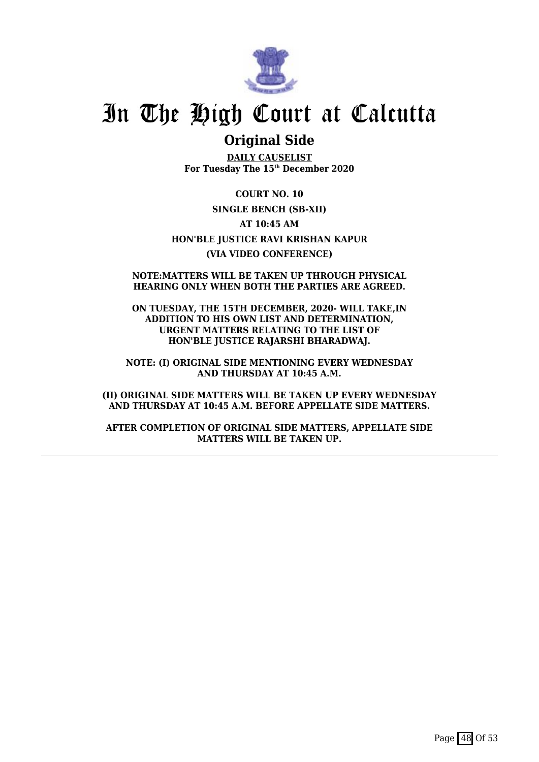# In The High Court at Calcutta

## Original Side

**DAILY CAUSELIST**
**For Tuesday The 15th December 2020**

**COURT NO. 10**

**SINGLE BENCH (SB-XII)**

**AT 10:45 AM**

**HON'BLE JUSTICE RAVI KRISHAN KAPUR**

**(VIA VIDEO CONFERENCE)**

**NOTE:MATTERS WILL BE TAKEN UP THROUGH PHYSICAL HEARING ONLY WHEN BOTH THE PARTIES ARE AGREED.**

**ON TUESDAY, THE 15TH DECEMBER, 2020- WILL TAKE,IN ADDITION TO HIS OWN LIST AND DETERMINATION, URGENT MATTERS RELATING TO THE LIST OF HON'BLE JUSTICE RAJARSHI BHARADWAJ.**

**NOTE: (I) ORIGINAL SIDE MENTIONING EVERY WEDNESDAY AND THURSDAY AT 10:45 A.M.**

**(II) ORIGINAL SIDE MATTERS WILL BE TAKEN UP EVERY WEDNESDAY AND THURSDAY AT 10:45 A.M. BEFORE APPELLATE SIDE MATTERS.**

**AFTER COMPLETION OF ORIGINAL SIDE MATTERS, APPELLATE SIDE MATTERS WILL BE TAKEN UP.**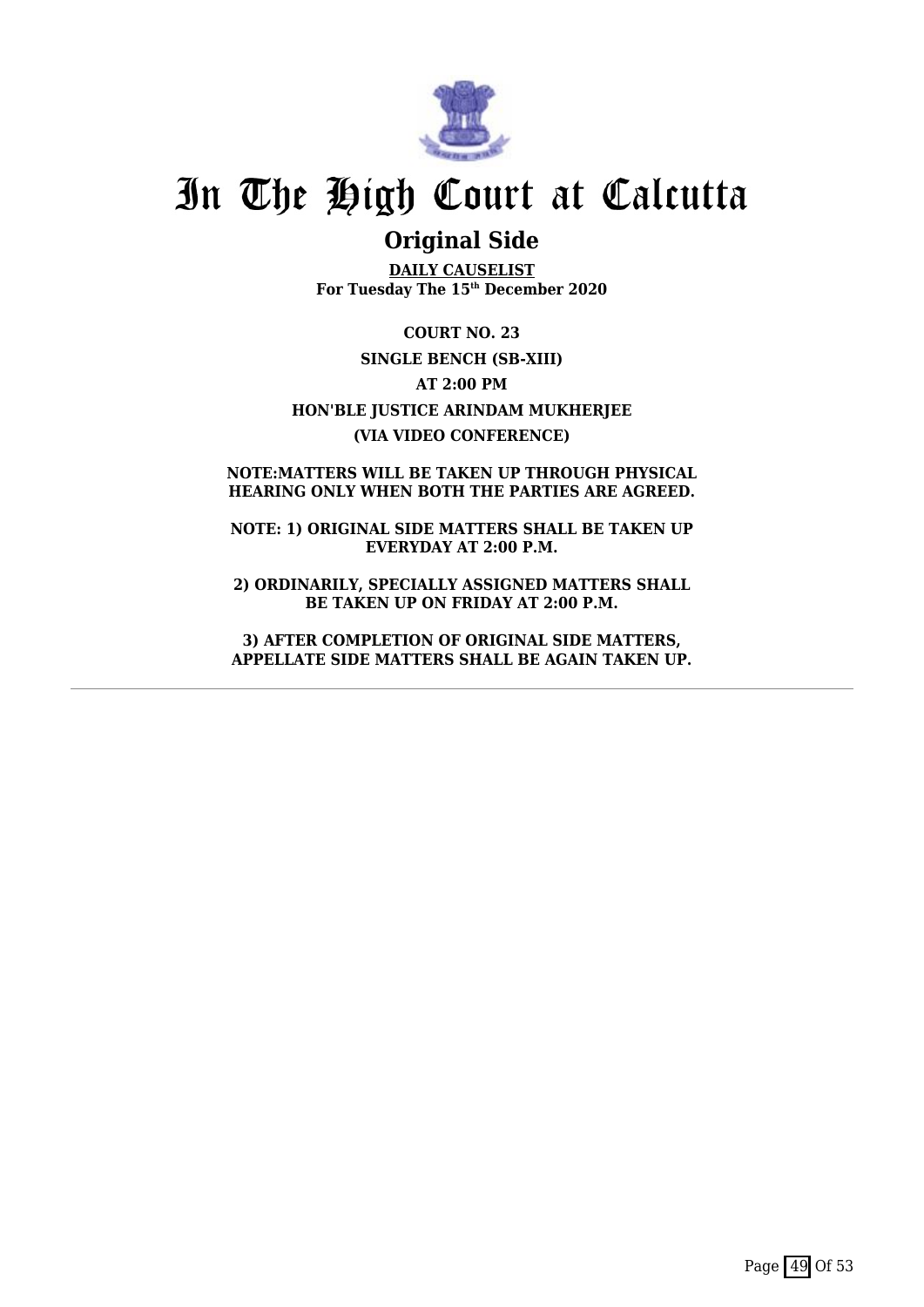# In The High Court at Calcutta

## Original Side

**DAILY CAUSELIST**
**For Tuesday The 15th December 2020**

**COURT NO. 23**

**SINGLE BENCH (SB-XIII)**

**AT 2:00 PM**

**HON'BLE JUSTICE ARINDAM MUKHERJEE**

**(VIA VIDEO CONFERENCE)**

**NOTE:MATTERS WILL BE TAKEN UP THROUGH PHYSICAL HEARING ONLY WHEN BOTH THE PARTIES ARE AGREED.**

**NOTE: 1) ORIGINAL SIDE MATTERS SHALL BE TAKEN UP EVERYDAY AT 2:00 P.M.**

**2) ORDINARILY, SPECIALLY ASSIGNED MATTERS SHALL BE TAKEN UP ON FRIDAY AT 2:00 P.M.**

**3) AFTER COMPLETION OF ORIGINAL SIDE MATTERS, APPELLATE SIDE MATTERS SHALL BE AGAIN TAKEN UP.**

---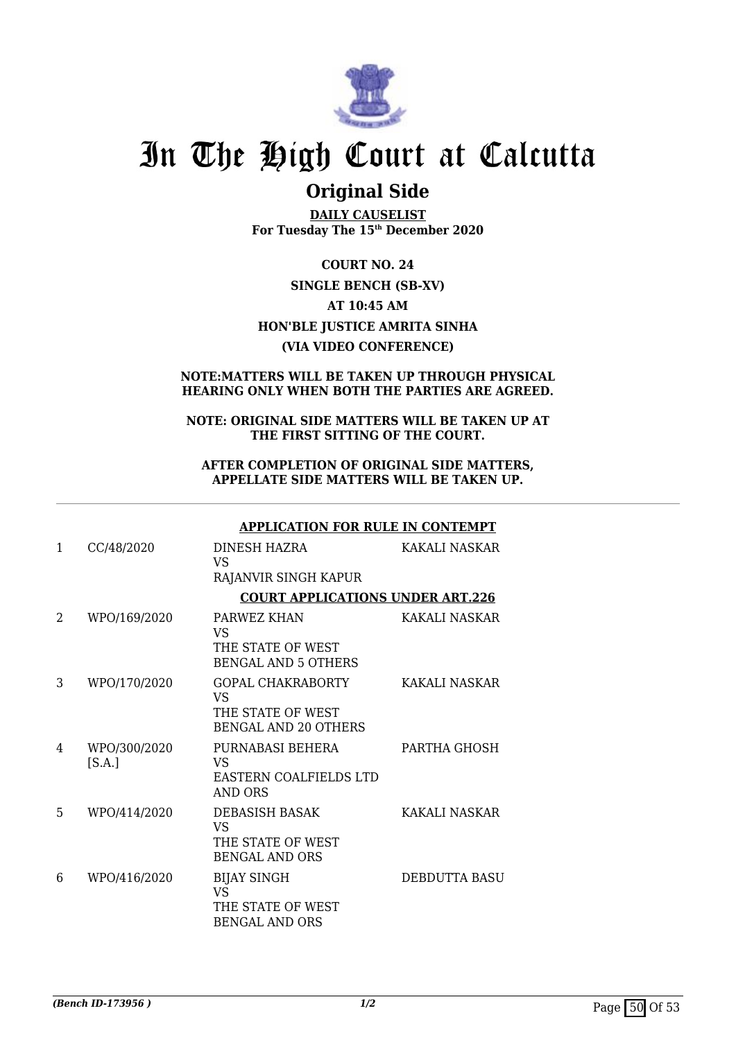# In The High Court at Calcutta

## Original Side

**DAILY CAUSELIST**
**For Tuesday The 15th December 2020**

**COURT NO. 24**
**SINGLE BENCH (SB-XV)**
**AT 10:45 AM**
**HON'BLE JUSTICE AMRITA SINHA**
**(VIA VIDEO CONFERENCE)**

**NOTE:MATTERS WILL BE TAKEN UP THROUGH PHYSICAL HEARING ONLY WHEN BOTH THE PARTIES ARE AGREED.**

**NOTE: ORIGINAL SIDE MATTERS WILL BE TAKEN UP AT THE FIRST SITTING OF THE COURT.**

**AFTER COMPLETION OF ORIGINAL SIDE MATTERS, APPELLATE SIDE MATTERS WILL BE TAKEN UP.**

**APPLICATION FOR RULE IN CONTEMPT**

| | | | |
|---|---|---|---|
| 1 | CC/48/2020 | DINESH HAZRA<br>VS<br>RAJANVIR SINGH KAPUR | KAKALI NASKAR |

**COURT APPLICATIONS UNDER ART.226**

| | | | |
|---|---|---|---|
| 2 | WPO/169/2020 | PARWEZ KHAN<br>VS<br>THE STATE OF WEST BENGAL AND 5 OTHERS | KAKALI NASKAR |
| 3 | WPO/170/2020 | GOPAL CHAKRABORTY<br>VS<br>THE STATE OF WEST BENGAL AND 20 OTHERS | KAKALI NASKAR |
| 4 | WPO/300/2020 [S.A.] | PURNABASI BEHERA<br>VS<br>EASTERN COALFIELDS LTD AND ORS | PARTHA GHOSH |
| 5 | WPO/414/2020 | DEBASISH BASAK<br>VS<br>THE STATE OF WEST BENGAL AND ORS | KAKALI NASKAR |
| 6 | WPO/416/2020 | BIJAY SINGH<br>VS<br>THE STATE OF WEST BENGAL AND ORS | DEBDUTTA BASU |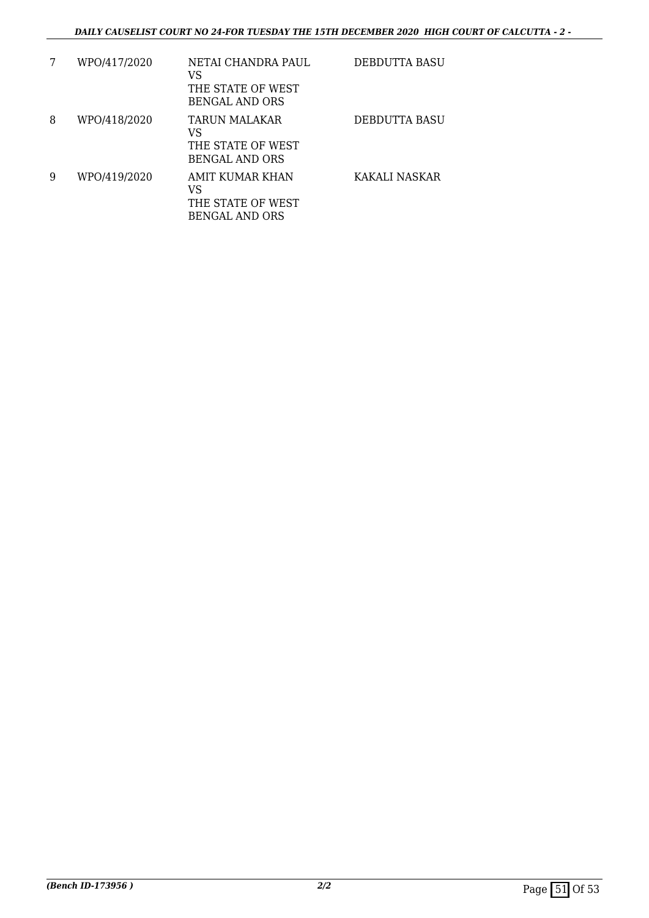| | | | |
|---|---|---|---|
| 7 | WPO/417/2020 | NETAI CHANDRA PAUL<br>VS<br>THE STATE OF WEST BENGAL AND ORS | DEBDUTTA BASU |
| 8 | WPO/418/2020 | TARUN MALAKAR<br>VS<br>THE STATE OF WEST BENGAL AND ORS | DEBDUTTA BASU |
| 9 | WPO/419/2020 | AMIT KUMAR KHAN<br>VS<br>THE STATE OF WEST BENGAL AND ORS | KAKALI NASKAR |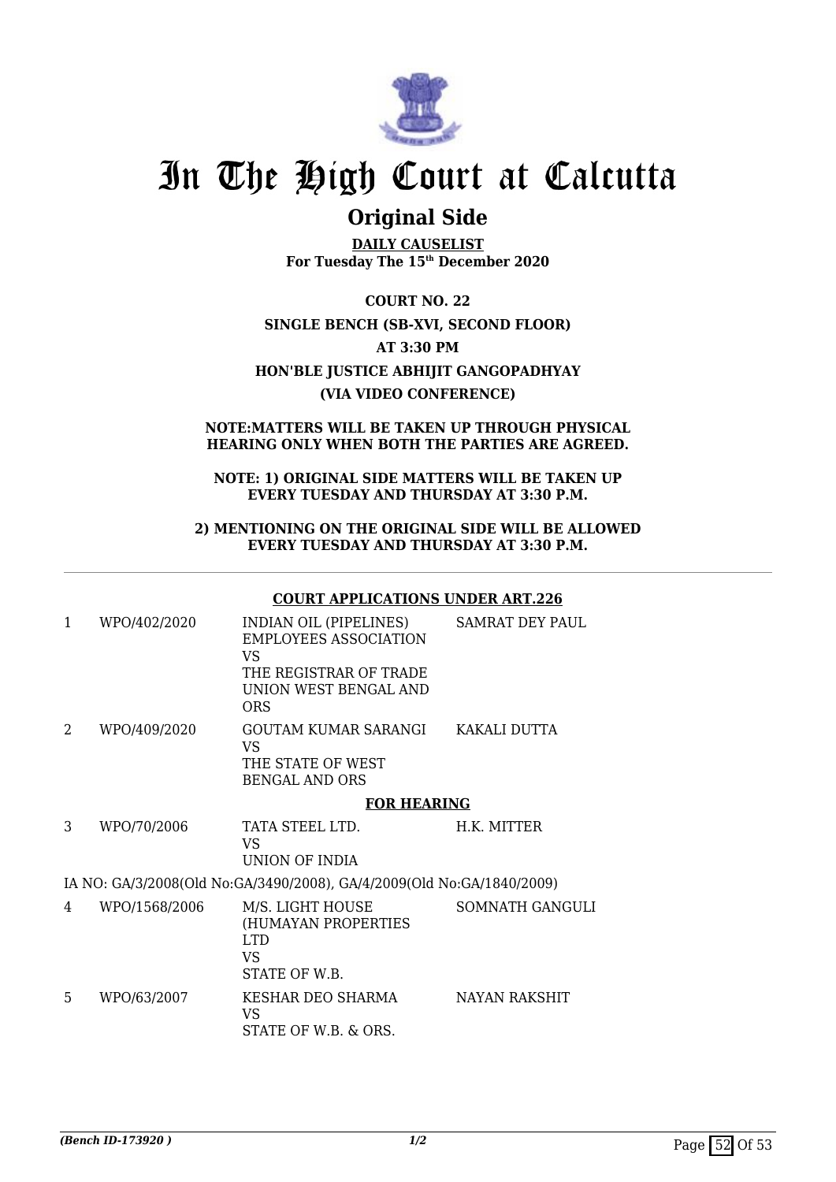# In The High Court at Calcutta

## Original Side

**DAILY CAUSELIST**
**For Tuesday The 15th December 2020**

**COURT NO. 22**

**SINGLE BENCH (SB-XVI, SECOND FLOOR)**

**AT 3:30 PM**

**HON'BLE JUSTICE ABHIJIT GANGOPADHYAY**

**(VIA VIDEO CONFERENCE)**

**NOTE:MATTERS WILL BE TAKEN UP THROUGH PHYSICAL HEARING ONLY WHEN BOTH THE PARTIES ARE AGREED.**

**NOTE: 1) ORIGINAL SIDE MATTERS WILL BE TAKEN UP EVERY TUESDAY AND THURSDAY AT 3:30 P.M.**

**2) MENTIONING ON THE ORIGINAL SIDE WILL BE ALLOWED EVERY TUESDAY AND THURSDAY AT 3:30 P.M.**

---

**COURT APPLICATIONS UNDER ART.226**

| | | | |
|---|---|---|---|
| 1 | WPO/402/2020 | INDIAN OIL (PIPELINES) EMPLOYEES ASSOCIATION<br>VS<br>THE REGISTRAR OF TRADE UNION WEST BENGAL AND ORS | SAMRAT DEY PAUL |
| 2 | WPO/409/2020 | GOUTAM KUMAR SARANGI<br>VS<br>THE STATE OF WEST BENGAL AND ORS | KAKALI DUTTA |

**FOR HEARING**

| | | | |
|---|---|---|---|
| 3 | WPO/70/2006 | TATA STEEL LTD.<br>VS<br>UNION OF INDIA | H.K. MITTER |

IA NO: GA/3/2008(Old No:GA/3490/2008), GA/4/2009(Old No:GA/1840/2009)

| | | | |
|---|---|---|---|
| 4 | WPO/1568/2006 | M/S. LIGHT HOUSE (HUMAYAN PROPERTIES LTD<br>VS<br>STATE OF W.B. | SOMNATH GANGULI |
| 5 | WPO/63/2007 | KESHAR DEO SHARMA<br>VS<br>STATE OF W.B. & ORS. | NAYAN RAKSHIT |

*(Bench ID-173920 )* 1/2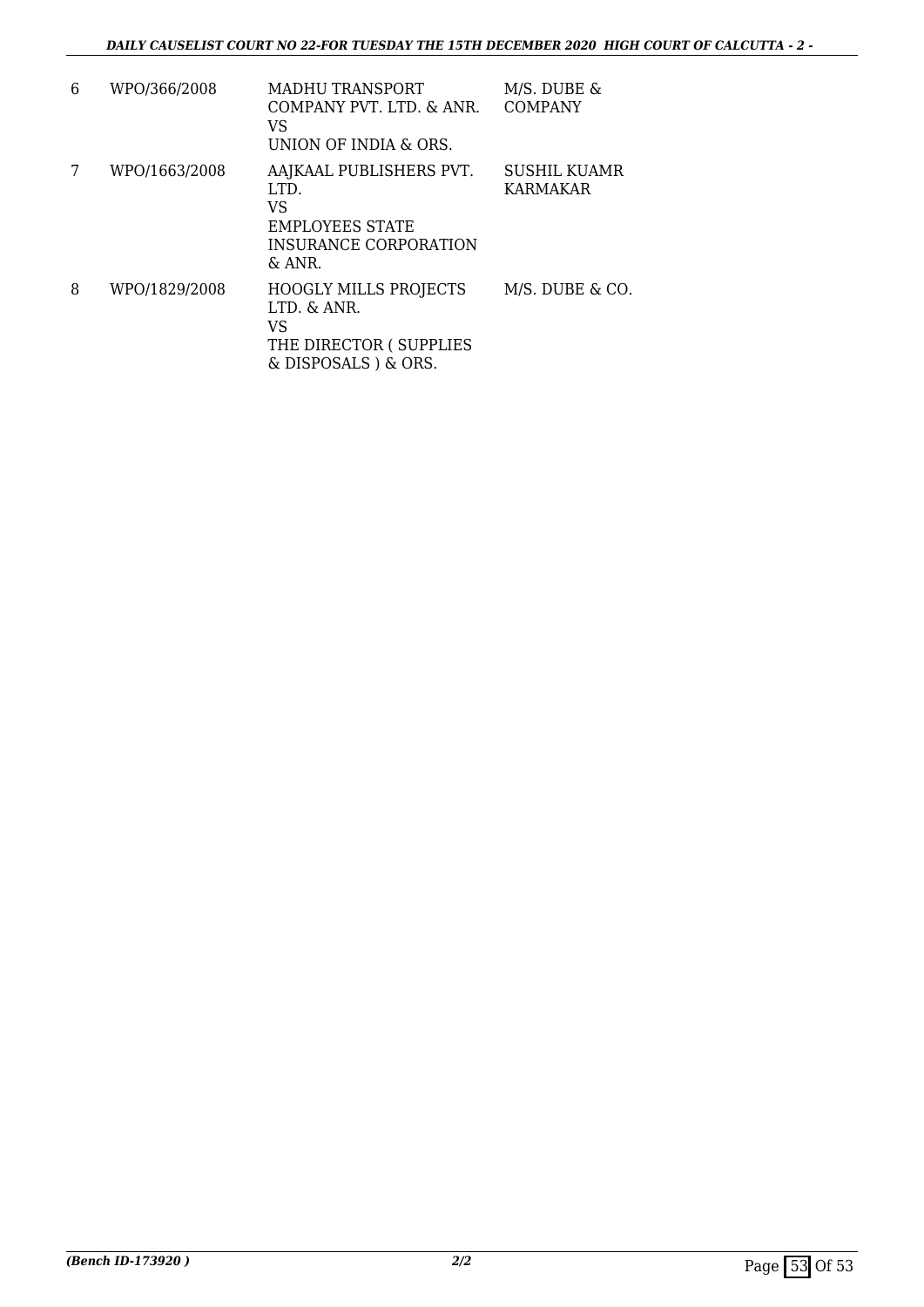| | | | |
|---|---|---|---|
| 6 | WPO/366/2008 | MADHU TRANSPORT COMPANY PVT. LTD. & ANR.<br>VS<br>UNION OF INDIA & ORS. | M/S. DUBE & COMPANY |
| 7 | WPO/1663/2008 | AAJKAAL PUBLISHERS PVT. LTD.<br>VS<br>EMPLOYEES STATE INSURANCE CORPORATION & ANR. | SUSHIL KUAMR KARMAKAR |
| 8 | WPO/1829/2008 | HOOGLY MILLS PROJECTS LTD. & ANR.<br>VS<br>THE DIRECTOR ( SUPPLIES & DISPOSALS ) & ORS. | M/S. DUBE & CO. |